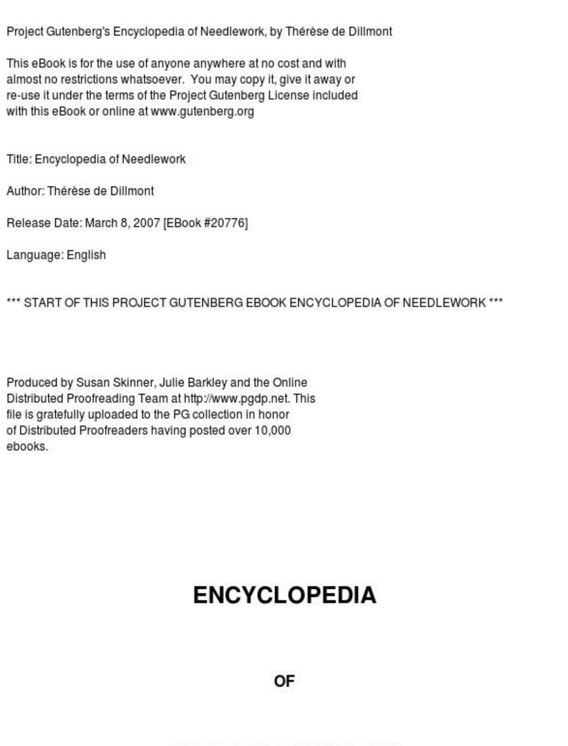Project Gutenberg's Encyclopedia of Needlework, by Thérèse de Dillmont

This eBook is for the use of anyone anywhere at no cost and with almost no restrictions whatsoever. You may copy it, give it away or re-use it under the terms of the Project Gutenberg License included with this eBook or online at www.gutenberg.org

Title: Encyclopedia of Needlework

Author: Thérèse de Dillmont

Release Date: March 8, 2007 [EBook #20776]

Language: English

*** START OF THIS PROJECT GUTENBERG EBOOK ENCYCLOPEDIA OF NEEDLEWORK ***

Produced by Susan Skinner, Julie Barkley and the Online Distributed Proofreading Team at http://www.pgdp.net. This file is gratefully uploaded to the PG collection in honor of Distributed Proofreaders having posted over 10,000 ebooks.

# ENCYCLOPEDIA

## OF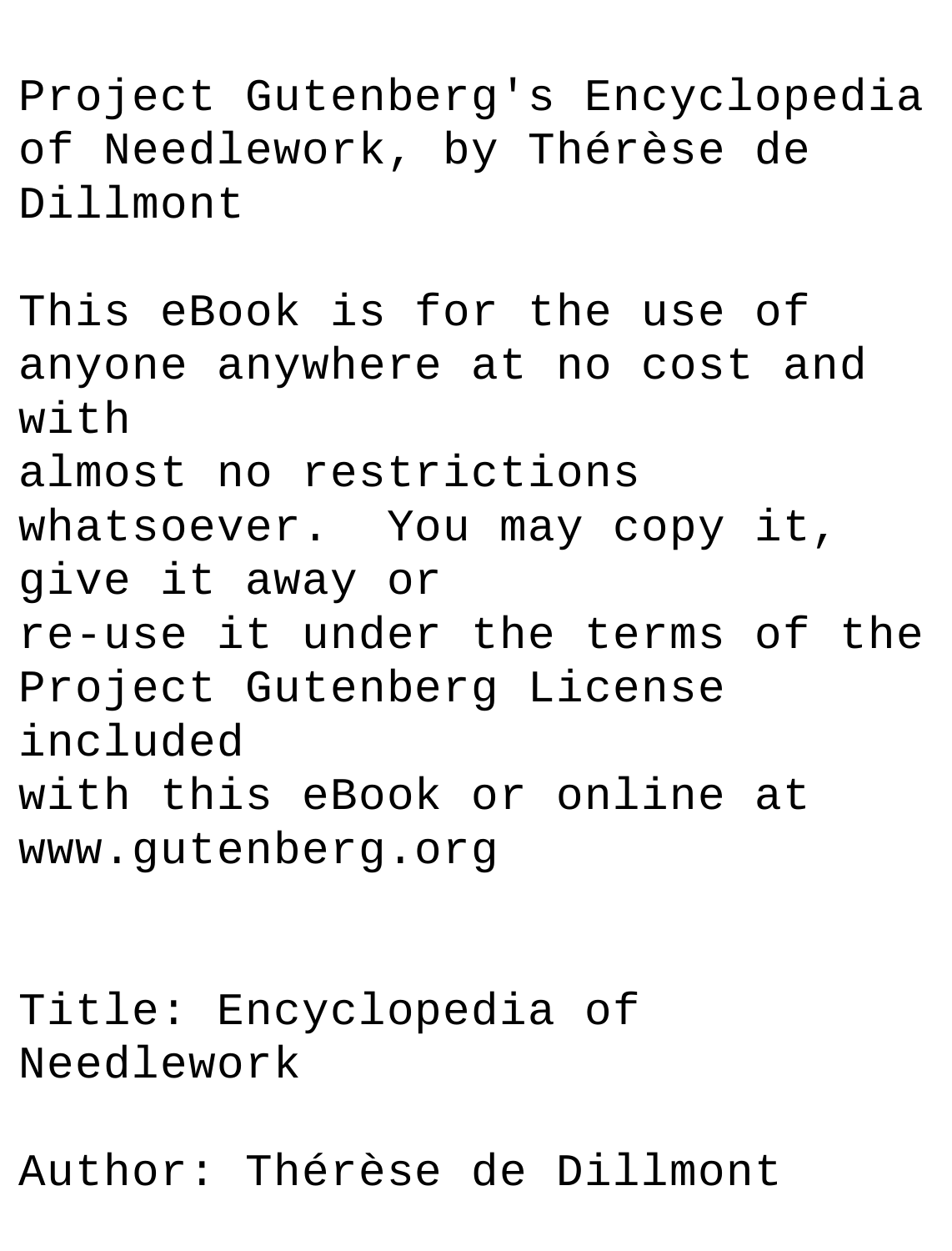Project Gutenberg's Encyclopedia of Needlework, by Thérèse de Dillmont

This eBook is for the use of anyone anywhere at no cost and with
almost no restrictions whatsoever. You may copy it, give it away or
re-use it under the terms of the Project Gutenberg License included
with this eBook or online at www.gutenberg.org

Title: Encyclopedia of Needlework

Author: Thérèse de Dillmont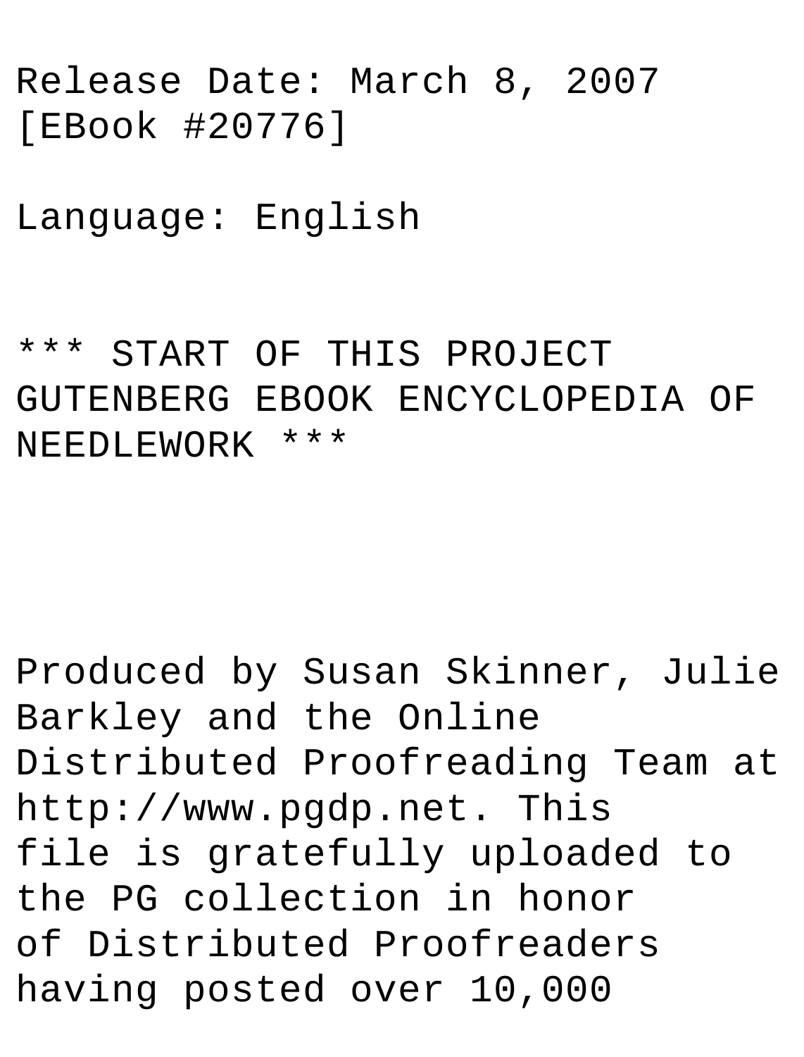Release Date: March 8, 2007 [EBook #20776]

Language: English

*** START OF THIS PROJECT GUTENBERG EBOOK ENCYCLOPEDIA OF NEEDLEWORK ***

Produced by Susan Skinner, Julie Barkley and the Online Distributed Proofreading Team at http://www.pgdp.net. This file is gratefully uploaded to the PG collection in honor of Distributed Proofreaders having posted over 10,000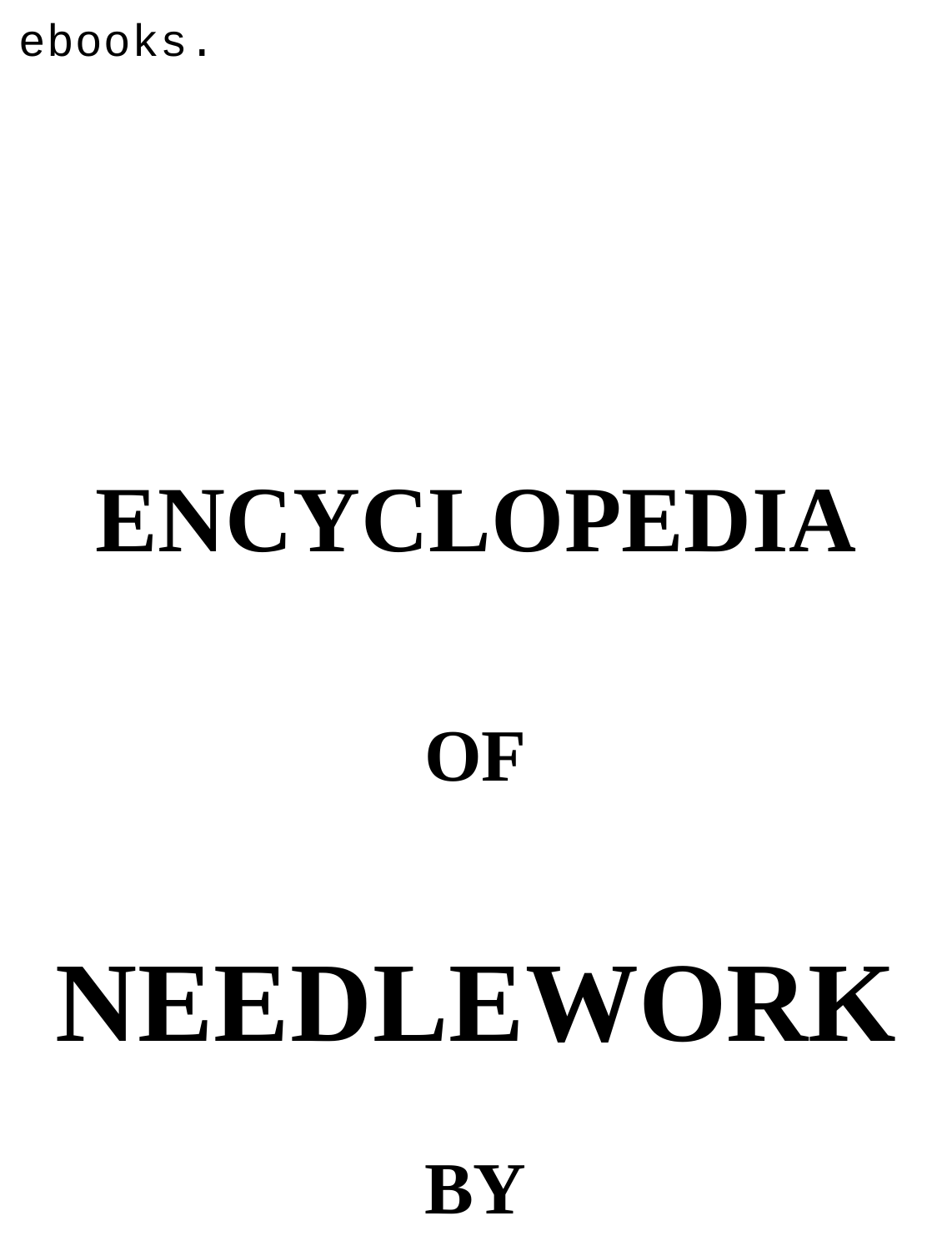ebooks.

# ENCYCLOPEDIA

## OF

# NEEDLEWORK

## BY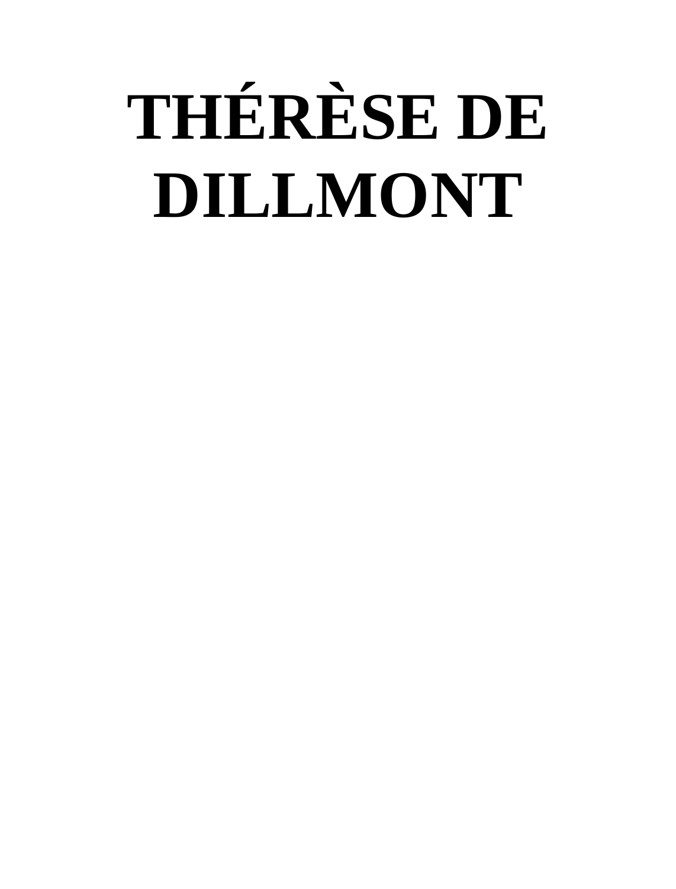# THÉRÈSE DE DILLMONT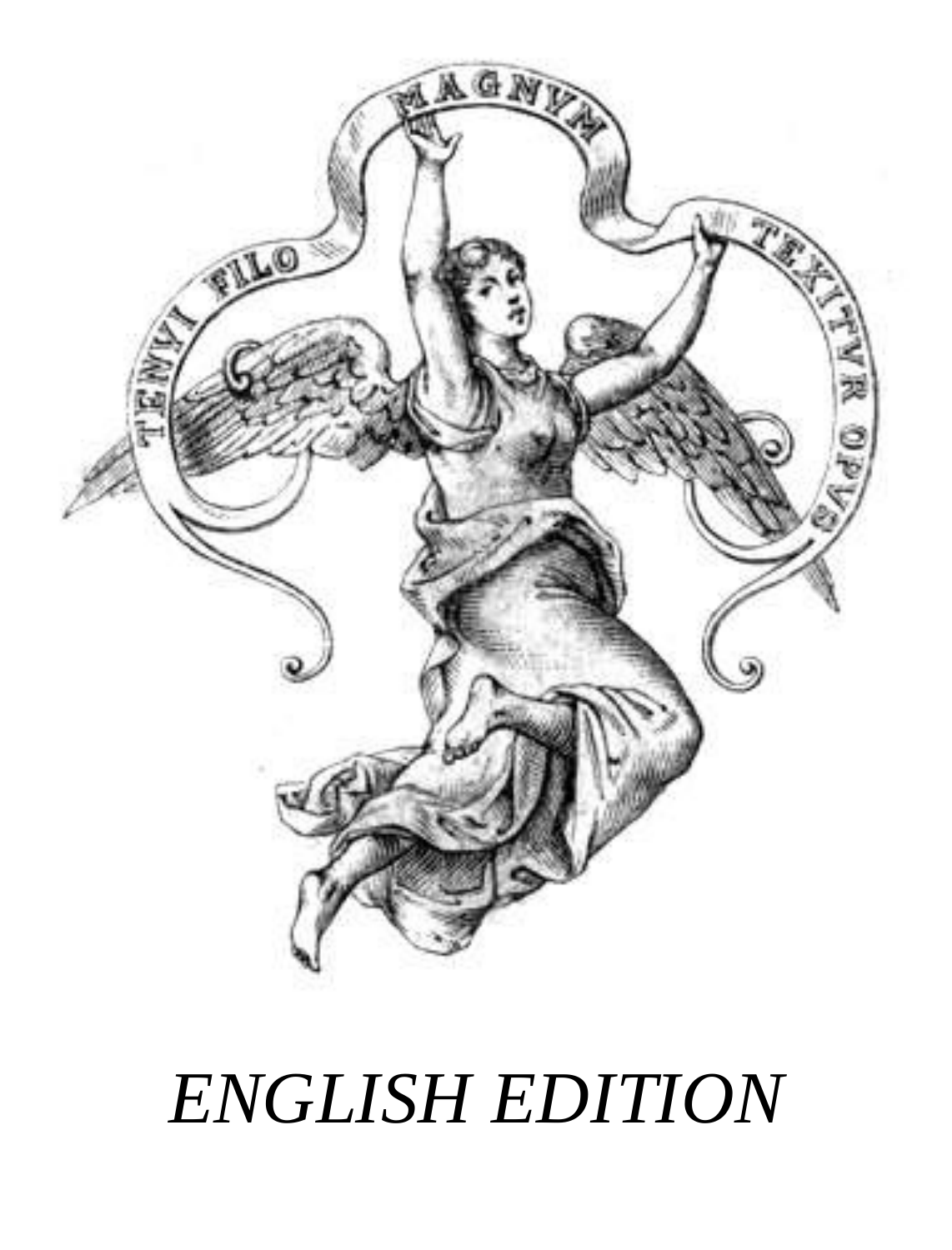*ENGLISH EDITION*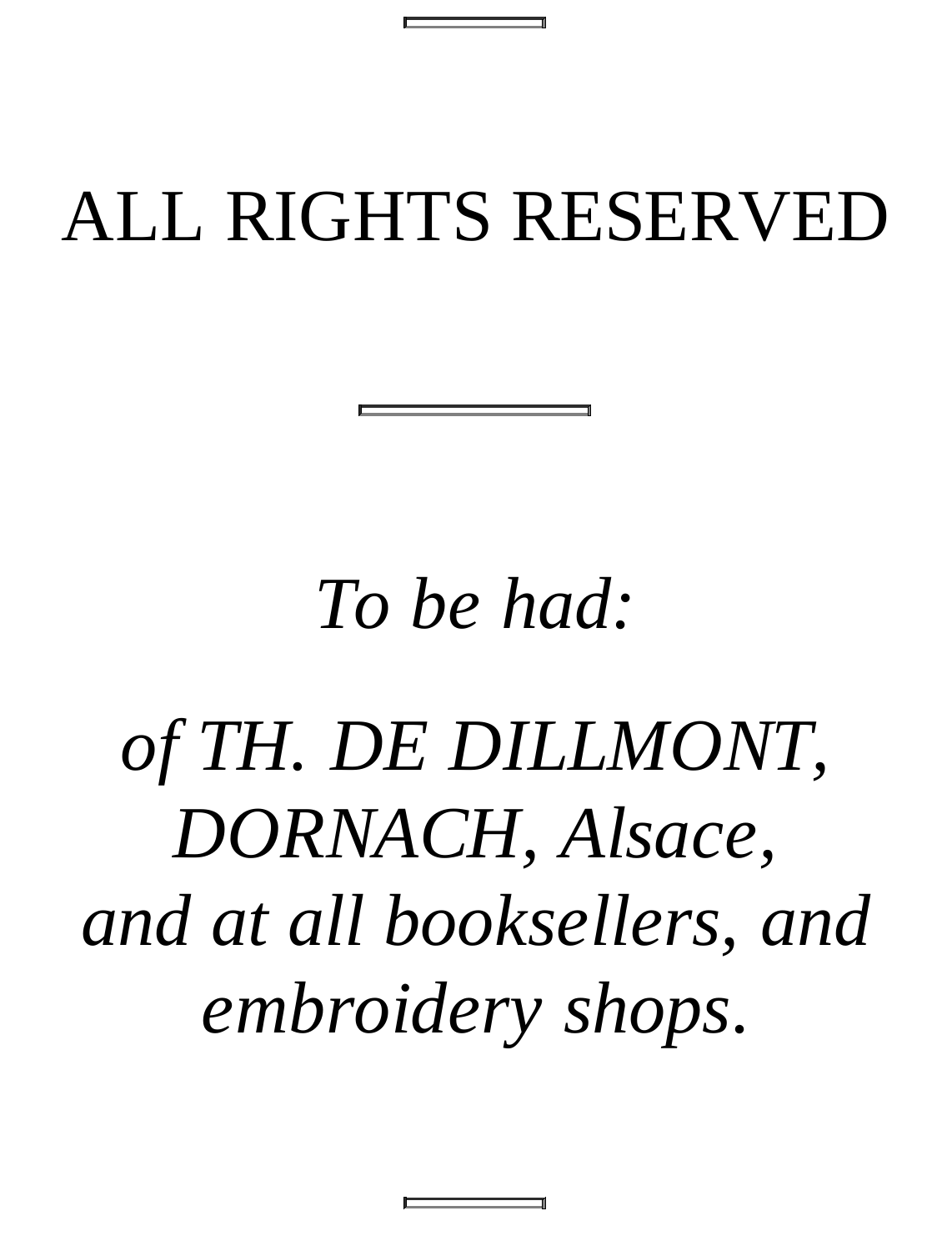ALL RIGHTS RESERVED

---

*To be had:*

*of TH. DE DILLMONT, DORNACH, Alsace, and at all booksellers, and embroidery shops.*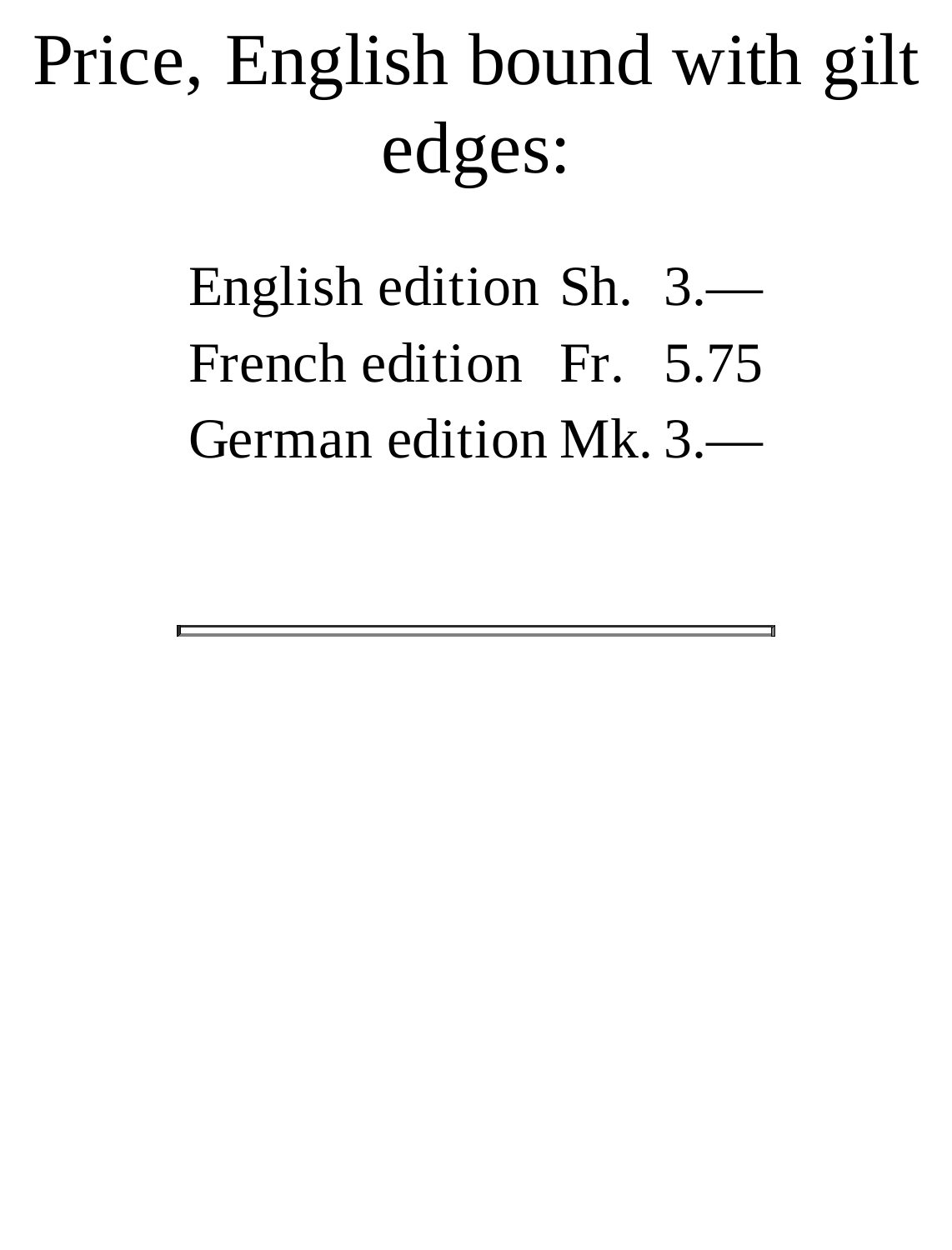Price, English bound with gilt edges:

| | | |
|---|---|---|
| English edition | Sh. | 3.— |
| French edition | Fr. | 5.75 |
| German edition | Mk. | 3.— |

---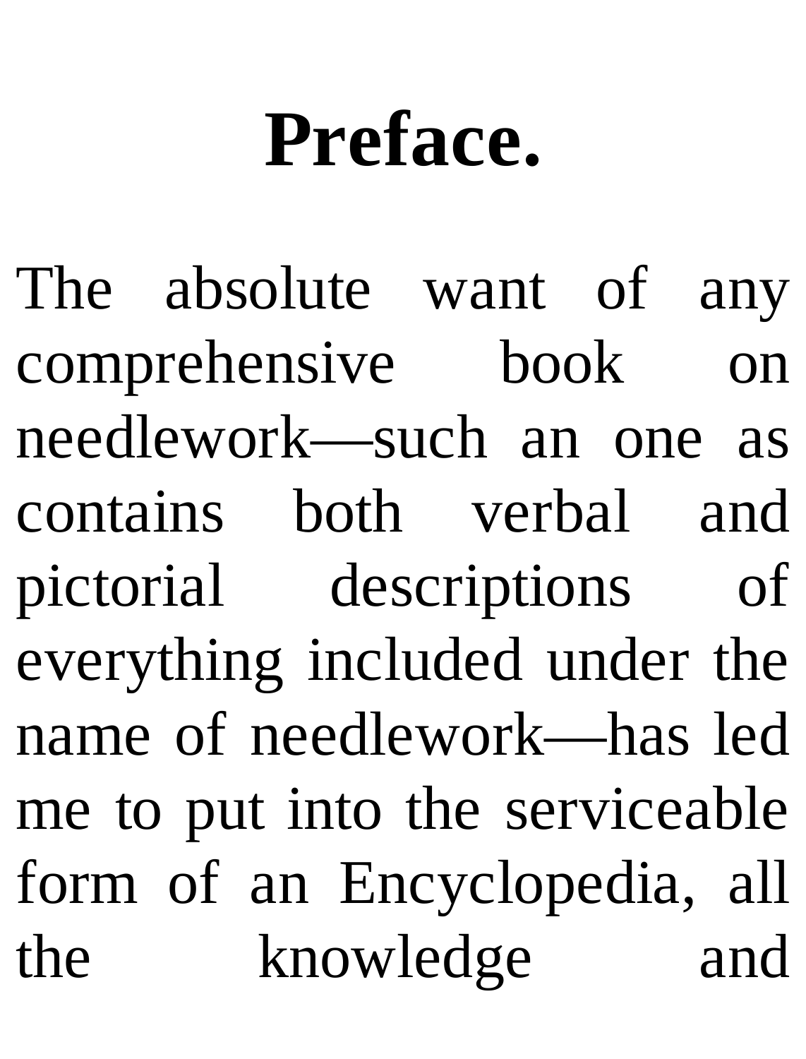# Preface.

The absolute want of any comprehensive book on needlework—such an one as contains both verbal and pictorial descriptions of everything included under the name of needlework—has led me to put into the serviceable form of an Encyclopedia, all the knowledge and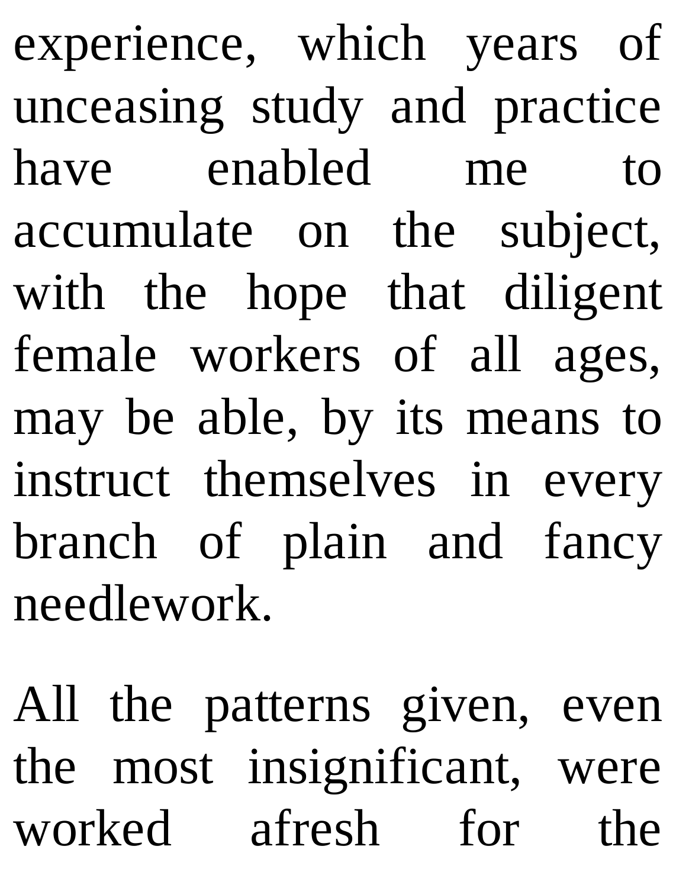experience, which years of unceasing study and practice have enabled me to accumulate on the subject, with the hope that diligent female workers of all ages, may be able, by its means to instruct themselves in every branch of plain and fancy needlework.

All the patterns given, even the most insignificant, were worked afresh for the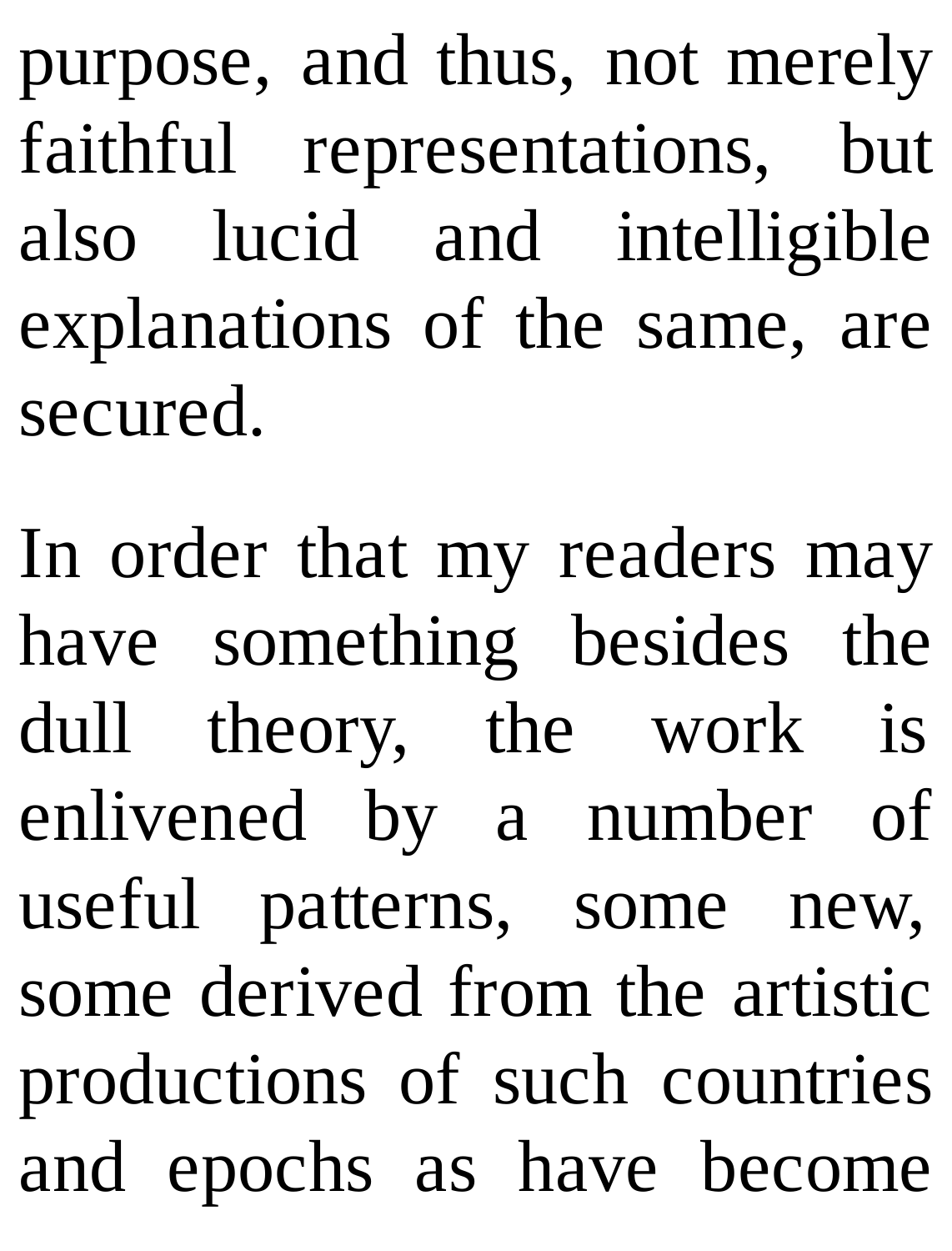purpose, and thus, not merely faithful representations, but also lucid and intelligible explanations of the same, are secured.

In order that my readers may have something besides the dull theory, the work is enlivened by a number of useful patterns, some new, some derived from the artistic productions of such countries and epochs as have become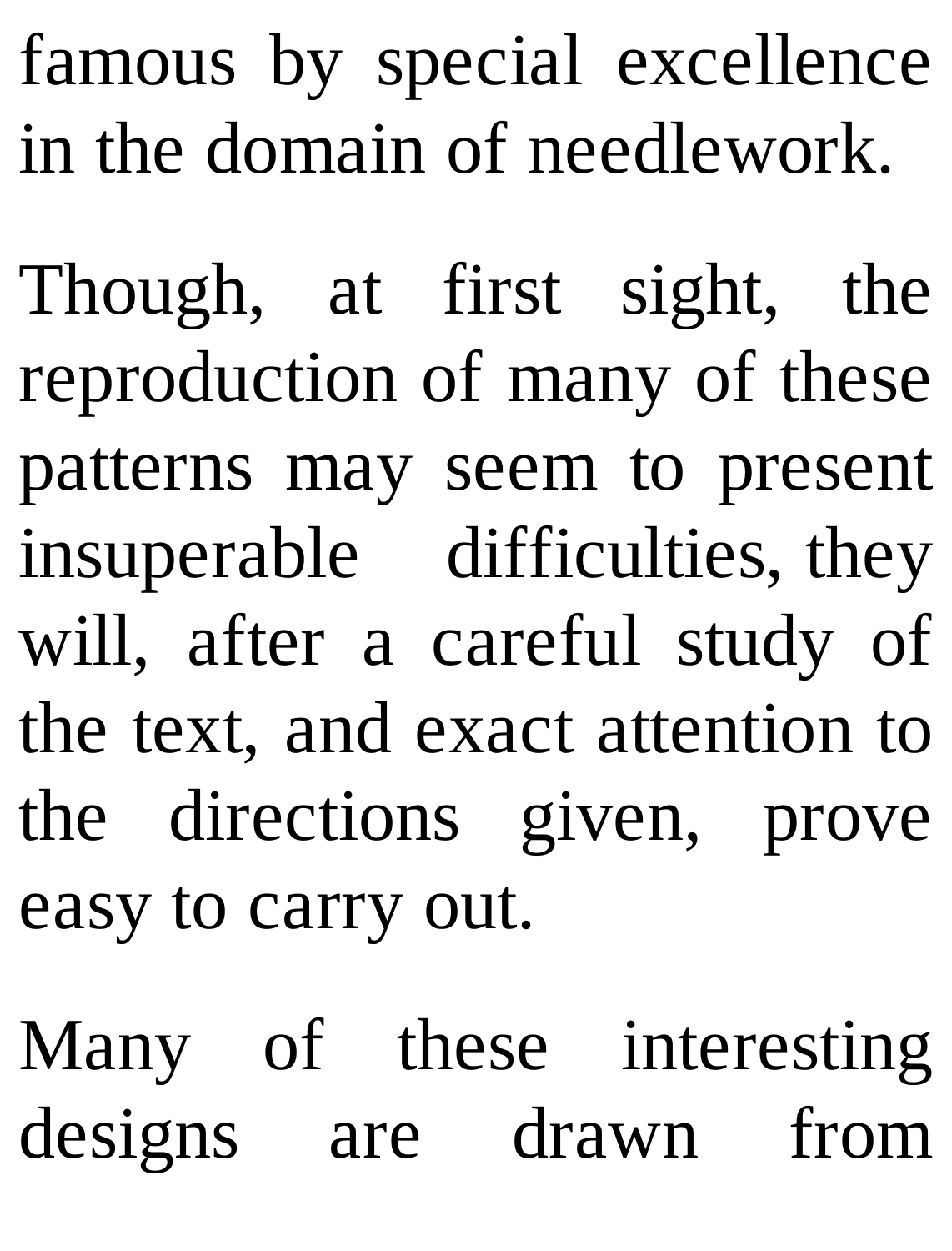famous by special excellence in the domain of needlework.

Though, at first sight, the reproduction of many of these patterns may seem to present insuperable difficulties, they will, after a careful study of the text, and exact attention to the directions given, prove easy to carry out.

Many of these interesting designs are drawn from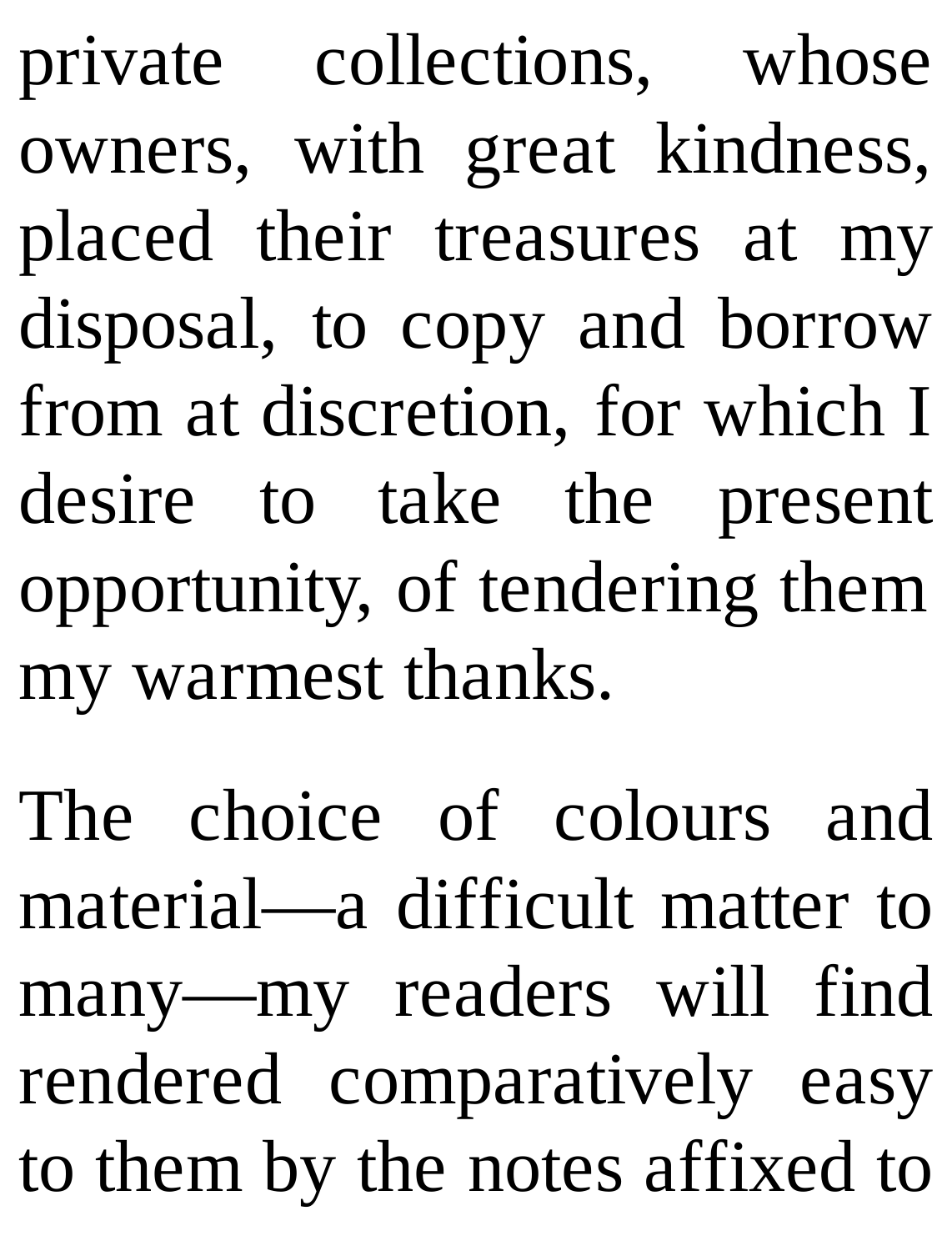private collections, whose owners, with great kindness, placed their treasures at my disposal, to copy and borrow from at discretion, for which I desire to take the present opportunity, of tendering them my warmest thanks.

The choice of colours and material—a difficult matter to many—my readers will find rendered comparatively easy to them by the notes affixed to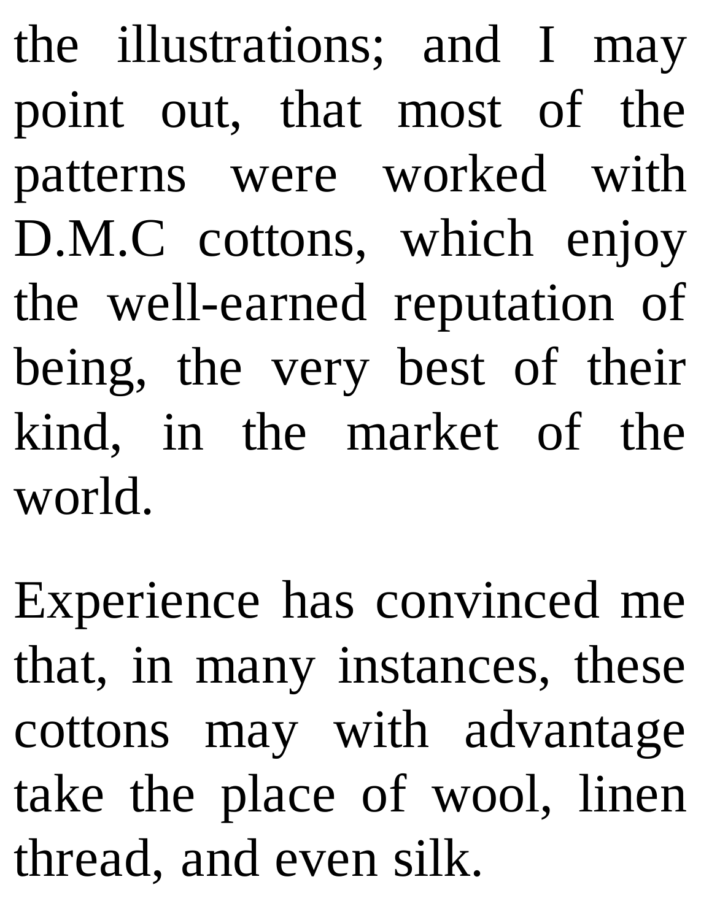the illustrations; and I may point out, that most of the patterns were worked with D.M.C cottons, which enjoy the well-earned reputation of being, the very best of their kind, in the market of the world.

Experience has convinced me that, in many instances, these cottons may with advantage take the place of wool, linen thread, and even silk.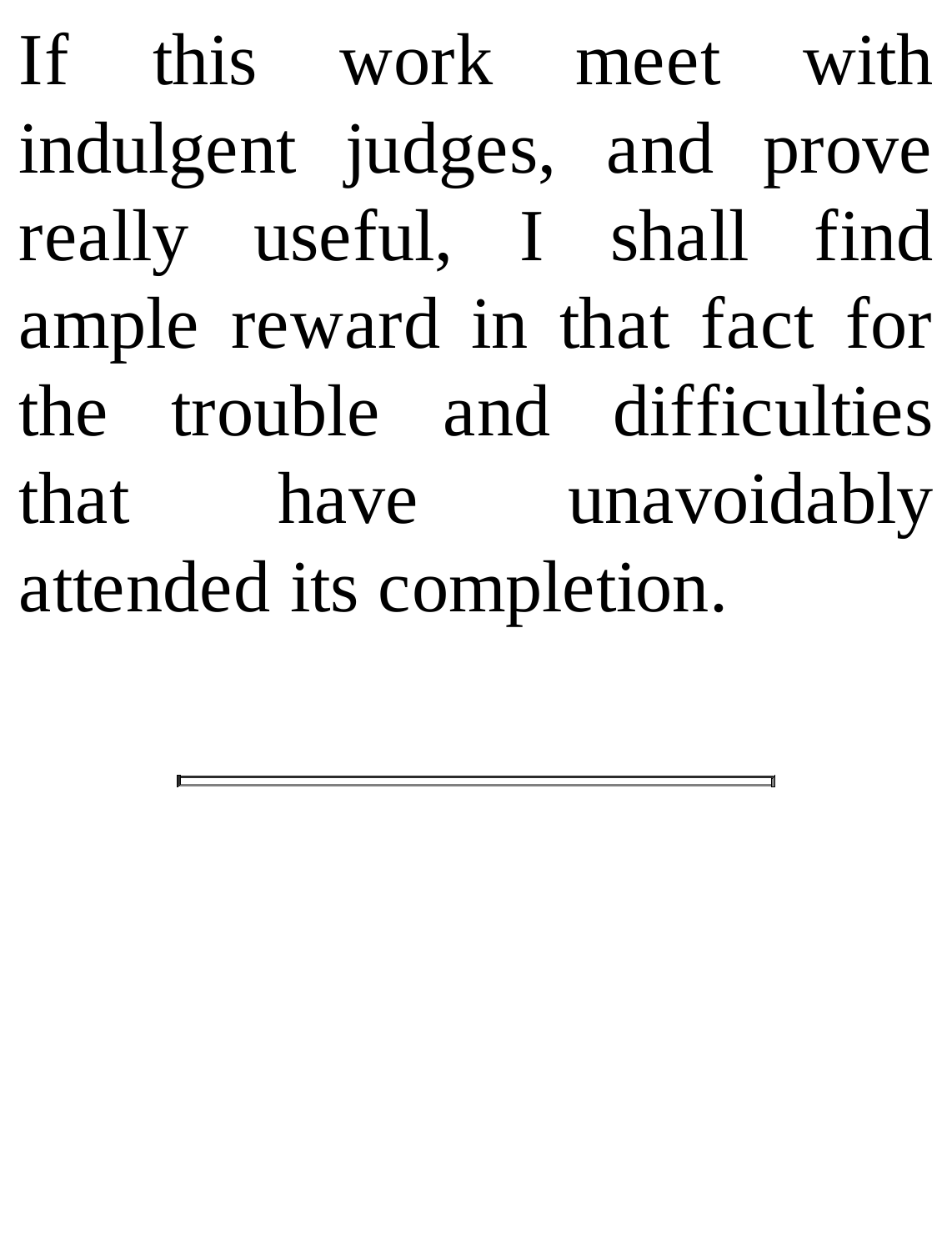If this work meet with indulgent judges, and prove really useful, I shall find ample reward in that fact for the trouble and difficulties that have unavoidably attended its completion.

---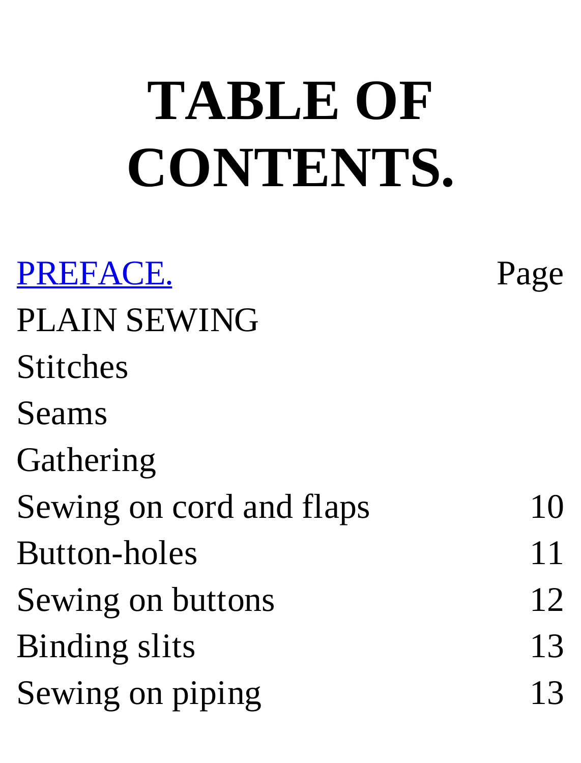# TABLE OF CONTENTS.

| | |
|---|---|
| PREFACE. | Page |
| PLAIN SEWING | |
| Stitches | |
| Seams | |
| Gathering | |
| Sewing on cord and flaps | 10 |
| Button-holes | 11 |
| Sewing on buttons | 12 |
| Binding slits | 13 |
| Sewing on piping | 13 |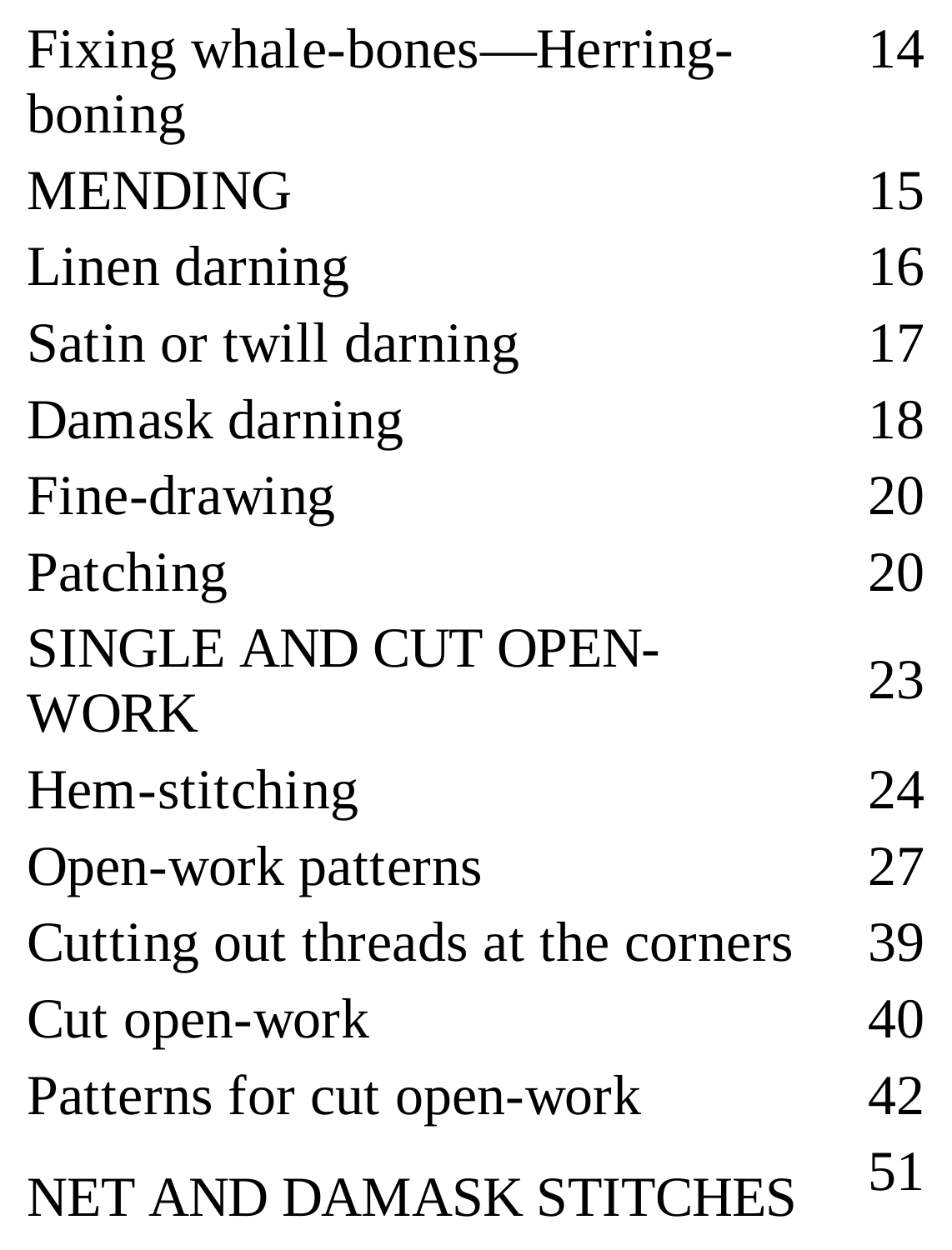| | |
|---|---|
| Fixing whale-bones—Herring-boning | 14 |
| MENDING | 15 |
| Linen darning | 16 |
| Satin or twill darning | 17 |
| Damask darning | 18 |
| Fine-drawing | 20 |
| Patching | 20 |
| SINGLE AND CUT OPEN-WORK | 23 |
| Hem-stitching | 24 |
| Open-work patterns | 27 |
| Cutting out threads at the corners | 39 |
| Cut open-work | 40 |
| Patterns for cut open-work | 42 |
| NET AND DAMASK STITCHES | 51 |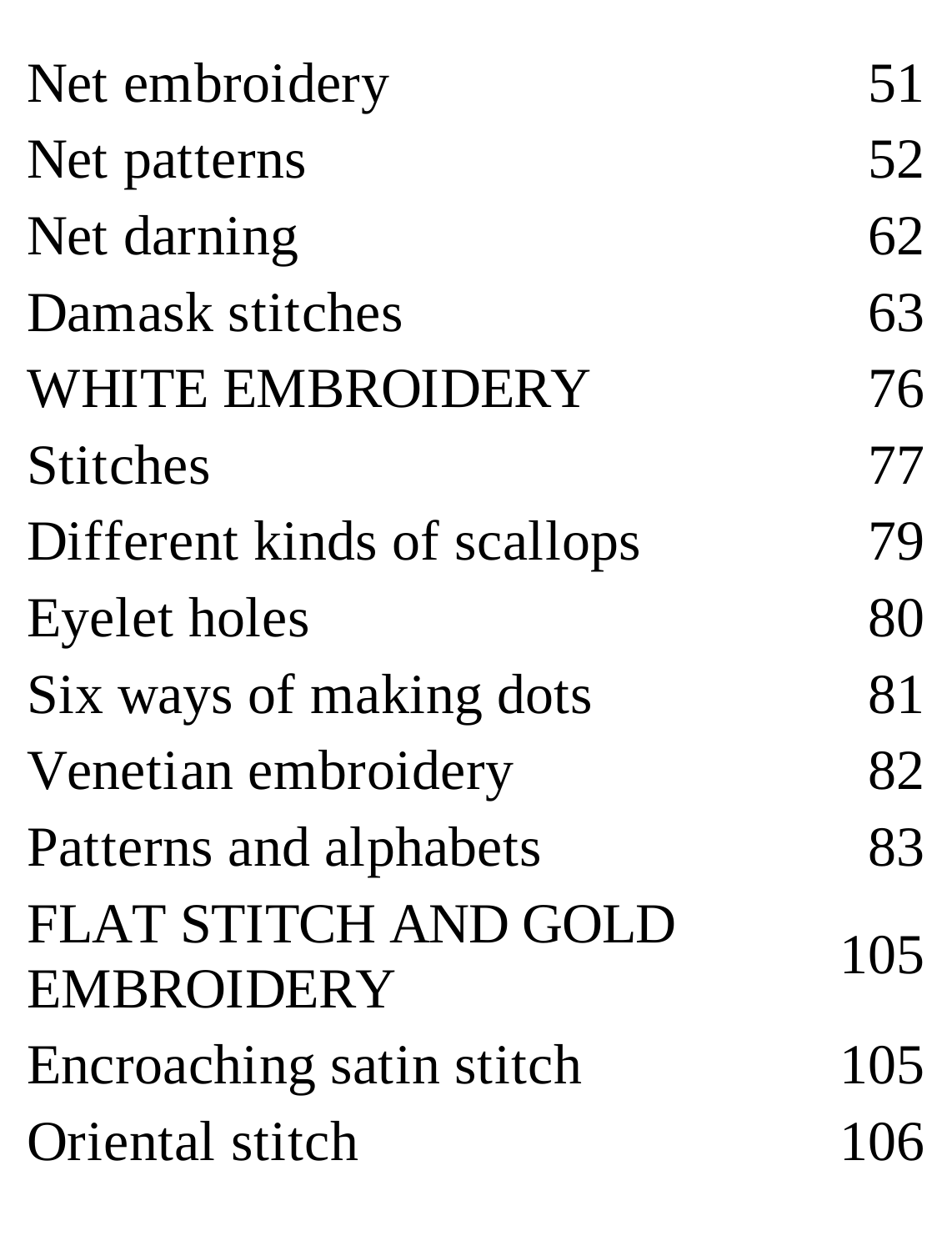| | |
|---|---|
| Net embroidery | 51 |
| Net patterns | 52 |
| Net darning | 62 |
| Damask stitches | 63 |
| WHITE EMBROIDERY | 76 |
| Stitches | 77 |
| Different kinds of scallops | 79 |
| Eyelet holes | 80 |
| Six ways of making dots | 81 |
| Venetian embroidery | 82 |
| Patterns and alphabets | 83 |
| FLAT STITCH AND GOLD EMBROIDERY | 105 |
| Encroaching satin stitch | 105 |
| Oriental stitch | 106 |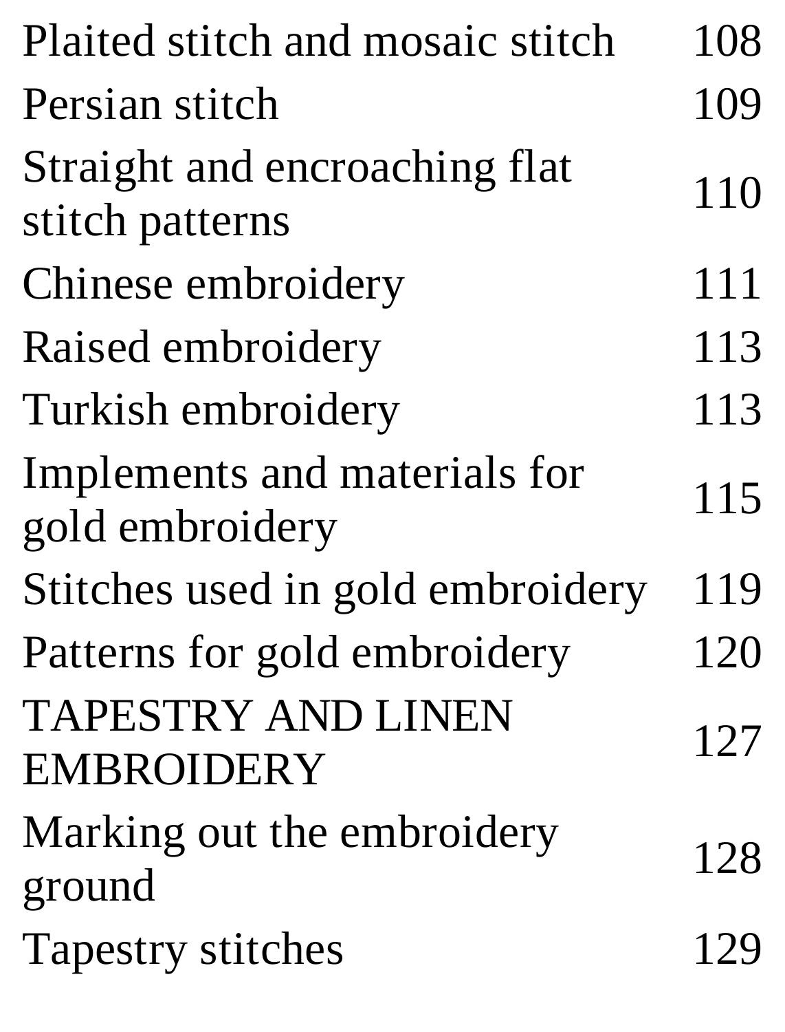| | |
|---|---|
| Plaited stitch and mosaic stitch | 108 |
| Persian stitch | 109 |
| Straight and encroaching flat stitch patterns | 110 |
| Chinese embroidery | 111 |
| Raised embroidery | 113 |
| Turkish embroidery | 113 |
| Implements and materials for gold embroidery | 115 |
| Stitches used in gold embroidery | 119 |
| Patterns for gold embroidery | 120 |
| TAPESTRY AND LINEN EMBROIDERY | 127 |
| Marking out the embroidery ground | 128 |
| Tapestry stitches | 129 |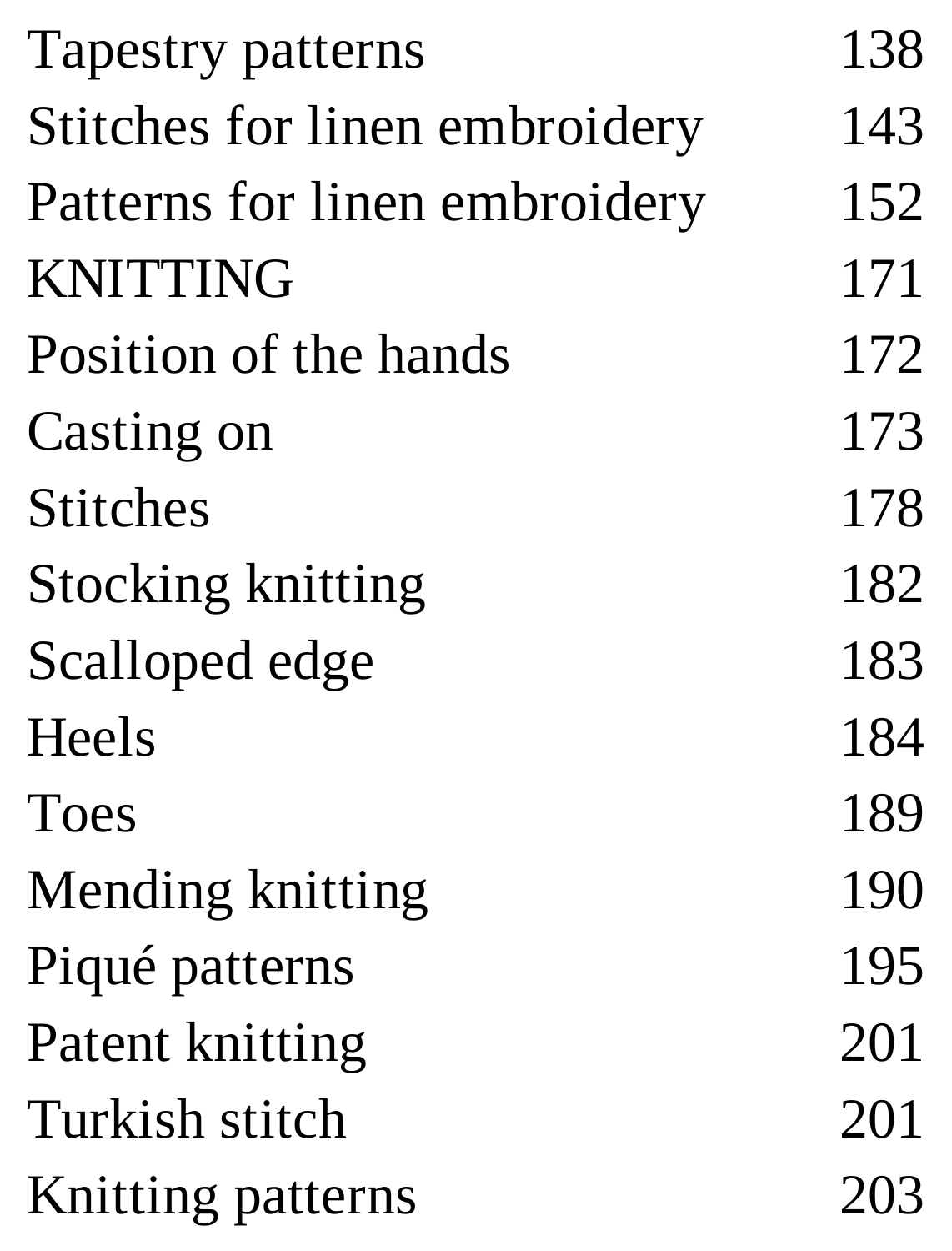| | |
|---|---|
| Tapestry patterns | 138 |
| Stitches for linen embroidery | 143 |
| Patterns for linen embroidery | 152 |
| KNITTING | 171 |
| Position of the hands | 172 |
| Casting on | 173 |
| Stitches | 178 |
| Stocking knitting | 182 |
| Scalloped edge | 183 |
| Heels | 184 |
| Toes | 189 |
| Mending knitting | 190 |
| Piqué patterns | 195 |
| Patent knitting | 201 |
| Turkish stitch | 201 |
| Knitting patterns | 203 |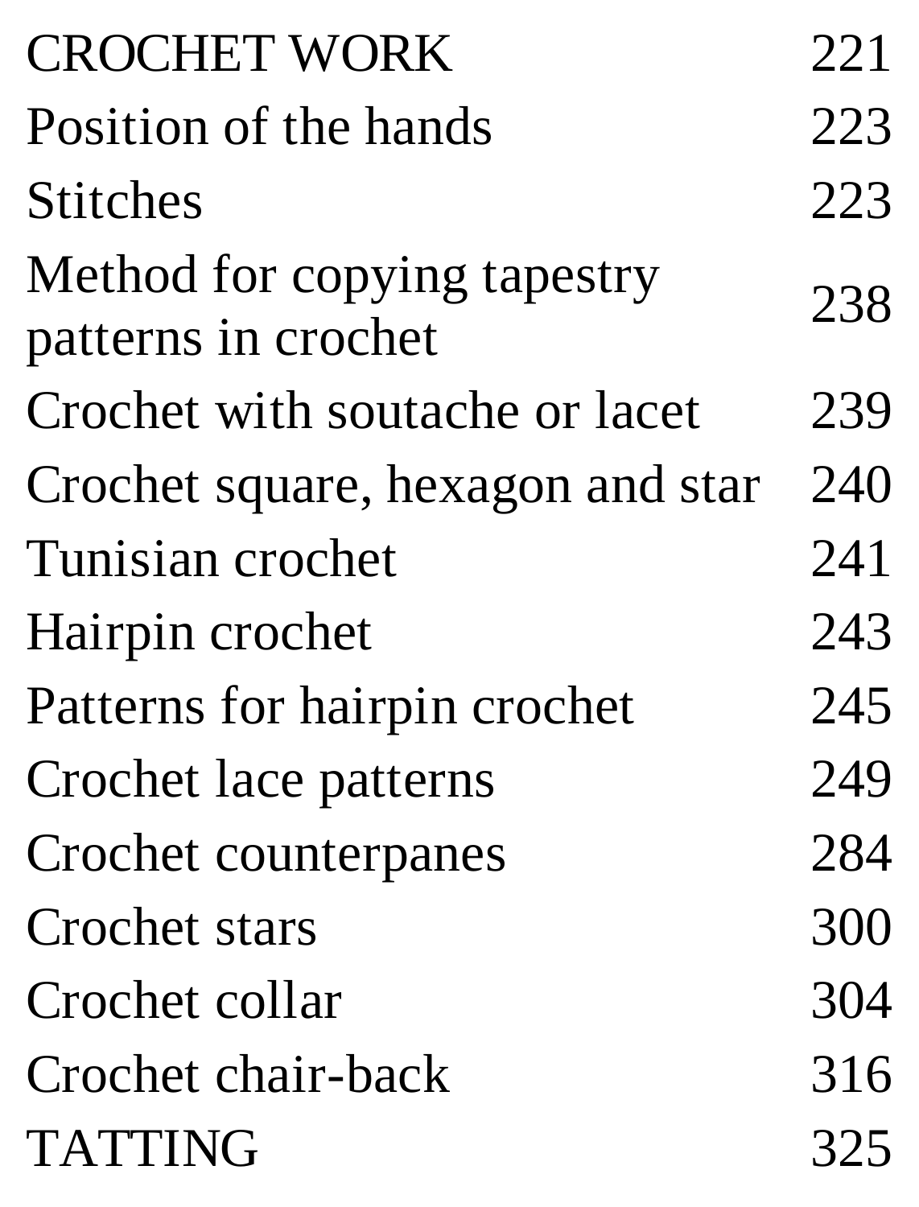| | |
|---|---|
| CROCHET WORK | 221 |
| Position of the hands | 223 |
| Stitches | 223 |
| Method for copying tapestry patterns in crochet | 238 |
| Crochet with soutache or lacet | 239 |
| Crochet square, hexagon and star | 240 |
| Tunisian crochet | 241 |
| Hairpin crochet | 243 |
| Patterns for hairpin crochet | 245 |
| Crochet lace patterns | 249 |
| Crochet counterpanes | 284 |
| Crochet stars | 300 |
| Crochet collar | 304 |
| Crochet chair-back | 316 |
| TATTING | 325 |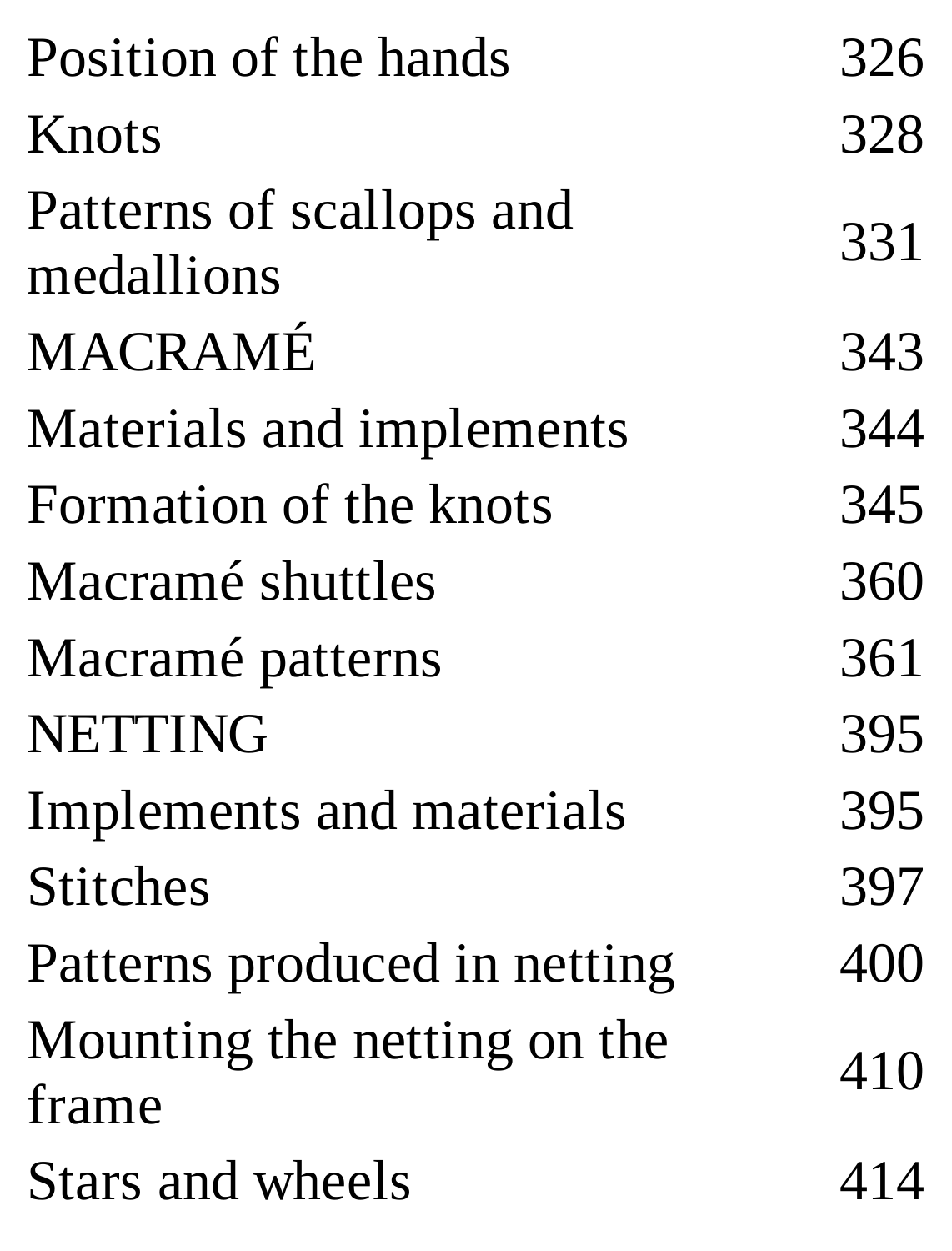| | |
|---|---|
| Position of the hands | 326 |
| Knots | 328 |
| Patterns of scallops and medallions | 331 |
| MACRAMÉ | 343 |
| Materials and implements | 344 |
| Formation of the knots | 345 |
| Macramé shuttles | 360 |
| Macramé patterns | 361 |
| NETTING | 395 |
| Implements and materials | 395 |
| Stitches | 397 |
| Patterns produced in netting | 400 |
| Mounting the netting on the frame | 410 |
| Stars and wheels | 414 |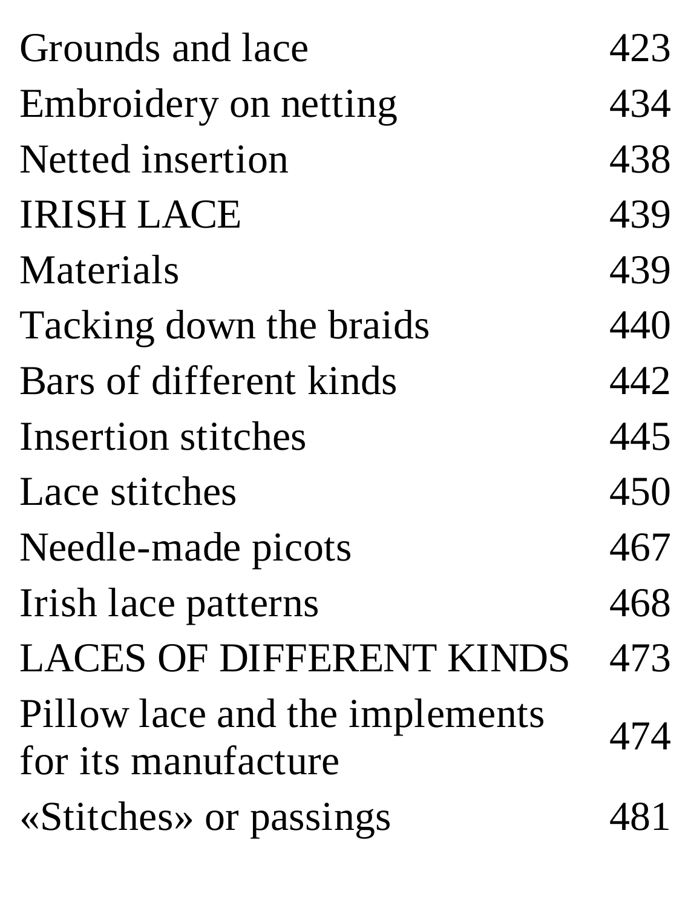| | |
|---|---|
| Grounds and lace | 423 |
| Embroidery on netting | 434 |
| Netted insertion | 438 |
| IRISH LACE | 439 |
| Materials | 439 |
| Tacking down the braids | 440 |
| Bars of different kinds | 442 |
| Insertion stitches | 445 |
| Lace stitches | 450 |
| Needle-made picots | 467 |
| Irish lace patterns | 468 |
| LACES OF DIFFERENT KINDS | 473 |
| Pillow lace and the implements for its manufacture | 474 |
| «Stitches» or passings | 481 |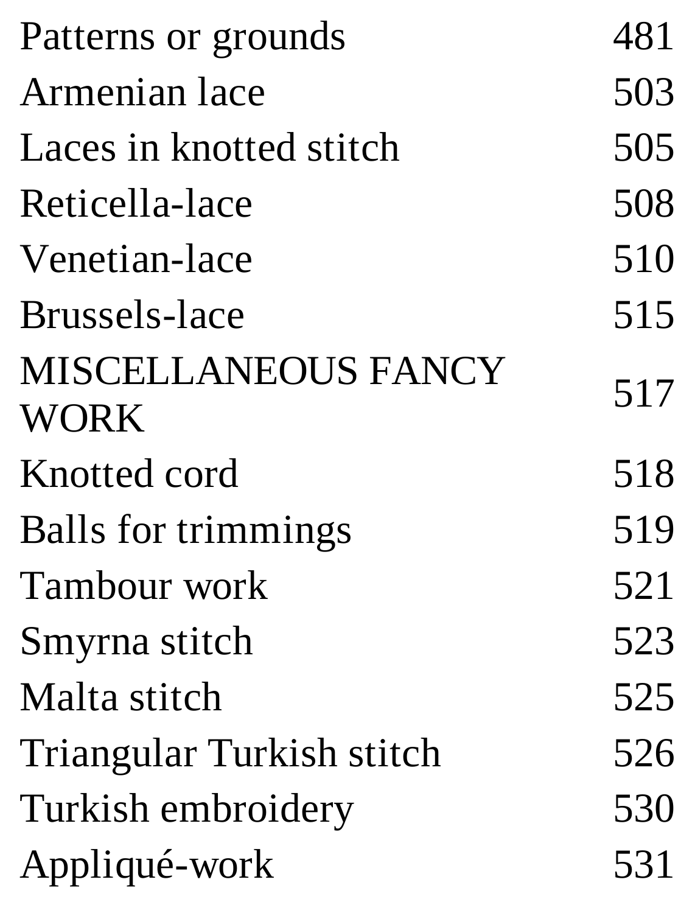| | |
|---|---|
| Patterns or grounds | 481 |
| Armenian lace | 503 |
| Laces in knotted stitch | 505 |
| Reticella-lace | 508 |
| Venetian-lace | 510 |
| Brussels-lace | 515 |
| MISCELLANEOUS FANCY WORK | 517 |
| Knotted cord | 518 |
| Balls for trimmings | 519 |
| Tambour work | 521 |
| Smyrna stitch | 523 |
| Malta stitch | 525 |
| Triangular Turkish stitch | 526 |
| Turkish embroidery | 530 |
| Appliqué-work | 531 |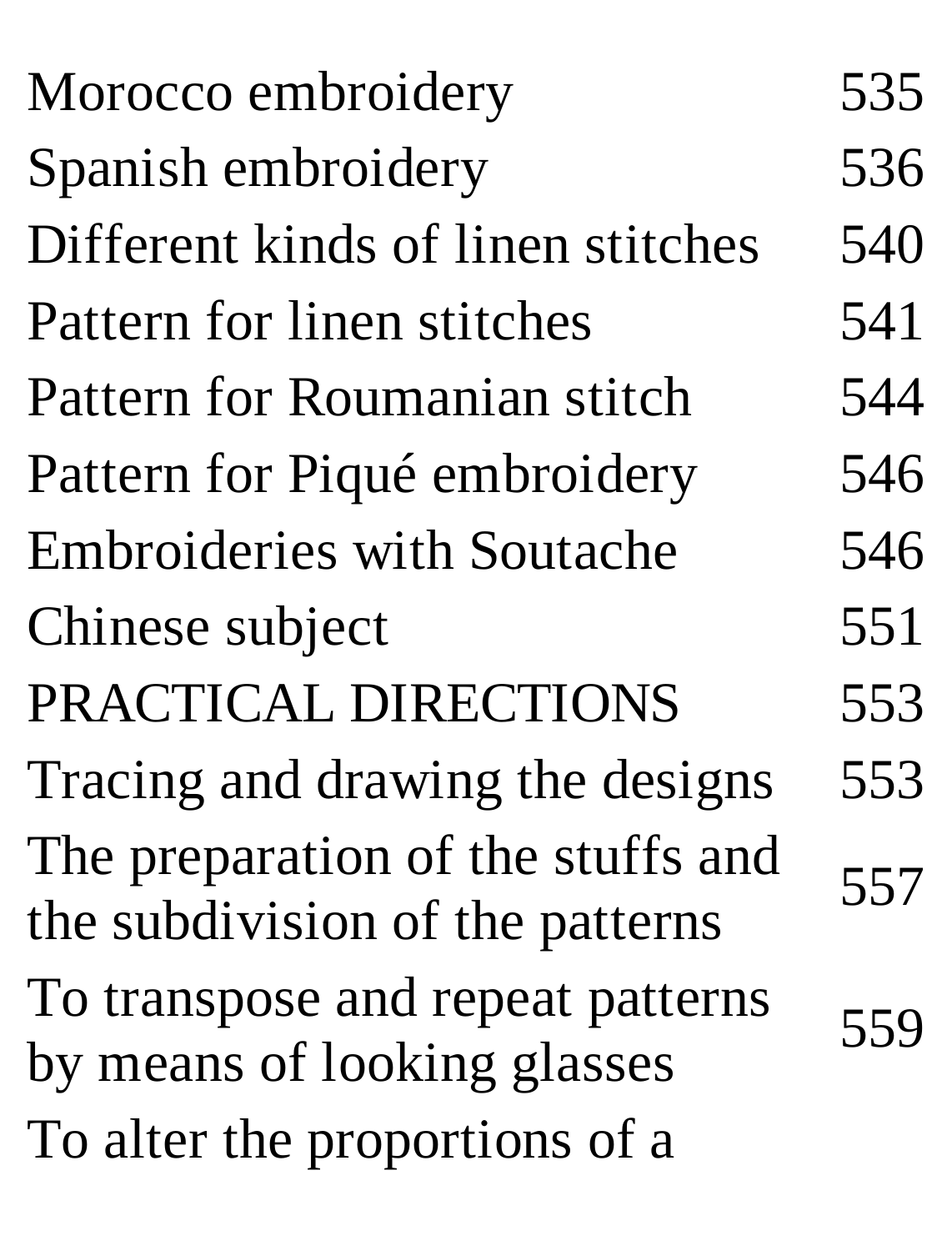| | |
|---|---|
| Morocco embroidery | 535 |
| Spanish embroidery | 536 |
| Different kinds of linen stitches | 540 |
| Pattern for linen stitches | 541 |
| Pattern for Roumanian stitch | 544 |
| Pattern for Piqué embroidery | 546 |
| Embroideries with Soutache | 546 |
| Chinese subject | 551 |
| PRACTICAL DIRECTIONS | 553 |
| Tracing and drawing the designs | 553 |
| The preparation of the stuffs and the subdivision of the patterns | 557 |
| To transpose and repeat patterns by means of looking glasses | 559 |
| To alter the proportions of a | |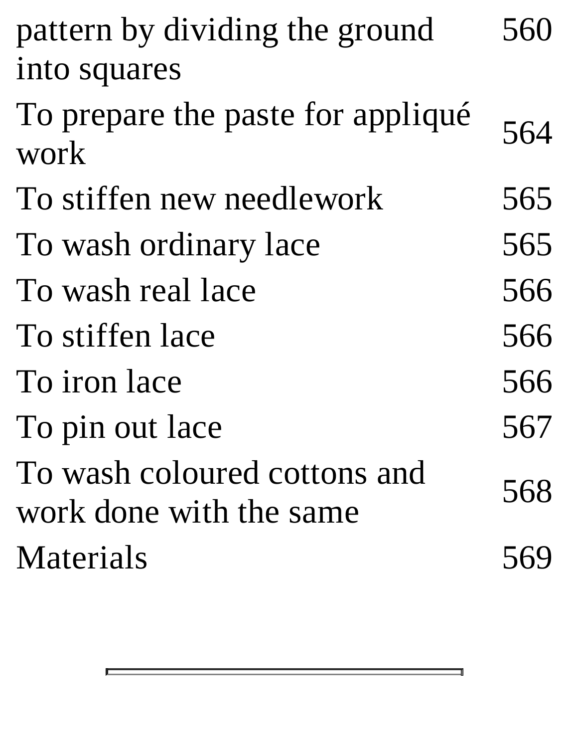| | |
|---|---|
| pattern by dividing the ground into squares | 560 |
| To prepare the paste for appliqué work | 564 |
| To stiffen new needlework | 565 |
| To wash ordinary lace | 565 |
| To wash real lace | 566 |
| To stiffen lace | 566 |
| To iron lace | 566 |
| To pin out lace | 567 |
| To wash coloured cottons and work done with the same | 568 |
| Materials | 569 |

---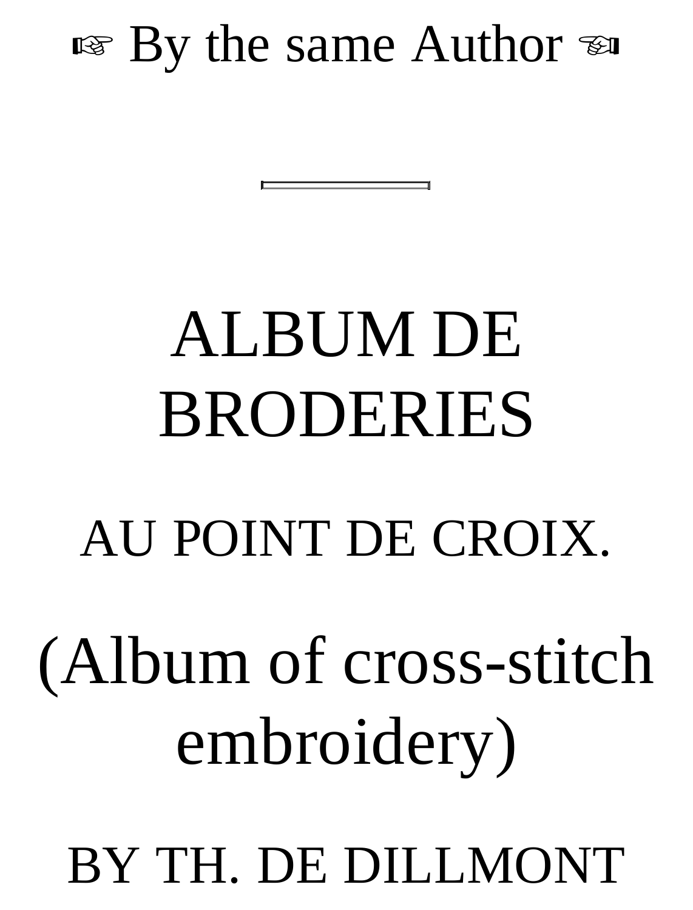☞ By the same Author ☜

---

# ALBUM DE BRODERIES

## AU POINT DE CROIX.

# (Album of cross-stitch embroidery)

## BY TH. DE DILLMONT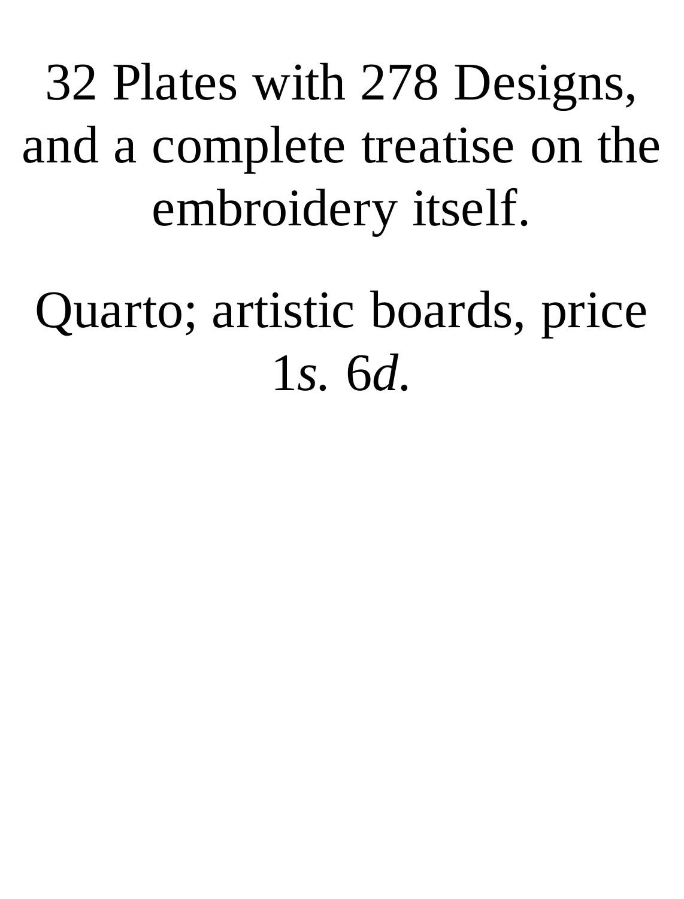32 Plates with 278 Designs, and a complete treatise on the embroidery itself.

Quarto; artistic boards, price 1*s.* 6*d.*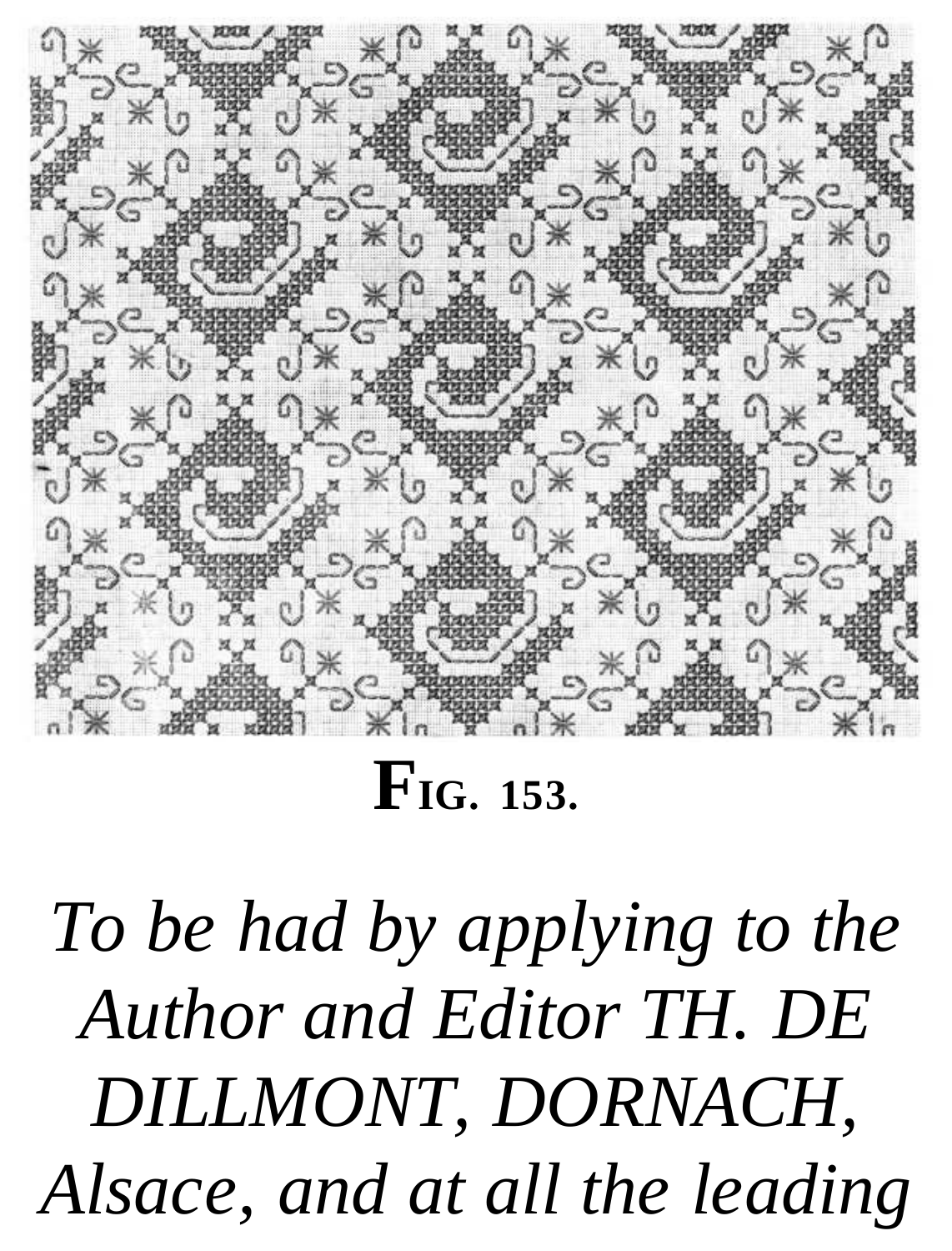FIG. 153.

*To be had by applying to the Author and Editor TH. DE DILLMONT, DORNACH, Alsace, and at all the leading*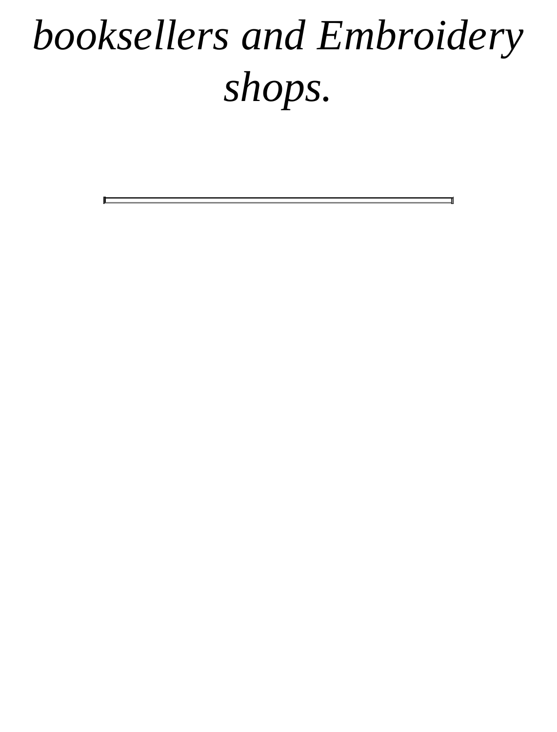*booksellers and Embroidery shops.*

---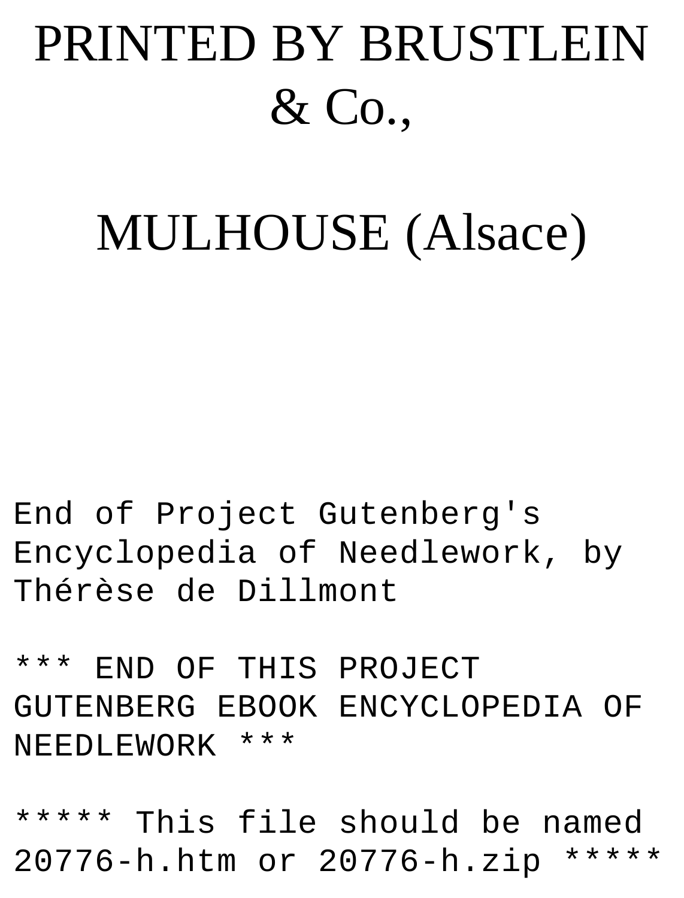PRINTED BY BRUSTLEIN & Co.,

MULHOUSE (Alsace)

End of Project Gutenberg's Encyclopedia of Needlework, by Thérèse de Dillmont

*** END OF THIS PROJECT GUTENBERG EBOOK ENCYCLOPEDIA OF NEEDLEWORK ***

***** This file should be named 20776-h.htm or 20776-h.zip *****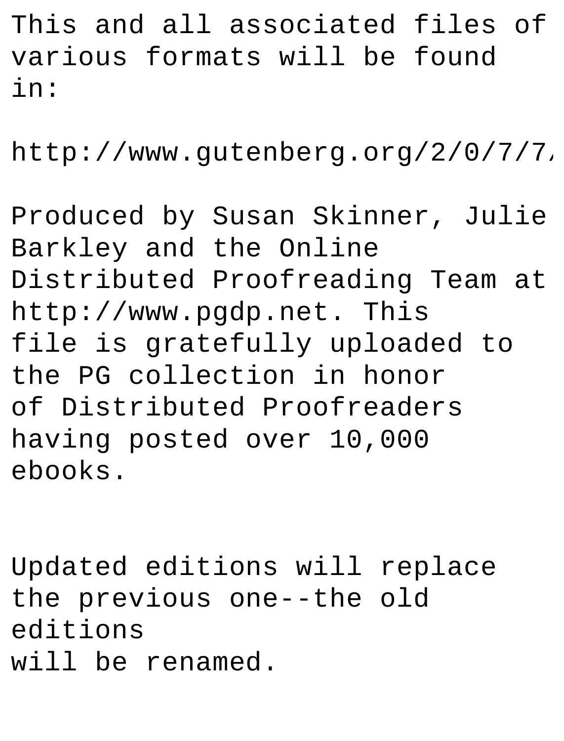This and all associated files of various formats will be found in:

http://www.gutenberg.org/2/0/7/7/

Produced by Susan Skinner, Julie Barkley and the Online Distributed Proofreading Team at http://www.pgdp.net. This file is gratefully uploaded to the PG collection in honor of Distributed Proofreaders having posted over 10,000 ebooks.

Updated editions will replace the previous one--the old editions will be renamed.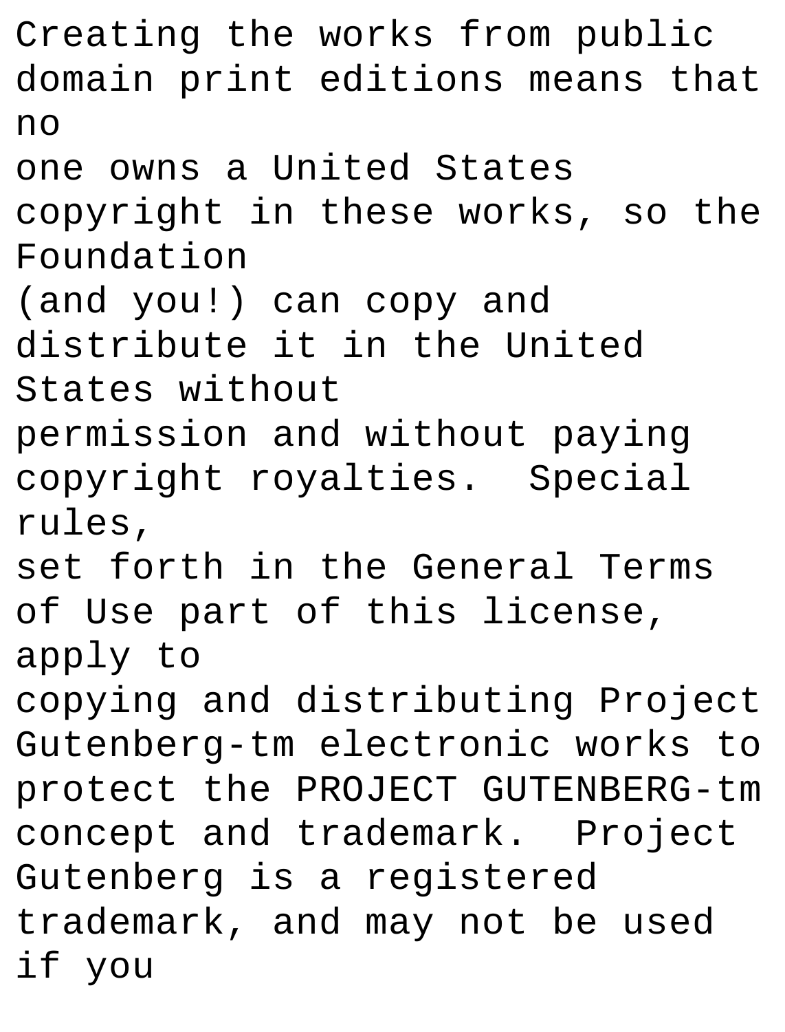Creating the works from public domain print editions means that no
one owns a United States copyright in these works, so the Foundation
(and you!) can copy and distribute it in the United States without
permission and without paying copyright royalties.  Special rules,
set forth in the General Terms of Use part of this license, apply to
copying and distributing Project Gutenberg-tm electronic works to
protect the PROJECT GUTENBERG-tm concept and trademark.  Project
Gutenberg is a registered trademark, and may not be used if you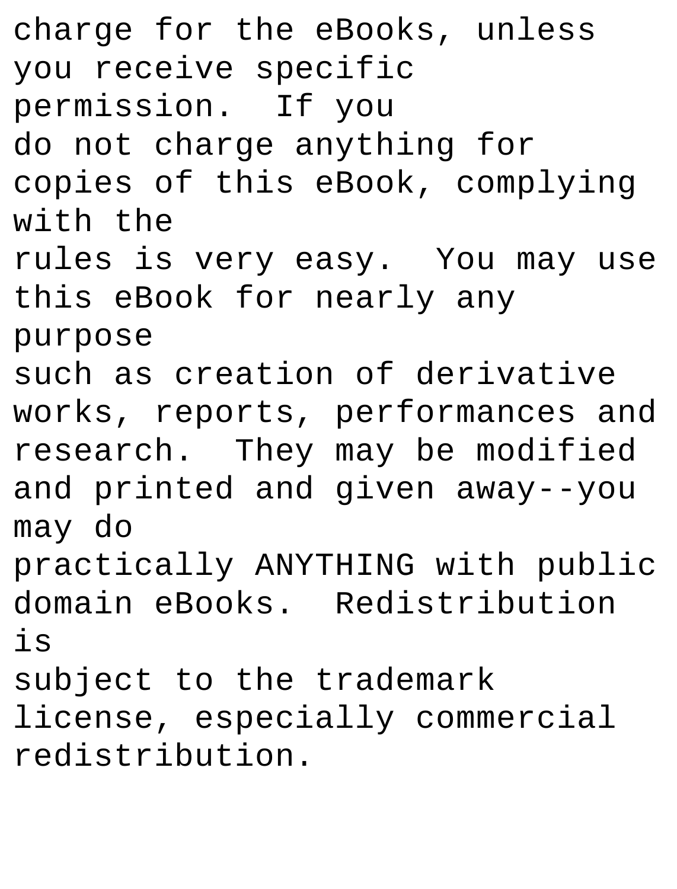charge for the eBooks, unless you receive specific permission. If you do not charge anything for copies of this eBook, complying with the rules is very easy. You may use this eBook for nearly any purpose such as creation of derivative works, reports, performances and research. They may be modified and printed and given away--you may do practically ANYTHING with public domain eBooks. Redistribution is subject to the trademark license, especially commercial redistribution.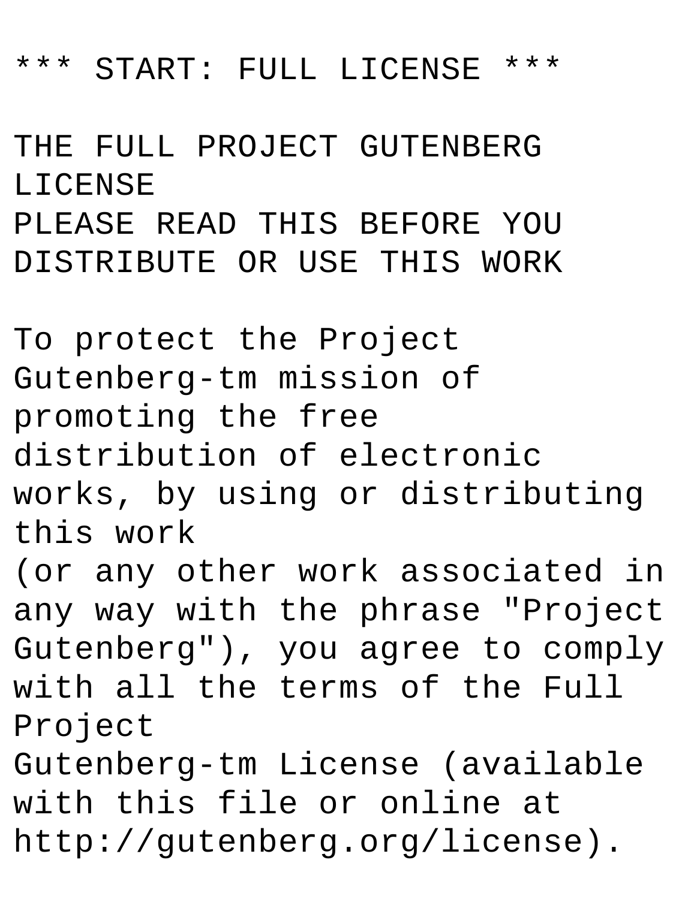*** START: FULL LICENSE ***

THE FULL PROJECT GUTENBERG LICENSE
PLEASE READ THIS BEFORE YOU DISTRIBUTE OR USE THIS WORK

To protect the Project Gutenberg-tm mission of promoting the free distribution of electronic works, by using or distributing this work
(or any other work associated in any way with the phrase "Project Gutenberg"), you agree to comply with all the terms of the Full Project
Gutenberg-tm License (available with this file or online at http://gutenberg.org/license).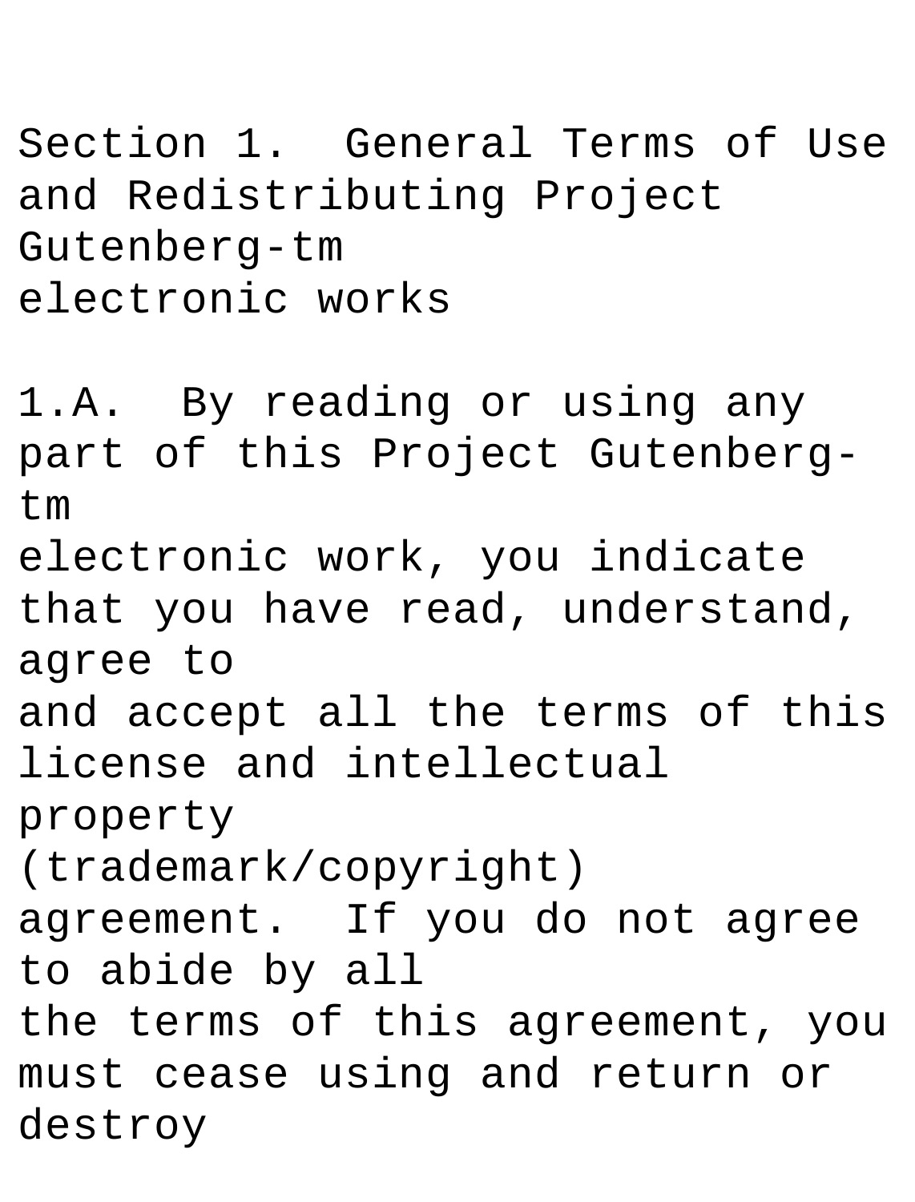Section 1. General Terms of Use and Redistributing Project Gutenberg-tm electronic works

1.A. By reading or using any part of this Project Gutenberg-tm electronic work, you indicate that you have read, understand, agree to and accept all the terms of this license and intellectual property (trademark/copyright) agreement. If you do not agree to abide by all the terms of this agreement, you must cease using and return or destroy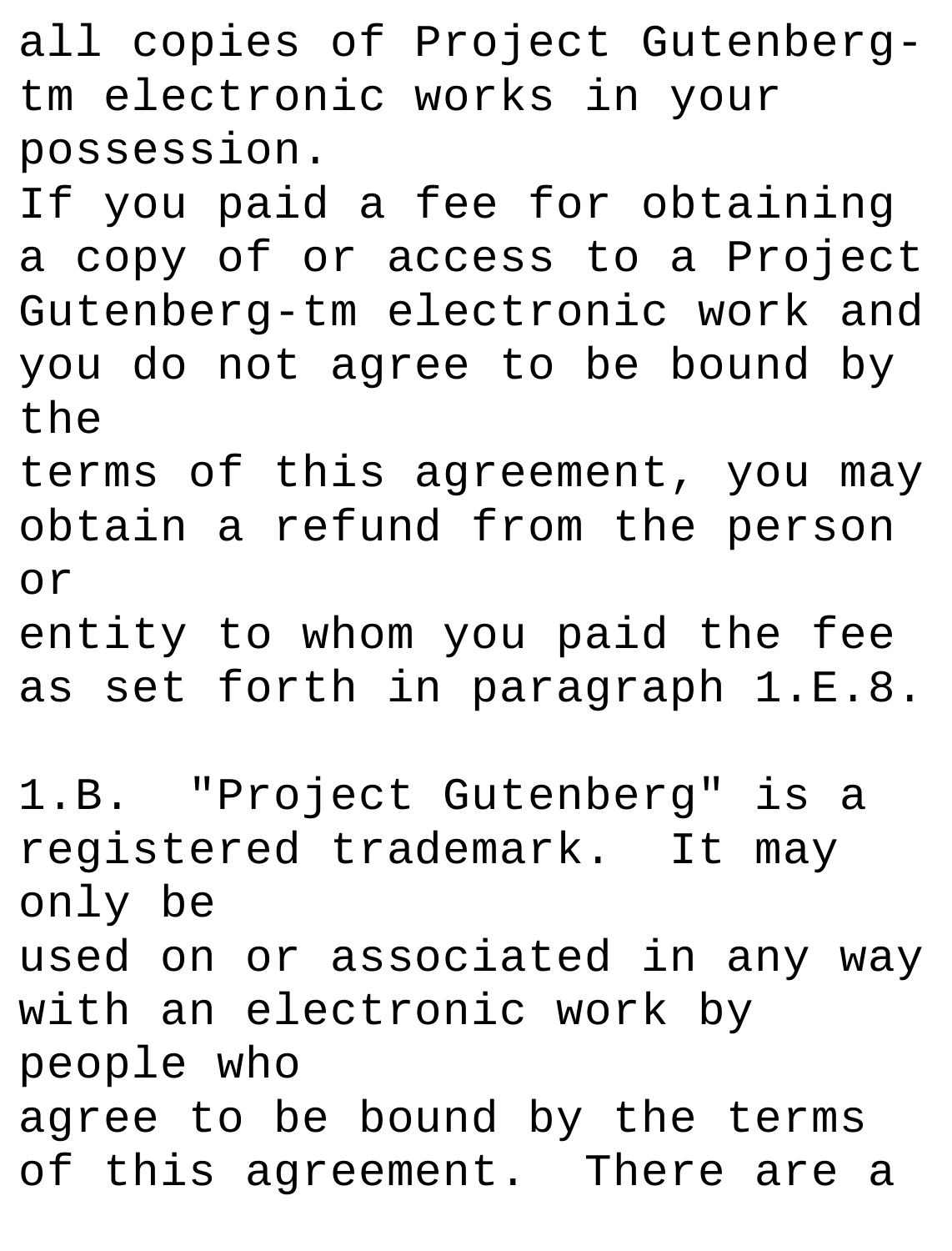all copies of Project Gutenberg-tm electronic works in your possession.
If you paid a fee for obtaining a copy of or access to a Project Gutenberg-tm electronic work and you do not agree to be bound by the
terms of this agreement, you may obtain a refund from the person or
entity to whom you paid the fee as set forth in paragraph 1.E.8.

1.B. "Project Gutenberg" is a registered trademark. It may only be
used on or associated in any way with an electronic work by people who
agree to be bound by the terms of this agreement. There are a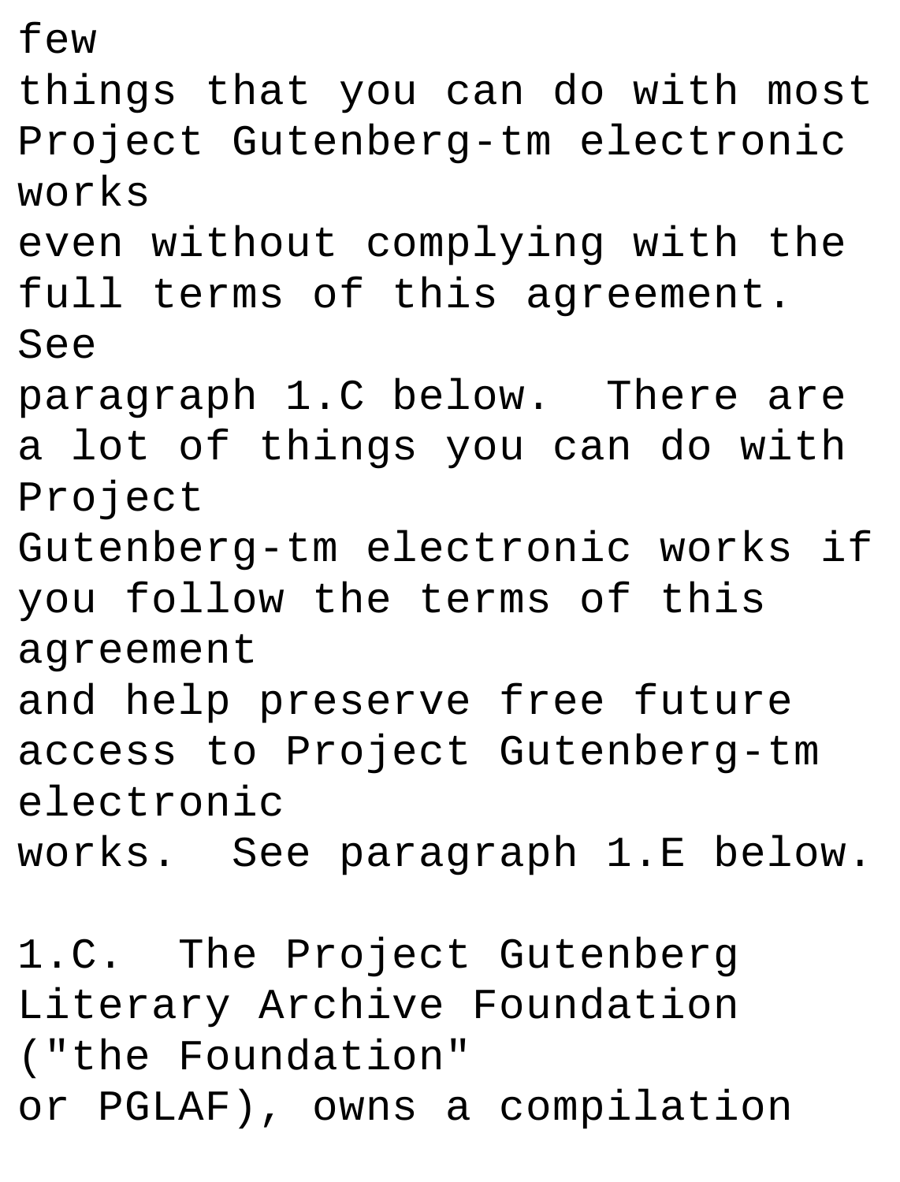few
things that you can do with most Project Gutenberg-tm electronic works
even without complying with the full terms of this agreement. See
paragraph 1.C below. There are a lot of things you can do with Project
Gutenberg-tm electronic works if you follow the terms of this agreement
and help preserve free future access to Project Gutenberg-tm electronic
works. See paragraph 1.E below.

1.C. The Project Gutenberg Literary Archive Foundation ("the Foundation"
or PGLAF), owns a compilation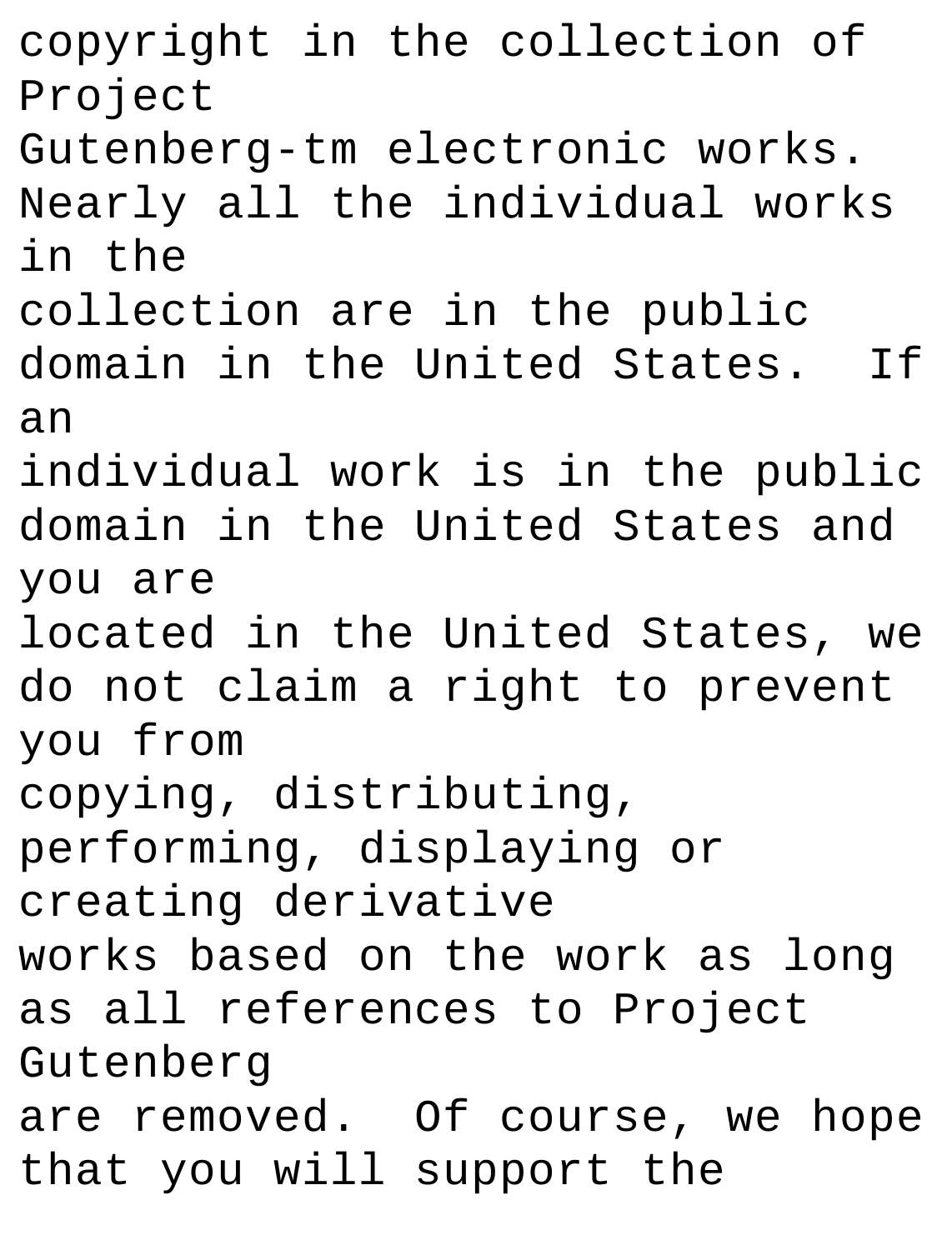copyright in the collection of Project
Gutenberg-tm electronic works. Nearly all the individual works in the
collection are in the public domain in the United States. If an
individual work is in the public domain in the United States and you are
located in the United States, we do not claim a right to prevent you from
copying, distributing, performing, displaying or creating derivative
works based on the work as long as all references to Project Gutenberg
are removed. Of course, we hope that you will support the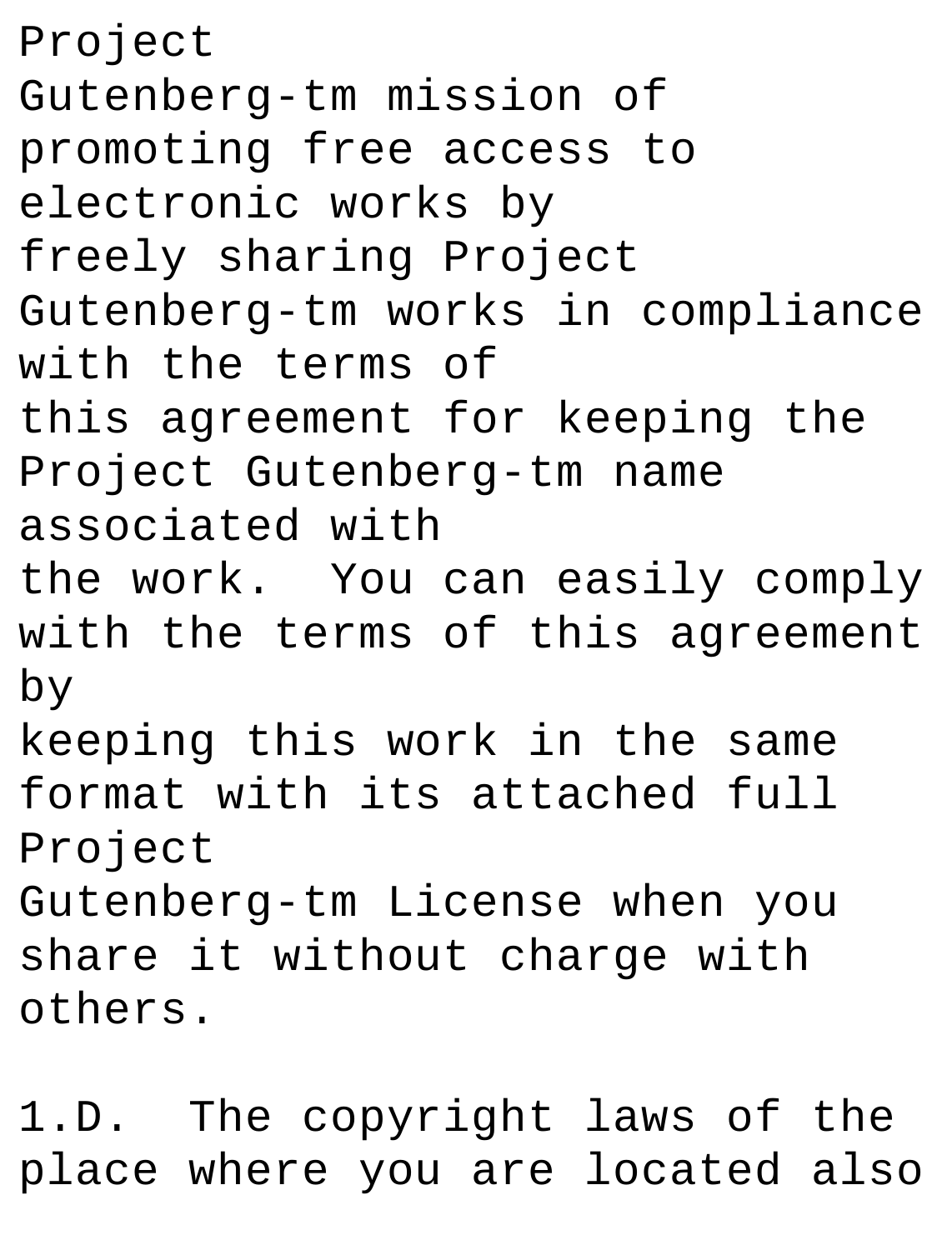Project
Gutenberg-tm mission of
promoting free access to
electronic works by
freely sharing Project
Gutenberg-tm works in compliance
with the terms of
this agreement for keeping the
Project Gutenberg-tm name
associated with
the work.  You can easily comply
with the terms of this agreement
by
keeping this work in the same
format with its attached full
Project
Gutenberg-tm License when you
share it without charge with
others.

1.D.  The copyright laws of the
place where you are located also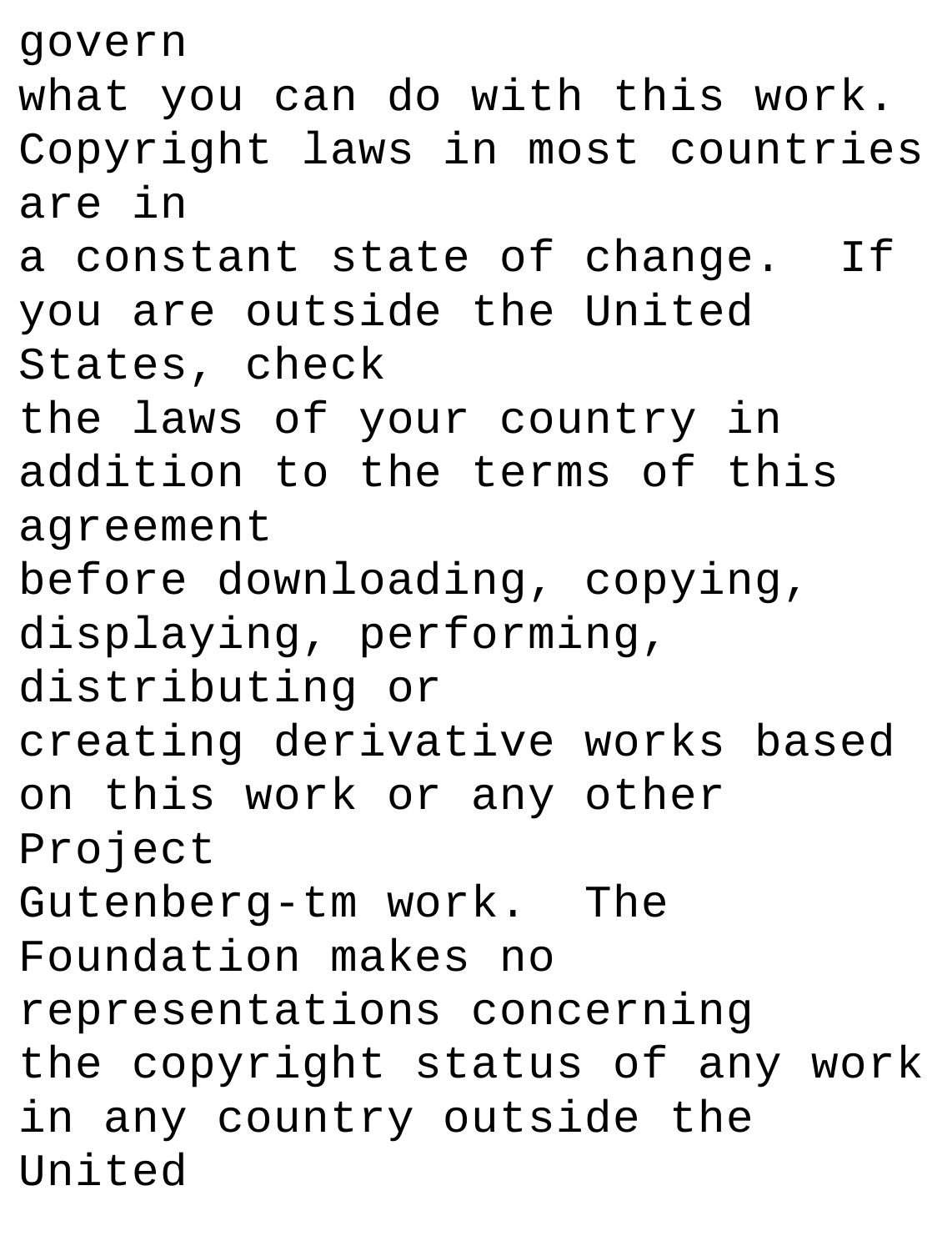govern
what you can do with this work.
Copyright laws in most countries are in
a constant state of change.  If you are outside the United States, check
the laws of your country in addition to the terms of this agreement
before downloading, copying, displaying, performing, distributing or
creating derivative works based on this work or any other Project
Gutenberg-tm work.  The Foundation makes no representations concerning
the copyright status of any work in any country outside the United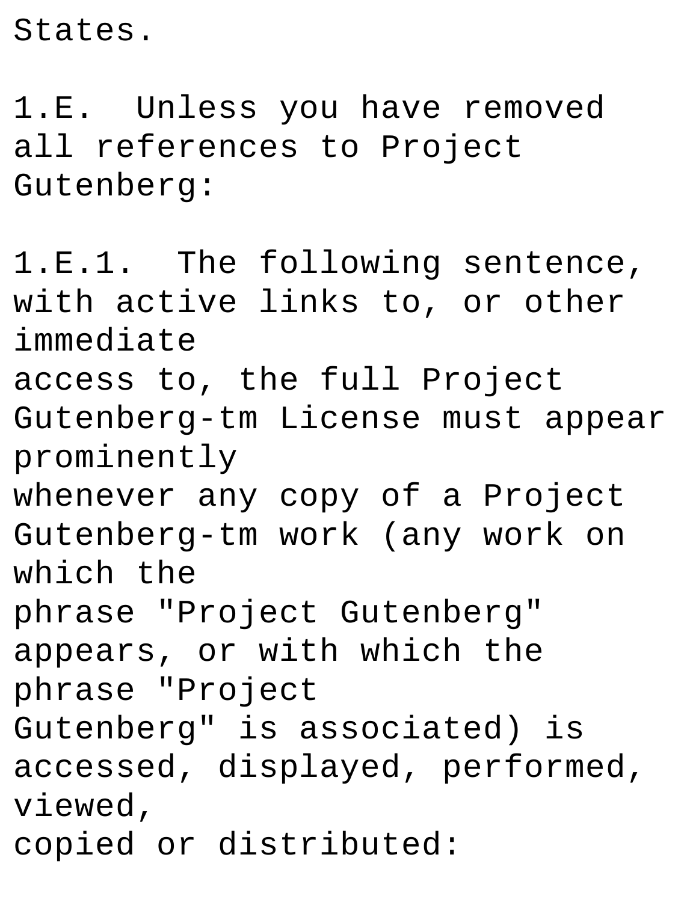States.

1.E.  Unless you have removed all references to Project Gutenberg:

1.E.1.  The following sentence, with active links to, or other immediate access to, the full Project Gutenberg-tm License must appear prominently whenever any copy of a Project Gutenberg-tm work (any work on which the phrase "Project Gutenberg" appears, or with which the phrase "Project Gutenberg" is associated) is accessed, displayed, performed, viewed, copied or distributed: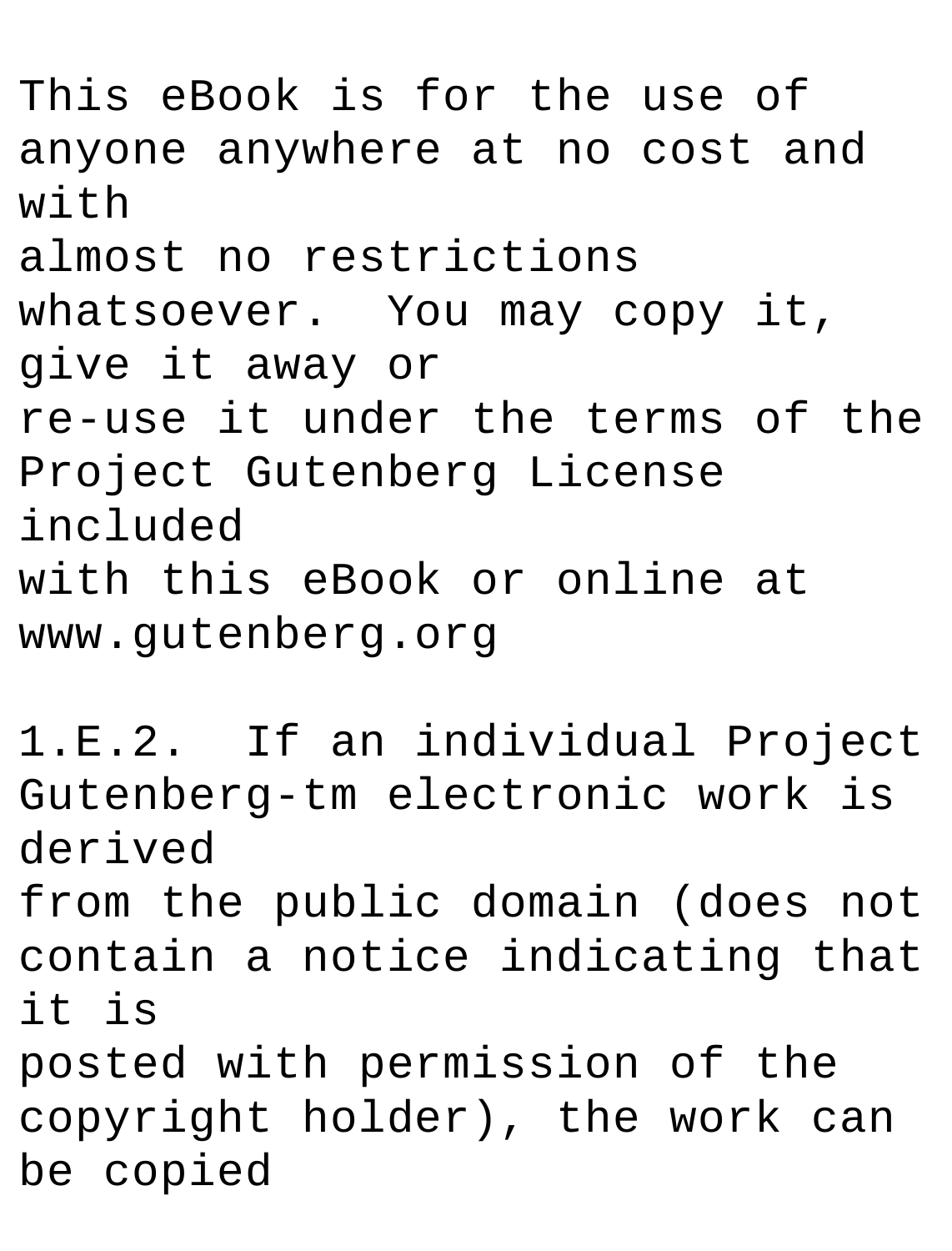This eBook is for the use of anyone anywhere at no cost and with
almost no restrictions whatsoever. You may copy it, give it away or
re-use it under the terms of the Project Gutenberg License included
with this eBook or online at www.gutenberg.org

1.E.2. If an individual Project Gutenberg-tm electronic work is derived
from the public domain (does not contain a notice indicating that it is
posted with permission of the copyright holder), the work can be copied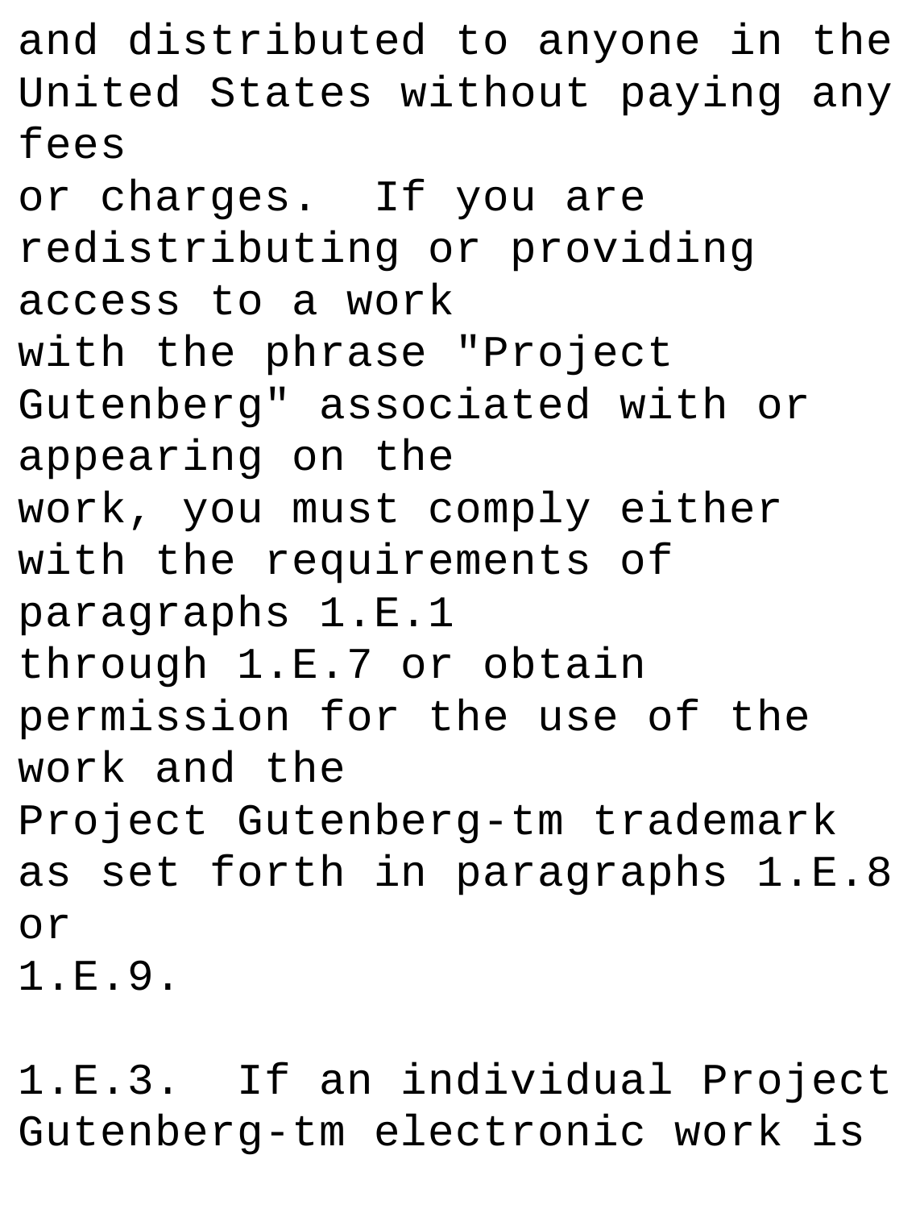and distributed to anyone in the United States without paying any fees
or charges.  If you are redistributing or providing access to a work
with the phrase "Project Gutenberg" associated with or appearing on the
work, you must comply either with the requirements of paragraphs 1.E.1
through 1.E.7 or obtain permission for the use of the work and the
Project Gutenberg-tm trademark as set forth in paragraphs 1.E.8 or
1.E.9.

1.E.3.  If an individual Project Gutenberg-tm electronic work is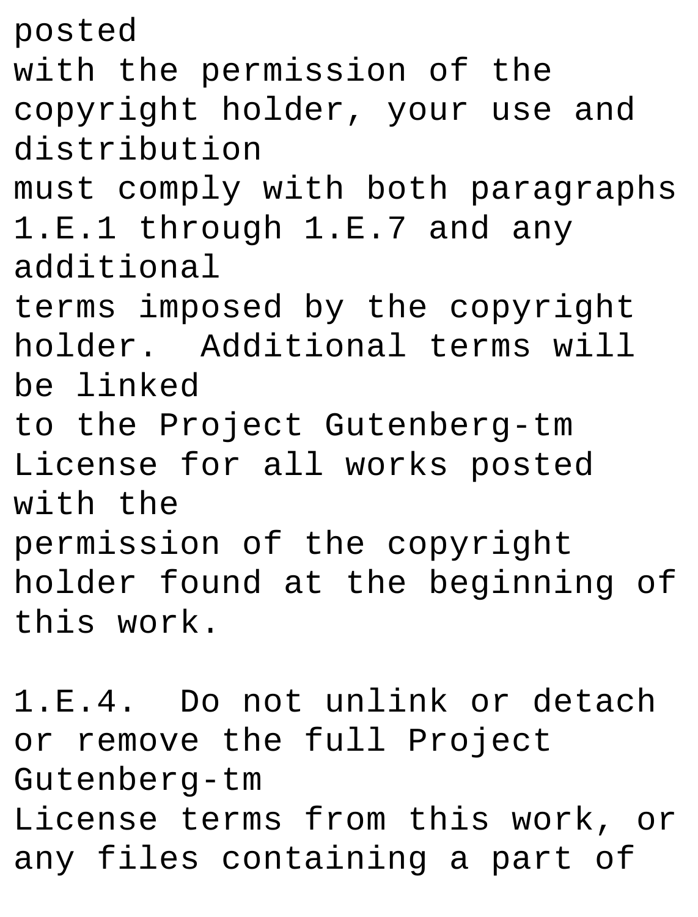posted
with the permission of the copyright holder, your use and distribution
must comply with both paragraphs 1.E.1 through 1.E.7 and any additional
terms imposed by the copyright holder.  Additional terms will be linked
to the Project Gutenberg-tm License for all works posted with the
permission of the copyright holder found at the beginning of this work.

1.E.4.  Do not unlink or detach or remove the full Project Gutenberg-tm
License terms from this work, or any files containing a part of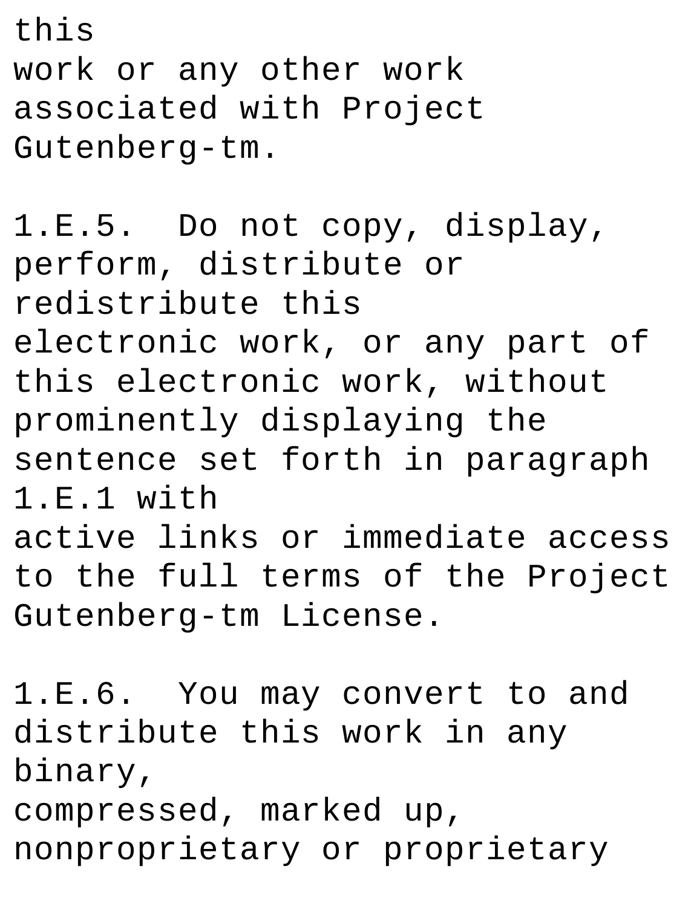this
work or any other work associated with Project Gutenberg-tm.

1.E.5. Do not copy, display, perform, distribute or redistribute this
electronic work, or any part of this electronic work, without prominently displaying the sentence set forth in paragraph 1.E.1 with
active links or immediate access to the full terms of the Project Gutenberg-tm License.

1.E.6. You may convert to and distribute this work in any binary,
compressed, marked up, nonproprietary or proprietary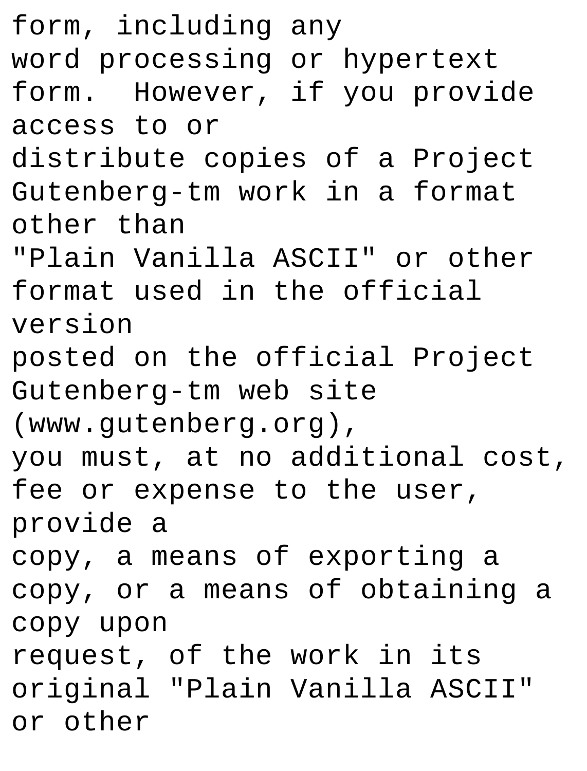form, including any
word processing or hypertext
form.  However, if you provide
access to or
distribute copies of a Project
Gutenberg-tm work in a format
other than
"Plain Vanilla ASCII" or other
format used in the official
version
posted on the official Project
Gutenberg-tm web site
(www.gutenberg.org),
you must, at no additional cost,
fee or expense to the user,
provide a
copy, a means of exporting a
copy, or a means of obtaining a
copy upon
request, of the work in its
original "Plain Vanilla ASCII"
or other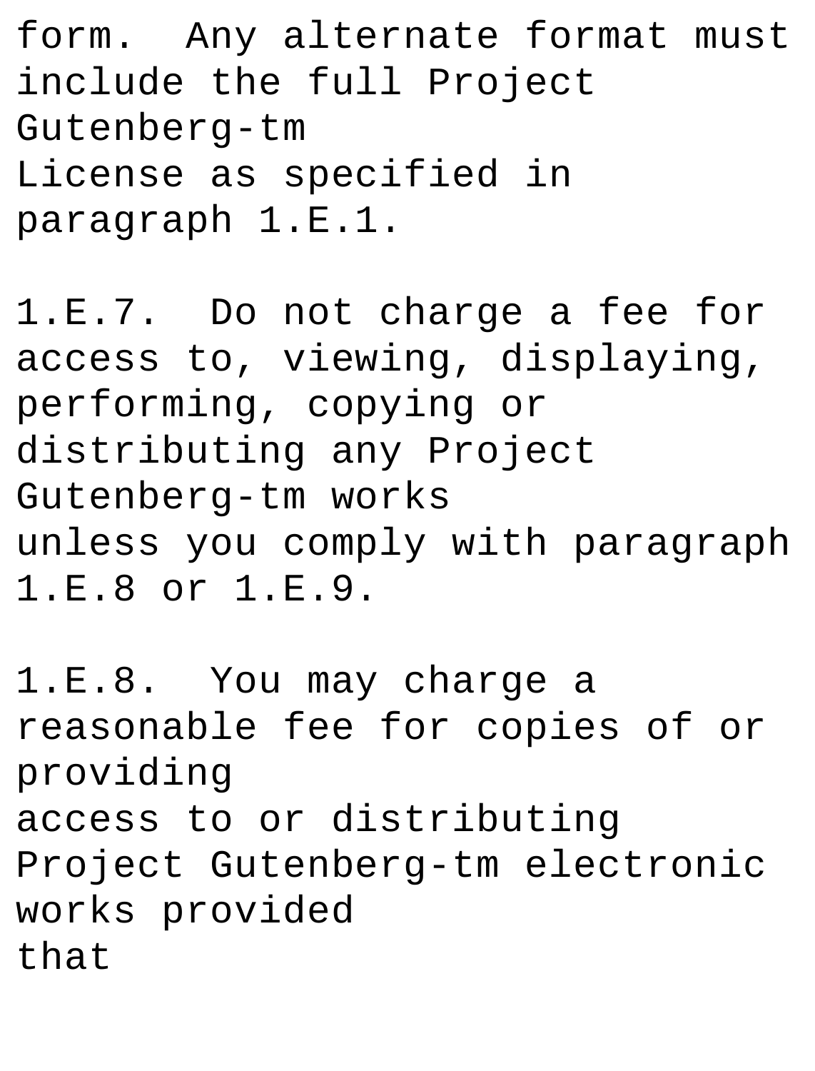form.  Any alternate format must include the full Project Gutenberg-tm
License as specified in paragraph 1.E.1.

1.E.7.  Do not charge a fee for access to, viewing, displaying, performing, copying or distributing any Project Gutenberg-tm works
unless you comply with paragraph 1.E.8 or 1.E.9.

1.E.8.  You may charge a reasonable fee for copies of or providing
access to or distributing Project Gutenberg-tm electronic works provided
that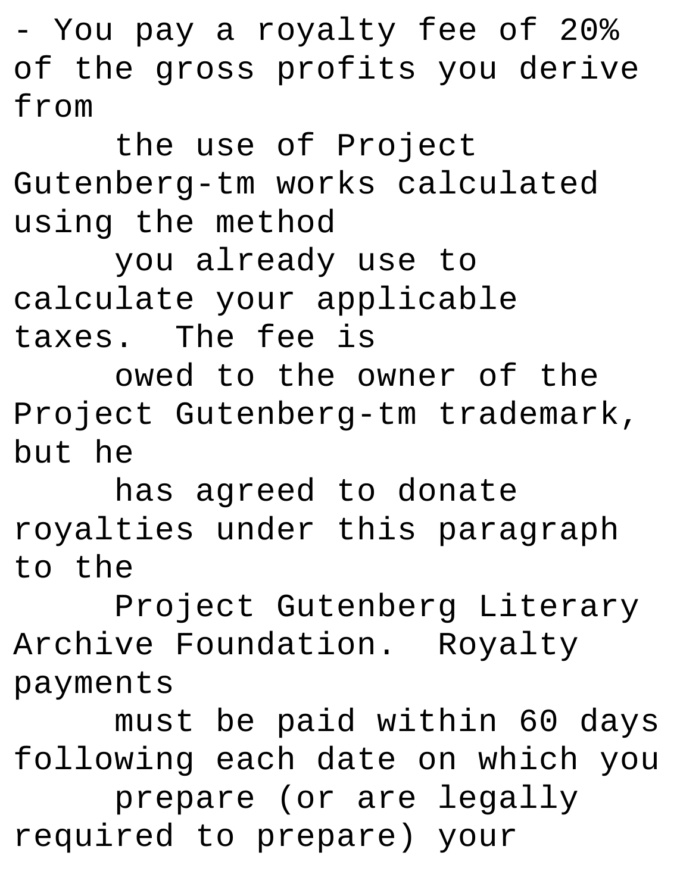- You pay a royalty fee of 20% of the gross profits you derive from the use of Project Gutenberg-tm works calculated using the method you already use to calculate your applicable taxes.  The fee is owed to the owner of the Project Gutenberg-tm trademark, but he has agreed to donate royalties under this paragraph to the Project Gutenberg Literary Archive Foundation.  Royalty payments must be paid within 60 days following each date on which you prepare (or are legally required to prepare) your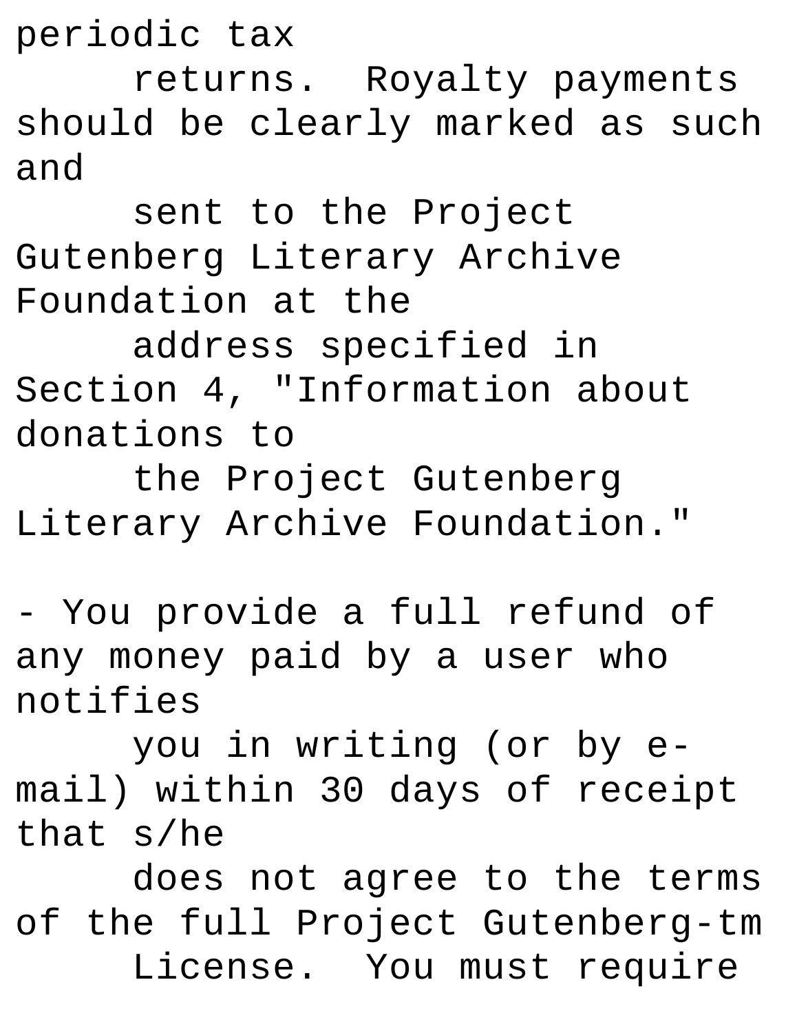periodic tax
     returns.  Royalty payments should be clearly marked as such and
     sent to the Project Gutenberg Literary Archive Foundation at the
     address specified in Section 4, "Information about donations to
     the Project Gutenberg Literary Archive Foundation."

- You provide a full refund of any money paid by a user who notifies
     you in writing (or by e-mail) within 30 days of receipt that s/he
     does not agree to the terms of the full Project Gutenberg-tm
     License.  You must require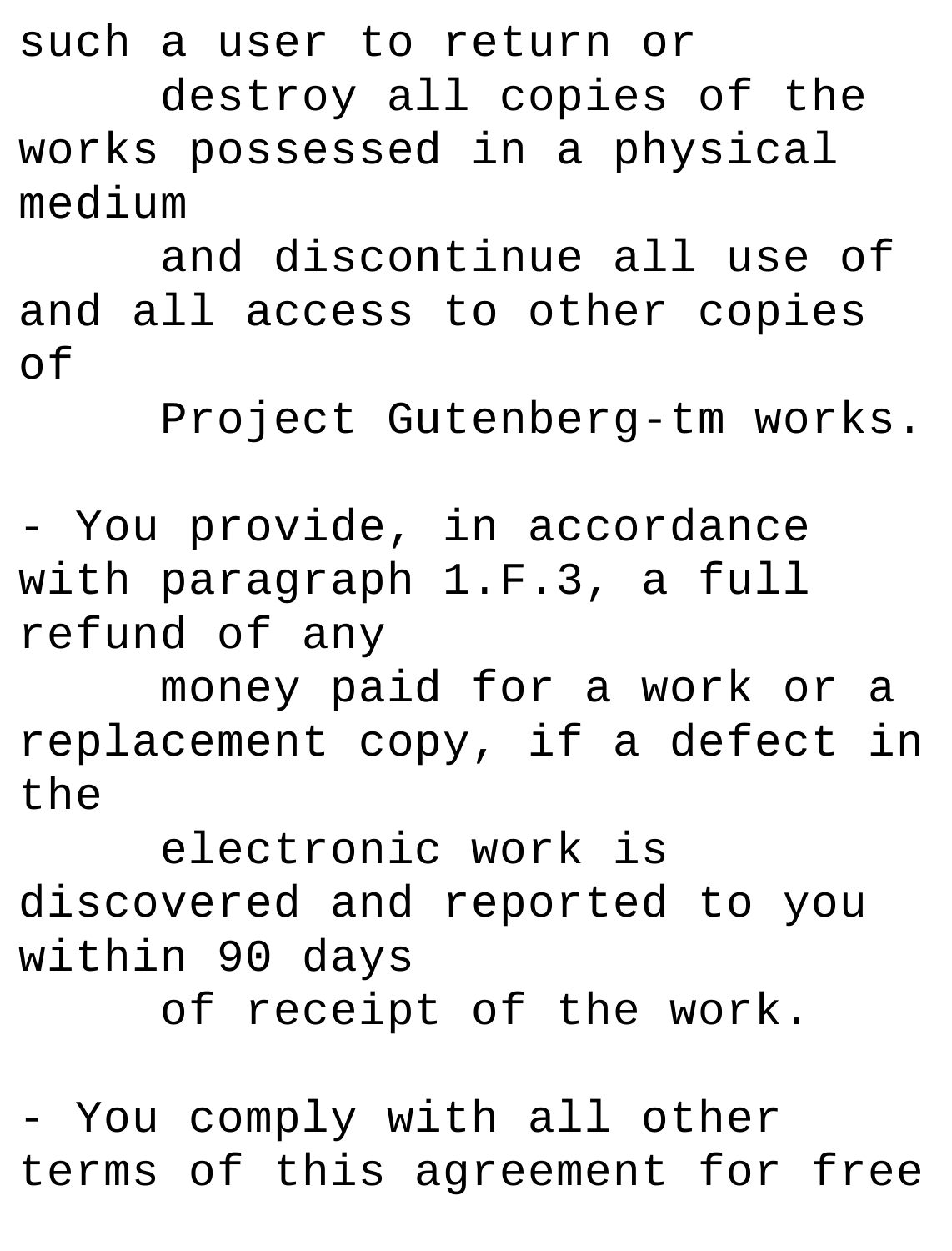such a user to return or
     destroy all copies of the works possessed in a physical medium
     and discontinue all use of and all access to other copies of
     Project Gutenberg-tm works.

- You provide, in accordance with paragraph 1.F.3, a full refund of any
     money paid for a work or a replacement copy, if a defect in the
     electronic work is discovered and reported to you within 90 days
     of receipt of the work.

- You comply with all other terms of this agreement for free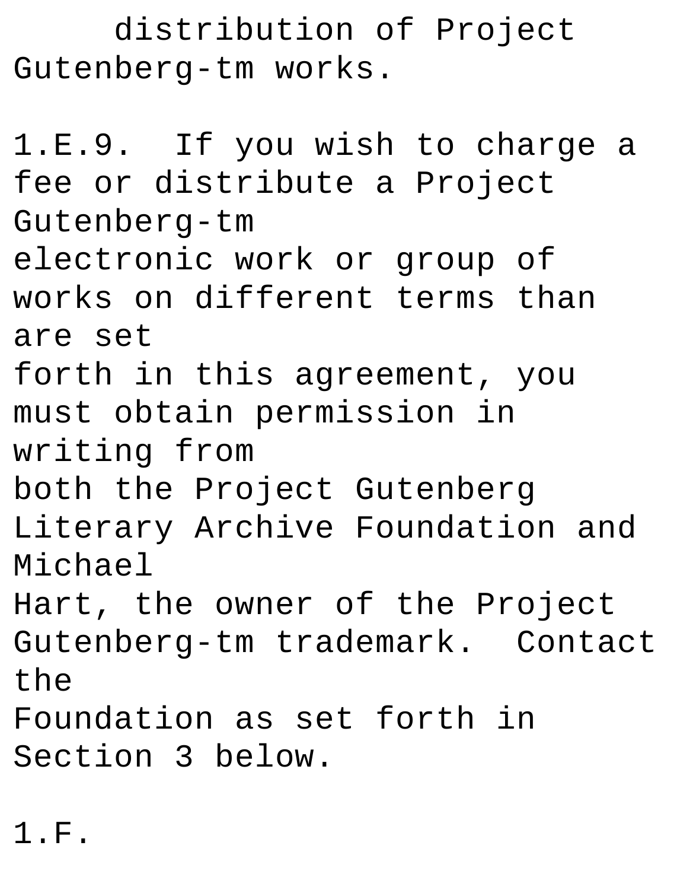distribution of Project Gutenberg-tm works.

1.E.9. If you wish to charge a fee or distribute a Project Gutenberg-tm electronic work or group of works on different terms than are set forth in this agreement, you must obtain permission in writing from both the Project Gutenberg Literary Archive Foundation and Michael Hart, the owner of the Project Gutenberg-tm trademark. Contact the Foundation as set forth in Section 3 below.

1.F.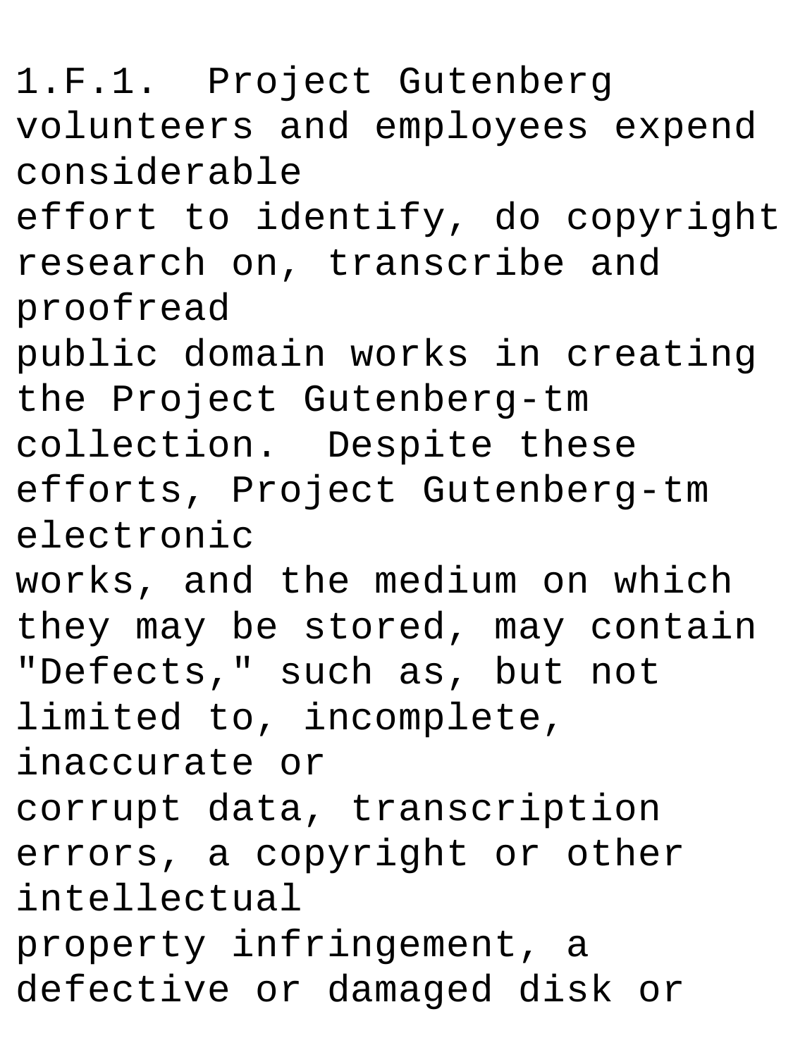1.F.1. Project Gutenberg volunteers and employees expend considerable
effort to identify, do copyright research on, transcribe and proofread
public domain works in creating the Project Gutenberg-tm
collection. Despite these efforts, Project Gutenberg-tm electronic
works, and the medium on which they may be stored, may contain
"Defects," such as, but not limited to, incomplete, inaccurate or
corrupt data, transcription errors, a copyright or other intellectual
property infringement, a defective or damaged disk or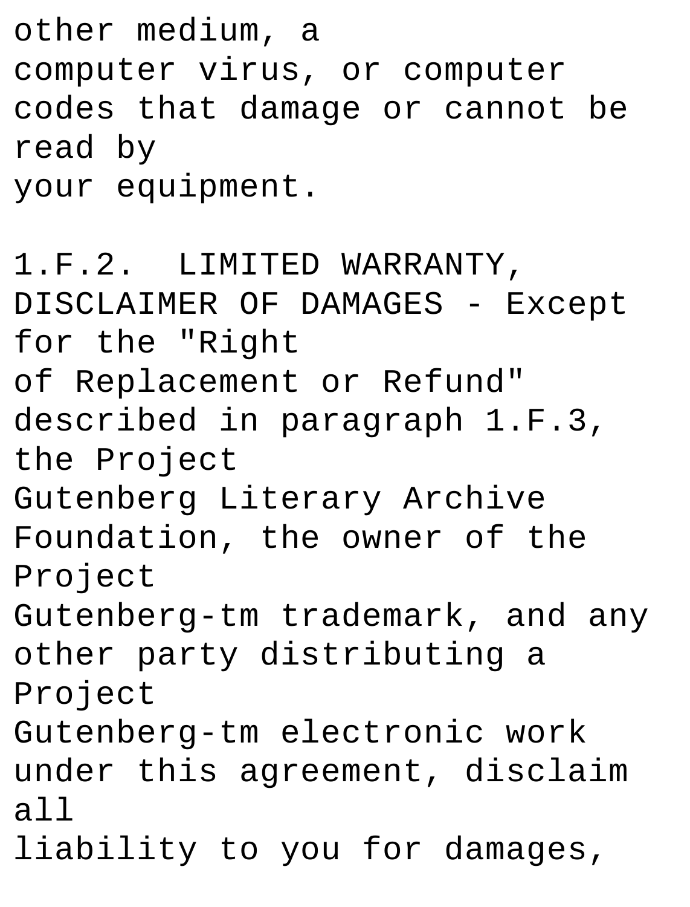other medium, a
computer virus, or computer codes that damage or cannot be read by
your equipment.

1.F.2.  LIMITED WARRANTY, DISCLAIMER OF DAMAGES - Except for the "Right
of Replacement or Refund" described in paragraph 1.F.3, the Project
Gutenberg Literary Archive Foundation, the owner of the Project
Gutenberg-tm trademark, and any other party distributing a Project
Gutenberg-tm electronic work under this agreement, disclaim all
liability to you for damages,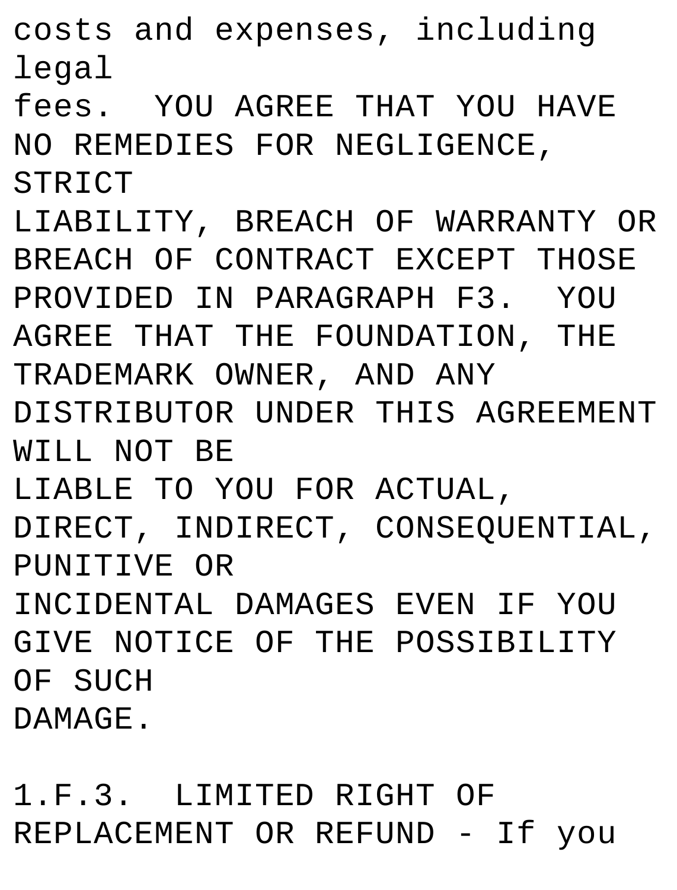costs and expenses, including legal
fees.  YOU AGREE THAT YOU HAVE NO REMEDIES FOR NEGLIGENCE, STRICT
LIABILITY, BREACH OF WARRANTY OR BREACH OF CONTRACT EXCEPT THOSE
PROVIDED IN PARAGRAPH F3.  YOU AGREE THAT THE FOUNDATION, THE
TRADEMARK OWNER, AND ANY DISTRIBUTOR UNDER THIS AGREEMENT WILL NOT BE
LIABLE TO YOU FOR ACTUAL, DIRECT, INDIRECT, CONSEQUENTIAL, PUNITIVE OR
INCIDENTAL DAMAGES EVEN IF YOU GIVE NOTICE OF THE POSSIBILITY OF SUCH
DAMAGE.

1.F.3.  LIMITED RIGHT OF REPLACEMENT OR REFUND - If you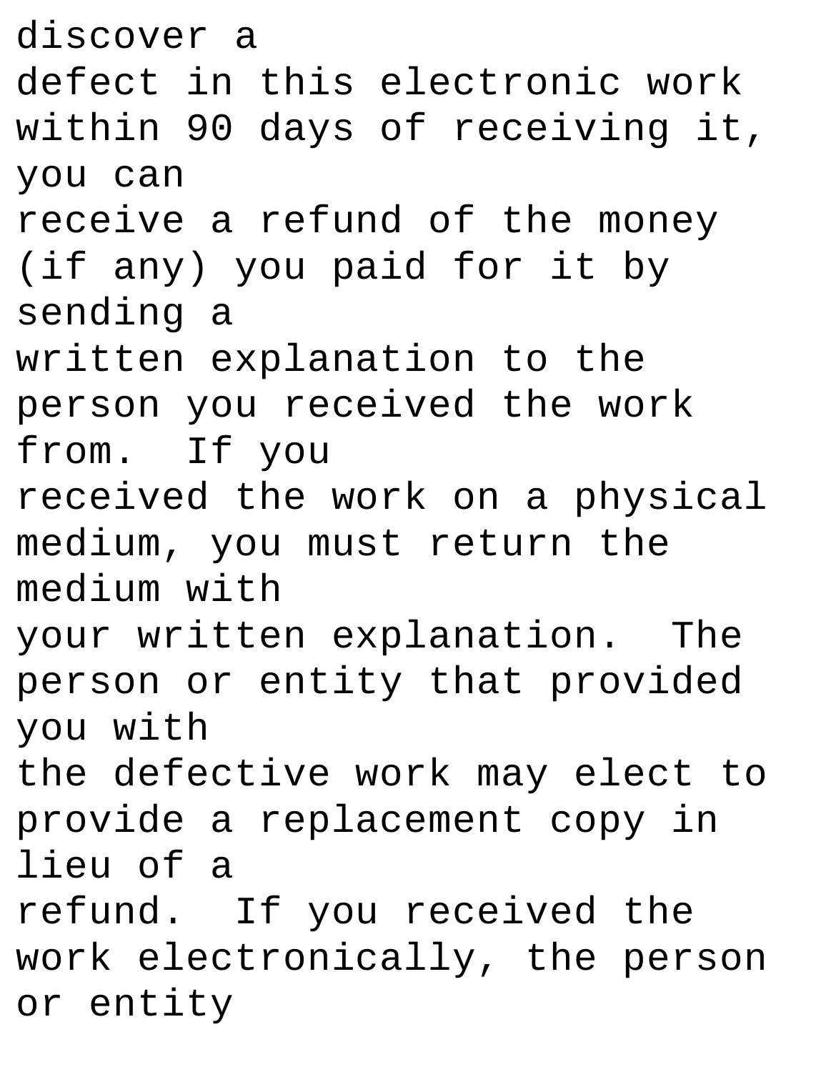discover a
defect in this electronic work within 90 days of receiving it, you can
receive a refund of the money (if any) you paid for it by sending a
written explanation to the person you received the work from.  If you
received the work on a physical medium, you must return the medium with
your written explanation.  The person or entity that provided you with
the defective work may elect to provide a replacement copy in lieu of a
refund.  If you received the work electronically, the person or entity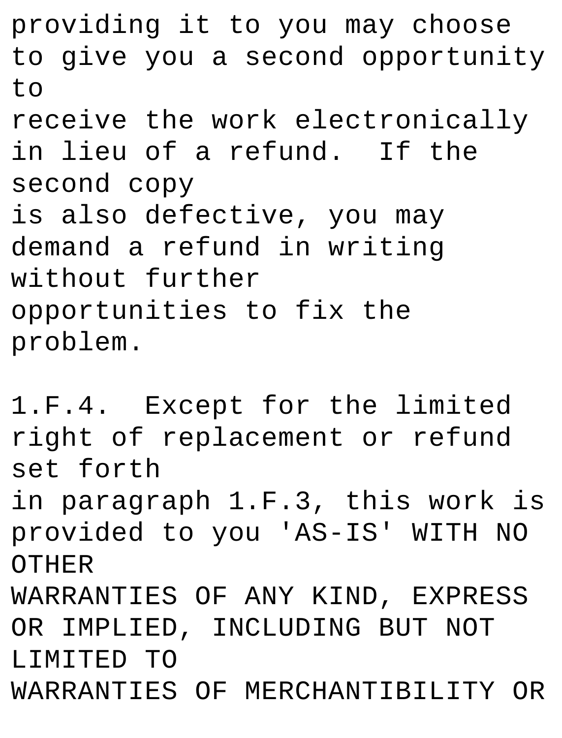providing it to you may choose to give you a second opportunity to
receive the work electronically in lieu of a refund. If the second copy
is also defective, you may demand a refund in writing without further
opportunities to fix the problem.

1.F.4. Except for the limited right of replacement or refund set forth
in paragraph 1.F.3, this work is provided to you 'AS-IS' WITH NO OTHER
WARRANTIES OF ANY KIND, EXPRESS OR IMPLIED, INCLUDING BUT NOT LIMITED TO
WARRANTIES OF MERCHANTIBILITY OR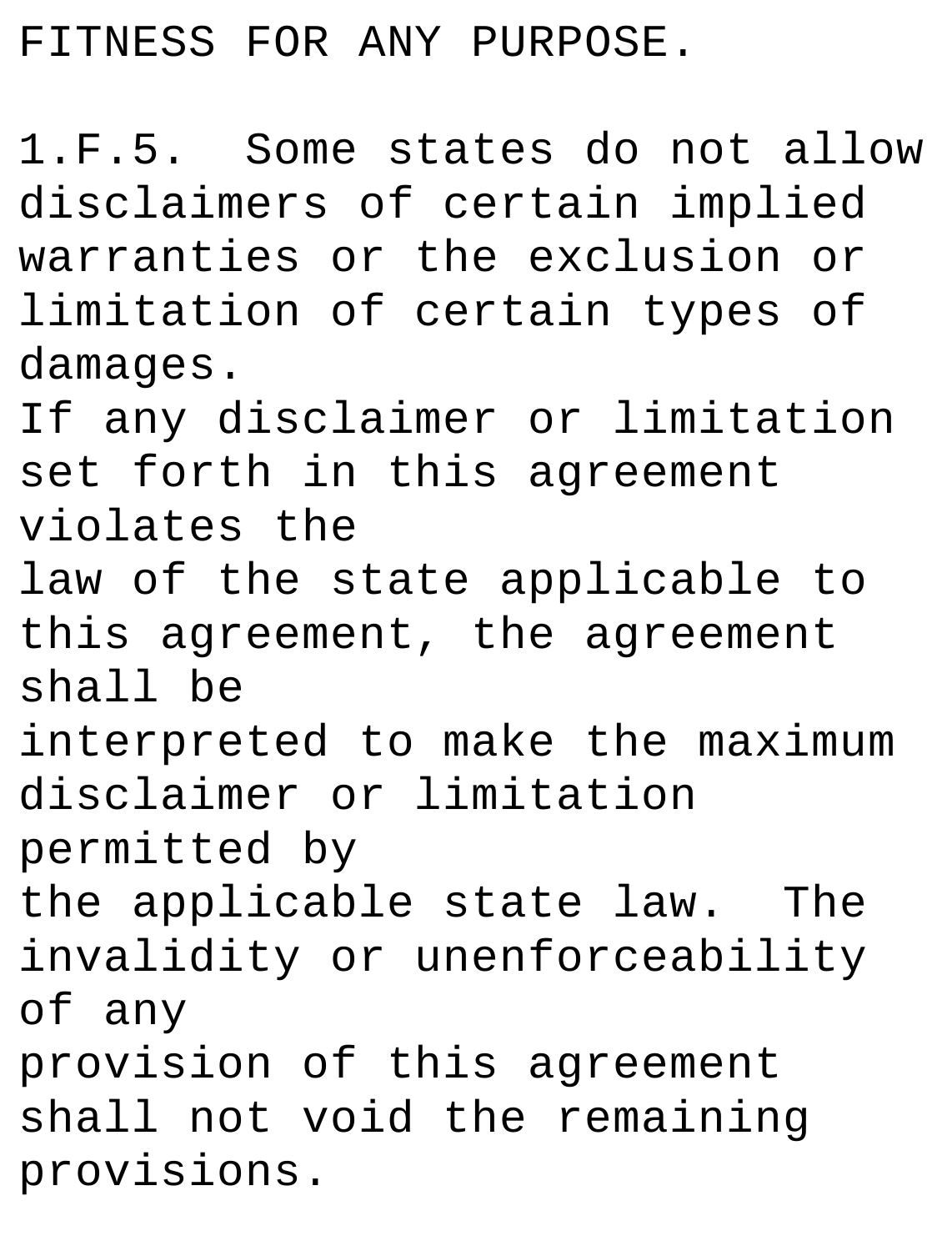FITNESS FOR ANY PURPOSE.

1.F.5. Some states do not allow disclaimers of certain implied warranties or the exclusion or limitation of certain types of damages.
If any disclaimer or limitation set forth in this agreement violates the
law of the state applicable to this agreement, the agreement shall be
interpreted to make the maximum disclaimer or limitation permitted by
the applicable state law. The invalidity or unenforceability of any
provision of this agreement shall not void the remaining provisions.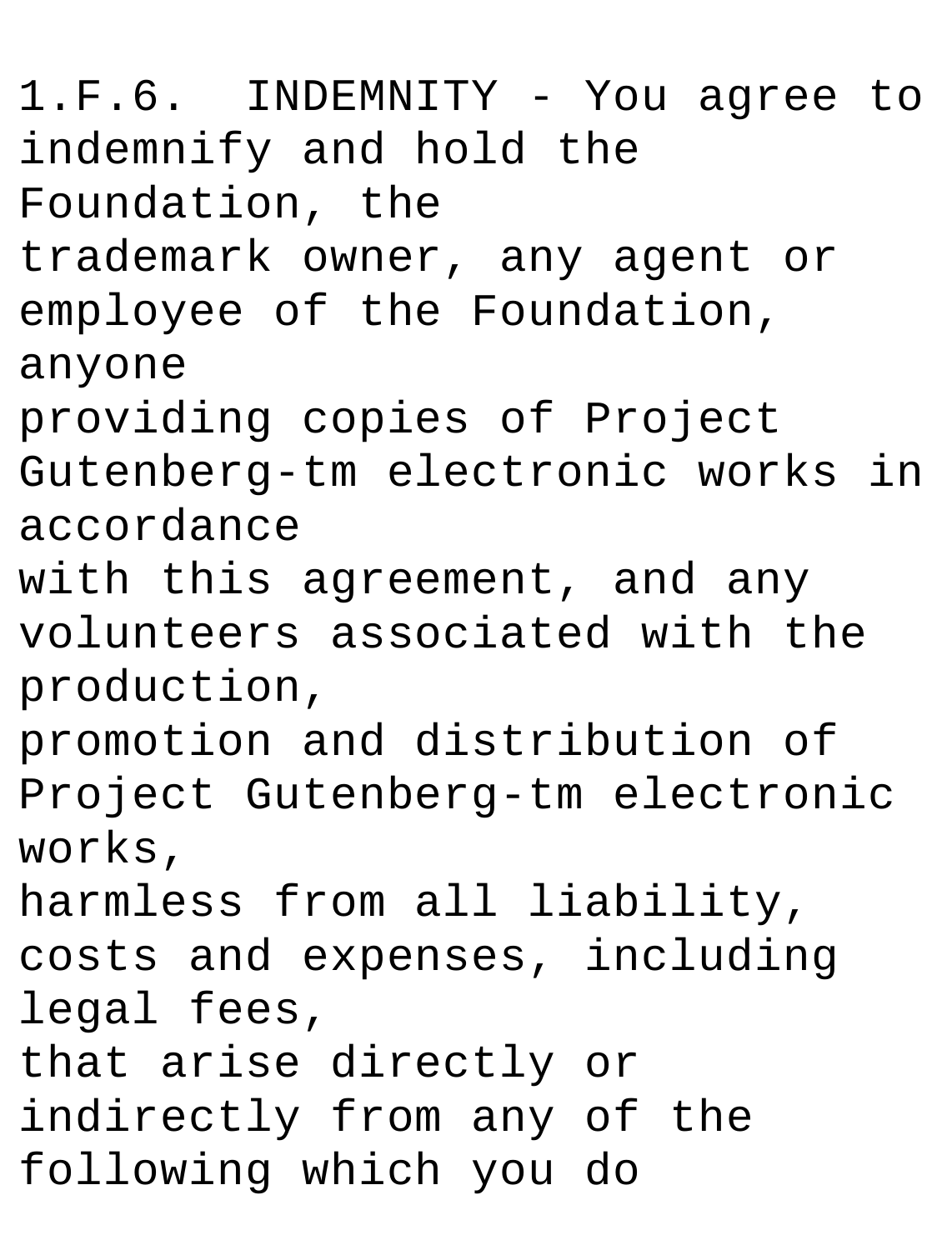1.F.6. INDEMNITY - You agree to indemnify and hold the Foundation, the trademark owner, any agent or employee of the Foundation, anyone providing copies of Project Gutenberg-tm electronic works in accordance with this agreement, and any volunteers associated with the production, promotion and distribution of Project Gutenberg-tm electronic works, harmless from all liability, costs and expenses, including legal fees, that arise directly or indirectly from any of the following which you do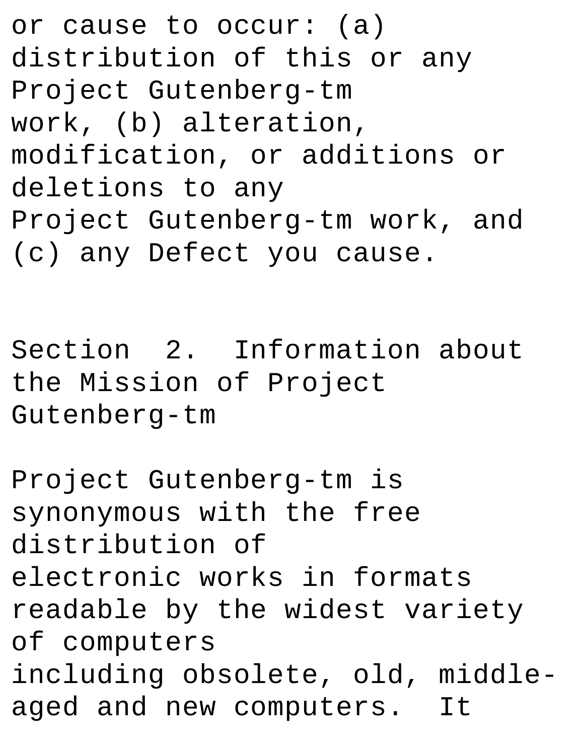or cause to occur: (a) distribution of this or any Project Gutenberg-tm work, (b) alteration, modification, or additions or deletions to any Project Gutenberg-tm work, and (c) any Defect you cause.

Section 2. Information about the Mission of Project Gutenberg-tm

Project Gutenberg-tm is synonymous with the free distribution of electronic works in formats readable by the widest variety of computers including obsolete, old, middle-aged and new computers. It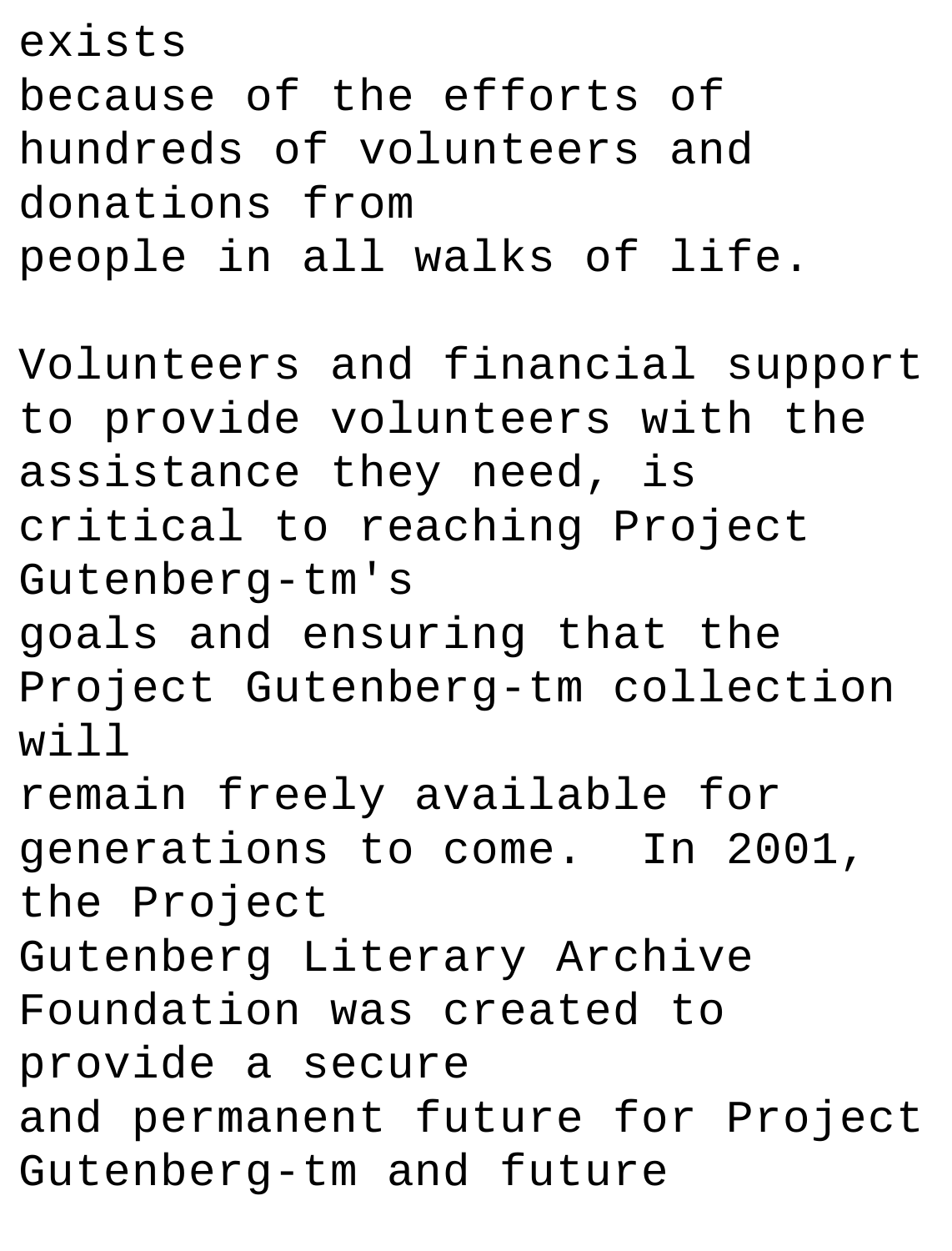exists
because of the efforts of hundreds of volunteers and donations from
people in all walks of life.

Volunteers and financial support to provide volunteers with the
assistance they need, is critical to reaching Project Gutenberg-tm's
goals and ensuring that the Project Gutenberg-tm collection will
remain freely available for generations to come. In 2001, the Project
Gutenberg Literary Archive Foundation was created to provide a secure
and permanent future for Project Gutenberg-tm and future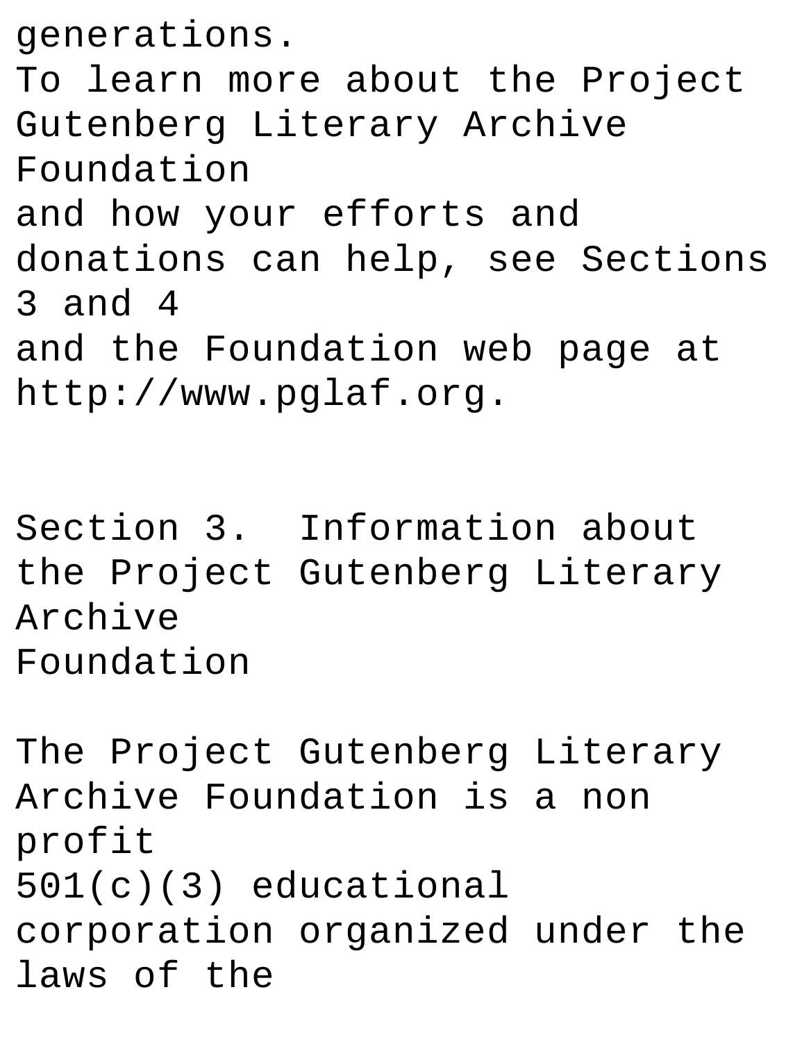generations.
To learn more about the Project Gutenberg Literary Archive Foundation
and how your efforts and donations can help, see Sections 3 and 4
and the Foundation web page at http://www.pglaf.org.

## Section 3. Information about the Project Gutenberg Literary Archive Foundation

The Project Gutenberg Literary Archive Foundation is a non profit
501(c)(3) educational corporation organized under the laws of the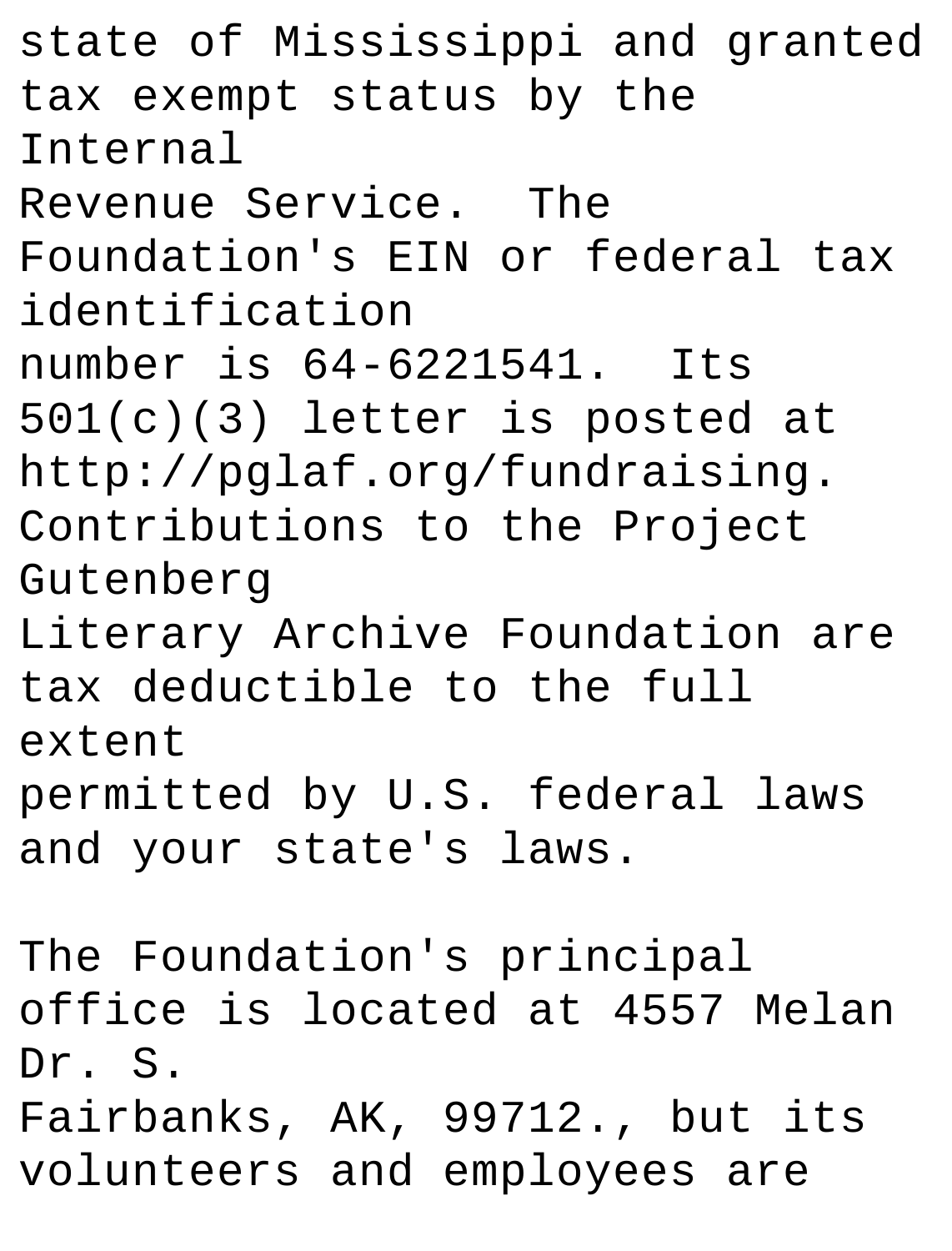state of Mississippi and granted tax exempt status by the Internal
Revenue Service. The Foundation's EIN or federal tax identification
number is 64-6221541. Its 501(c)(3) letter is posted at
http://pglaf.org/fundraising. Contributions to the Project Gutenberg
Literary Archive Foundation are tax deductible to the full extent
permitted by U.S. federal laws and your state's laws.

The Foundation's principal office is located at 4557 Melan Dr. S.
Fairbanks, AK, 99712., but its volunteers and employees are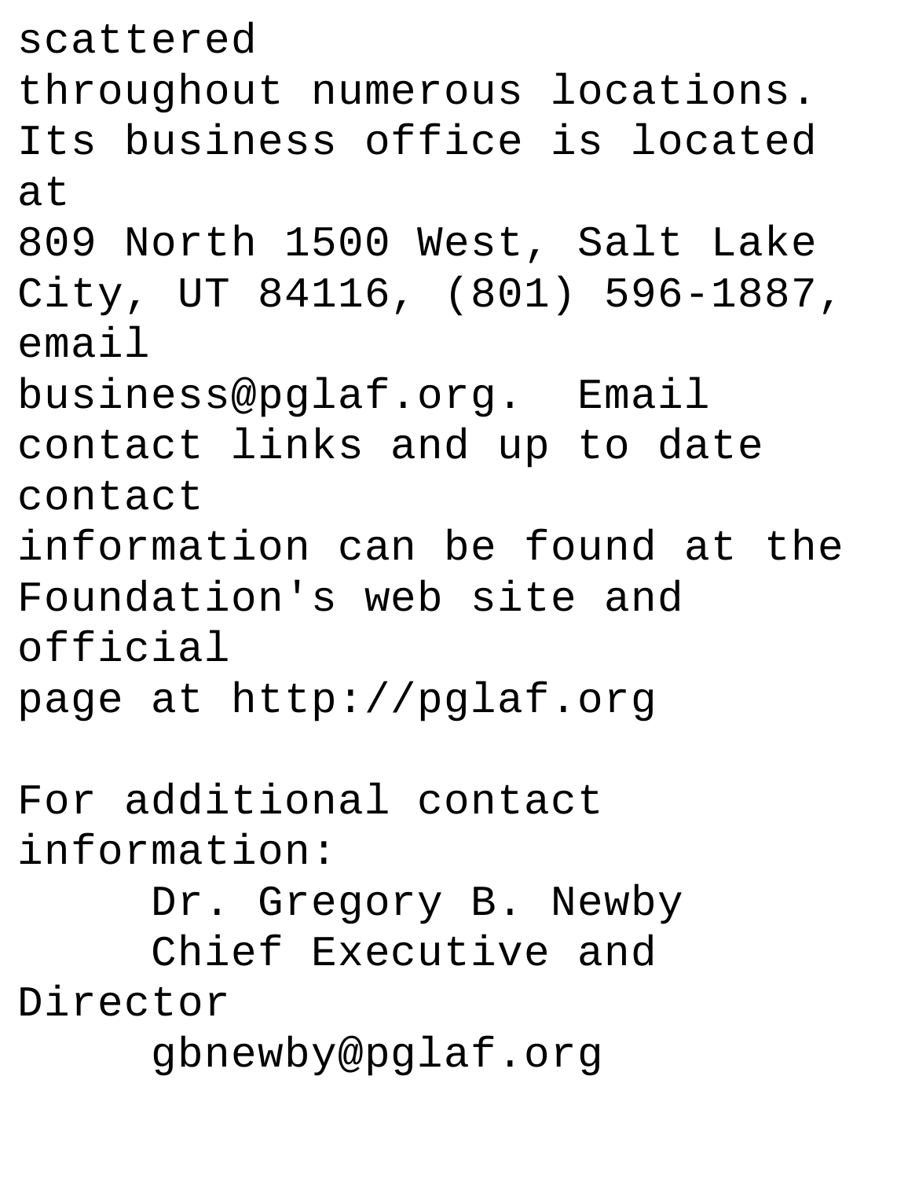scattered
throughout numerous locations.
Its business office is located
at
809 North 1500 West, Salt Lake
City, UT 84116, (801) 596-1887,
email
business@pglaf.org.  Email
contact links and up to date
contact
information can be found at the
Foundation's web site and
official
page at http://pglaf.org

For additional contact
information:
     Dr. Gregory B. Newby
     Chief Executive and
Director
     gbnewby@pglaf.org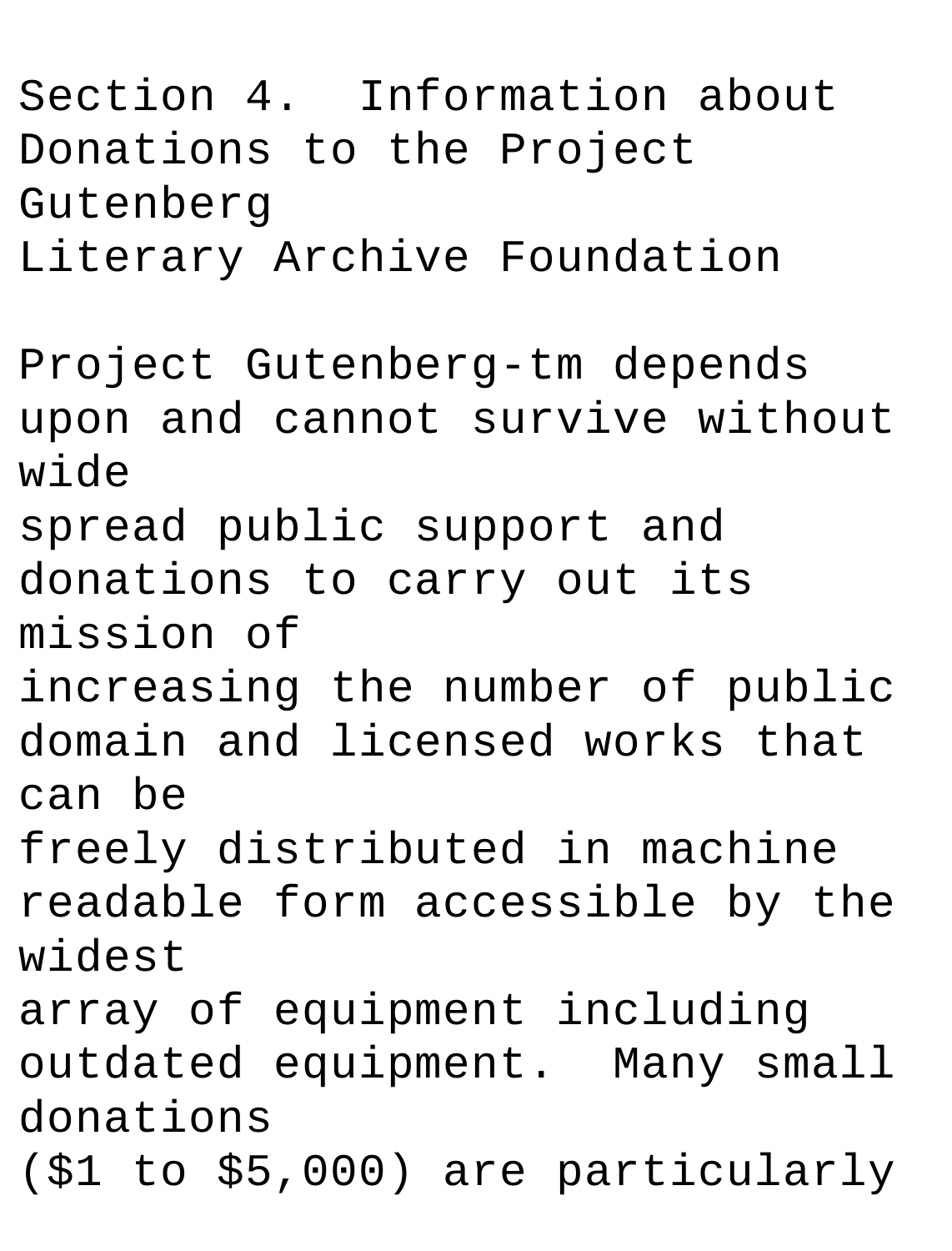Section 4. Information about Donations to the Project Gutenberg
Literary Archive Foundation

Project Gutenberg-tm depends upon and cannot survive without wide
spread public support and donations to carry out its mission of
increasing the number of public domain and licensed works that can be
freely distributed in machine readable form accessible by the widest
array of equipment including outdated equipment. Many small donations
($1 to $5,000) are particularly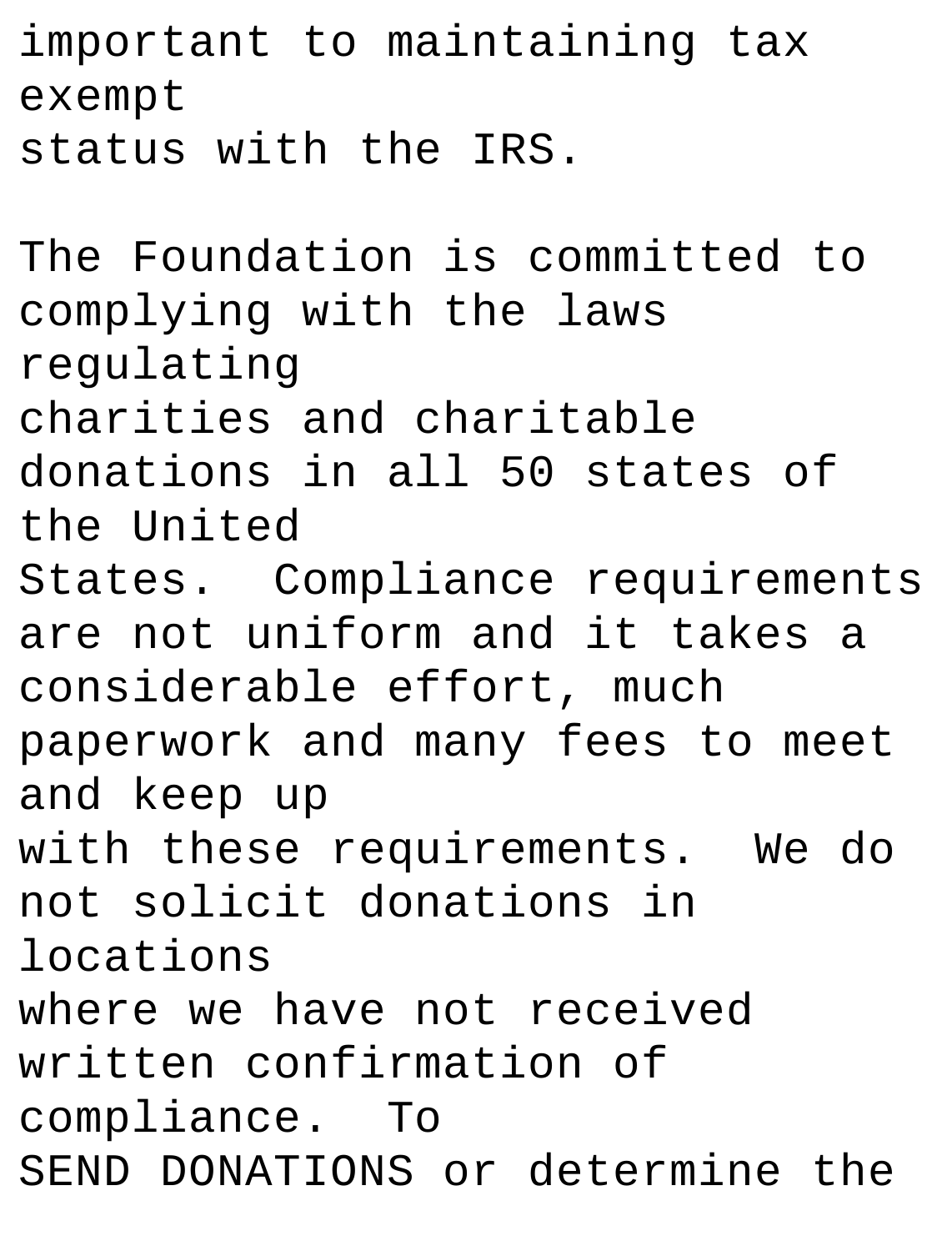important to maintaining tax exempt
status with the IRS.

The Foundation is committed to complying with the laws regulating
charities and charitable donations in all 50 states of the United
States.  Compliance requirements are not uniform and it takes a
considerable effort, much paperwork and many fees to meet and keep up
with these requirements.  We do not solicit donations in locations
where we have not received written confirmation of compliance.  To
SEND DONATIONS or determine the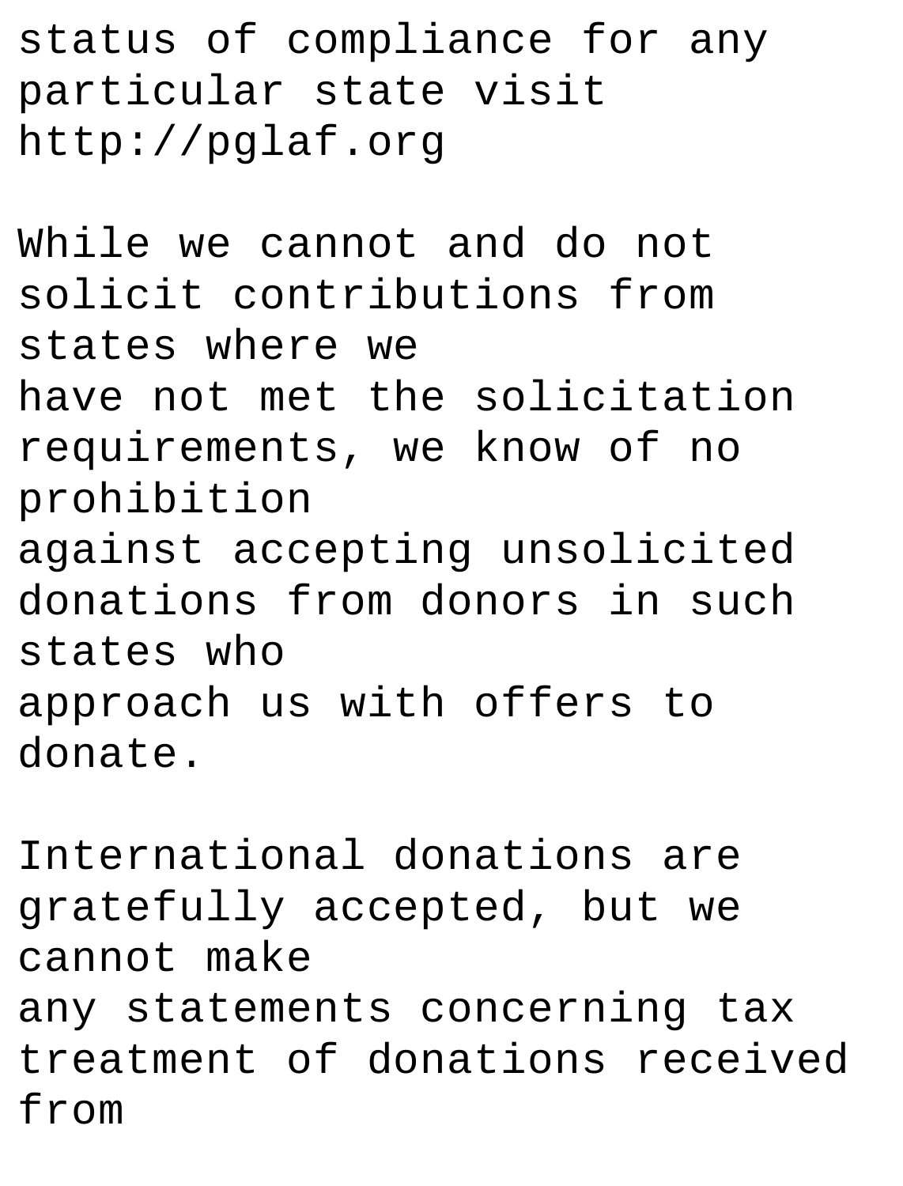status of compliance for any particular state visit http://pglaf.org

While we cannot and do not solicit contributions from states where we have not met the solicitation requirements, we know of no prohibition against accepting unsolicited donations from donors in such states who approach us with offers to donate.

International donations are gratefully accepted, but we cannot make any statements concerning tax treatment of donations received from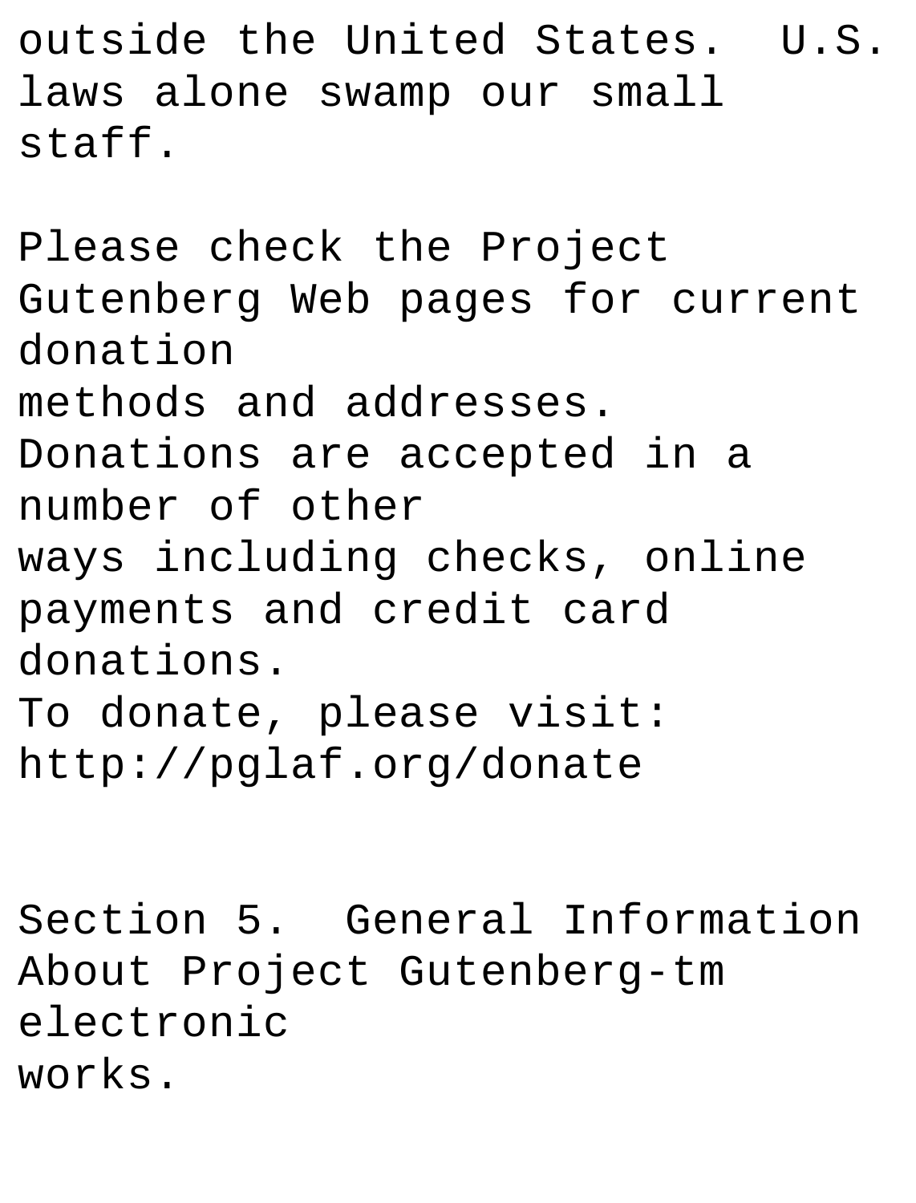outside the United States. U.S. laws alone swamp our small staff.

Please check the Project Gutenberg Web pages for current donation methods and addresses. Donations are accepted in a number of other ways including checks, online payments and credit card donations. To donate, please visit: http://pglaf.org/donate

Section 5. General Information About Project Gutenberg-tm electronic works.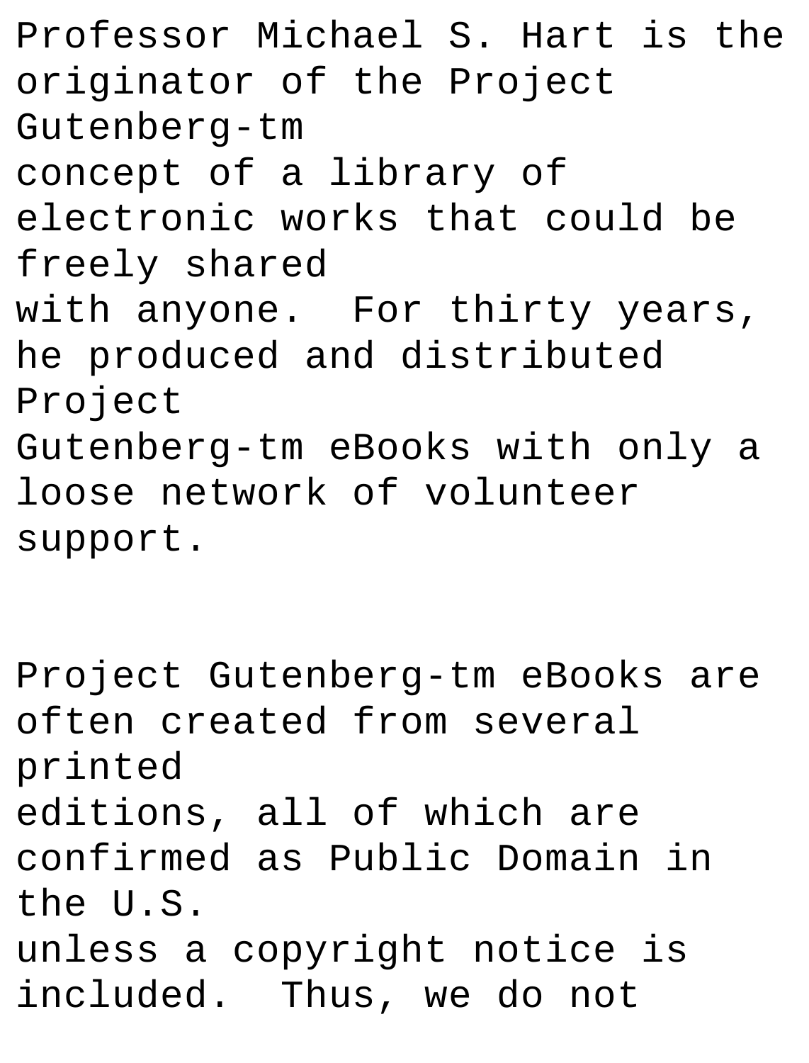Professor Michael S. Hart is the originator of the Project Gutenberg-tm concept of a library of electronic works that could be freely shared with anyone. For thirty years, he produced and distributed Project Gutenberg-tm eBooks with only a loose network of volunteer support.

Project Gutenberg-tm eBooks are often created from several printed editions, all of which are confirmed as Public Domain in the U.S. unless a copyright notice is included. Thus, we do not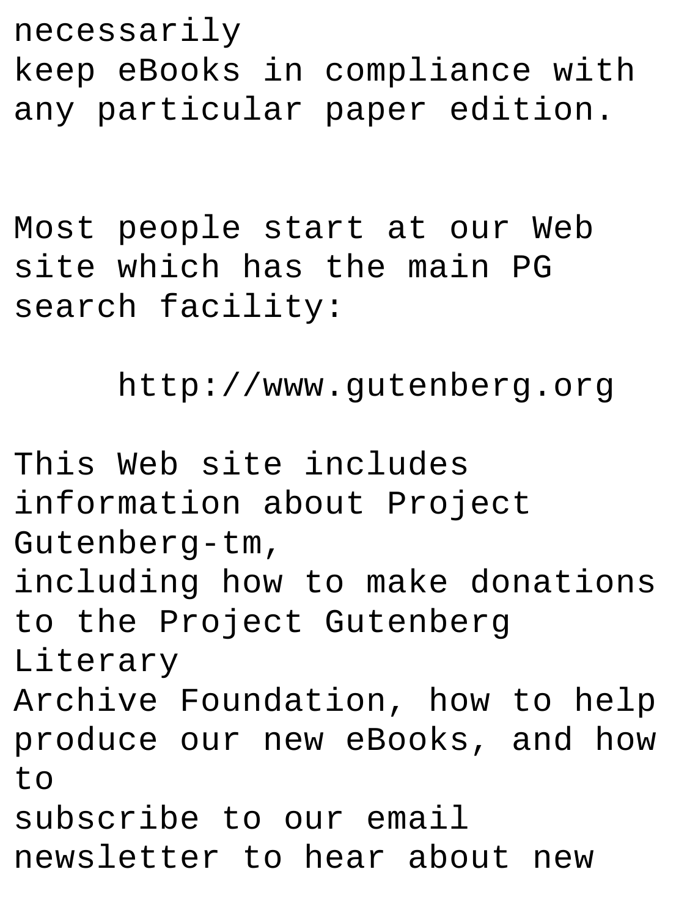necessarily
keep eBooks in compliance with any particular paper edition.

Most people start at our Web site which has the main PG search facility:

http://www.gutenberg.org

This Web site includes information about Project Gutenberg-tm,
including how to make donations to the Project Gutenberg Literary
Archive Foundation, how to help produce our new eBooks, and how to
subscribe to our email newsletter to hear about new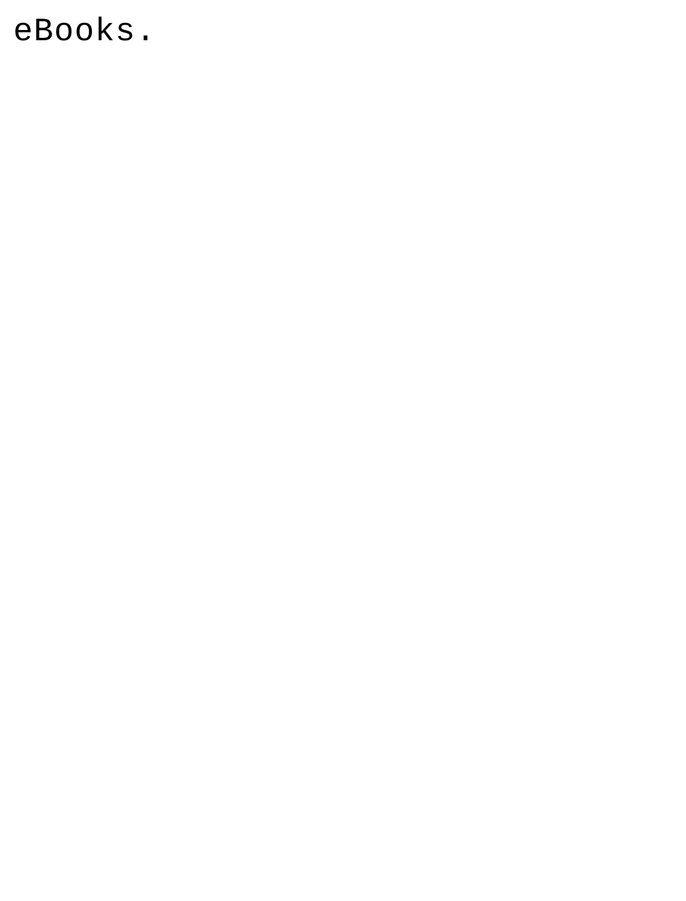eBooks.